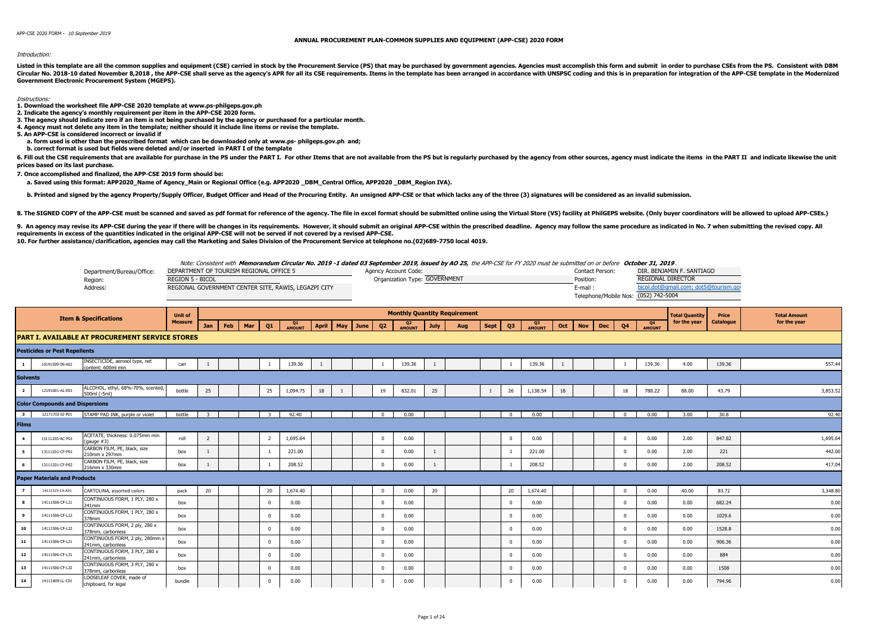APP-CSE 2020 FORM - *10 September 2019*

# ANNUAL PROCUREMENT PLAN-COMMON SUPPLIES AND EQUIPMENT (APP-CSE) 2020 FORM

*Introduction:*

**Listed in this template are all the common supplies and equipment (CSE) carried in stock by the Procurement Service (PS) that may be purchased by government agencies. Agencies must accomplish this form and submit in order to purchase CSEs from the PS. Consistent with DBM Circular No. 2018-10 dated November 8,2018 , the APP-CSE shall serve as the agency's APR for all its CSE requirements. Items in the template has been arranged in accordance with UNSPSC coding and this is in preparation for integration of the APP-CSE template in the Modernized Government Electronic Procurement System (MGEPS).**

*Instructions:*

**1. Download the worksheet file APP-CSE 2020 template at www.ps-philgeps.gov.ph**
**2. Indicate the agency's monthly requirement per item in the APP-CSE 2020 form.**
**3. The agency should indicate zero if an item is not being purchased by the agency or purchased for a particular month.**
**4. Agency must not delete any item in the template; neither should it include line items or revise the template.**
**5. An APP-CSE is considered incorrect or invalid if**
**a. form used is other than the prescribed format which can be downloaded only at www.ps- philgeps.gov.ph and;**
**b. correct format is used but fields were deleted and/or inserted in PART I of the template**
**6. Fill out the CSE requirements that are available for purchase in the PS under the PART I. For other Items that are not available from the PS but is regularly purchased by the agency from other sources, agency must indicate the items in the PART II and indicate likewise the unit prices based on its last purchase.**
**7. Once accomplished and finalized, the APP-CSE 2019 form should be:**
**a. Saved using this format: APP2020_Name of Agency_Main or Regional Office (e.g. APP2020 _DBM_Central Office, APP2020 _DBM_Region IVA).**

**b. Printed and signed by the agency Property/Supply Officer, Budget Officer and Head of the Procuring Entity. An unsigned APP-CSE or that which lacks any of the three (3) signatures will be considered as an invalid submission.**

**8. The SIGNED COPY of the APP-CSE must be scanned and saved as pdf format for reference of the agency. The file in excel format should be submitted online using the Virtual Store (VS) facility at PhilGEPS website. (Only buyer coordinators will be allowed to upload APP-CSEs.)**

**9. An agency may revise its APP-CSE during the year if there will be changes in its requirements. However, it should submit an original APP-CSE within the prescribed deadline. Agency may follow the same procedure as indicated in No. 7 when submitting the revised copy. All requirements in excess of the quantities indicated in the original APP-CSE will not be served if not covered by a revised APP-CSE.**
**10. For further assistance/clarification, agencies may call the Marketing and Sales Division of the Procurement Service at telephone no.(02)689-7750 local 4019.**

*Note: Consistent with **Memorandum Circular No. 2019 -1 dated 03 September 2019**, issued by AO 25, the APP-CSE for FY 2020 must be submitted on or before **October 31, 2019**.*

| | | | | | |
|---|---|---|---|---|---|
| Department/Bureau/Office: | DEPARTMENT OF TOURISM REGIONAL OFFICE 5 | Agency Account Code: | | Contact Person: | DIR. BENJAMIN F. SANTIAGO |
| Region: | REGION 5 - BICOL | Organization Type: | GOVERNMENT | Position: | REGIONAL DIRECTOR |
| Address: | REGIONAL GOVERNMENT CENTER SITE, RAWIS, LEGAZPI CITY | | | E-mail : | bicol.dot@gmail.com; dot5@tourism.gov |
| | | | | Telephone/Mobile Nos: | (052) 742-5004 |

| Item & Specifications | | | Unit of Measure | Monthly Quantity Requirement | | | | | | | | | | | | | | | | | | | | Total Quantity for the year | Price Catalogue | Total Amount for the year |
|---|---|---|---|---|---|---|---|---|---|---|---|---|---|---|---|---|---|---|---|---|---|---|---|---|---|---|
| | | | | Jan | Feb | Mar | Q1 | Q1 AMOUNT | April | May | June | Q2 | Q2 AMOUNT | July | Aug | Sept | Q3 | Q3 AMOUNT | Oct | Nov | Dec | Q4 | Q4 AMOUNT | | | |
| **PART I. AVAILABLE AT PROCUREMENT SERVICE STORES** | | | | | | | | | | | | | | | | | | | | | | | | | | |
| **Pesticides or Pest Repellents** | | | | | | | | | | | | | | | | | | | | | | | | | | |
| 1 | 10191509-IN-A01 | INSECTICIDE, aerosol type, net content: 600ml min | can | 1 | | | 1 | 139.36 | 1 | | | 1 | 139.36 | 1 | | | 1 | 139.36 | 1 | | | 1 | 139.36 | 4.00 | 139.36 | 557.44 |
| **Solvents** | | | | | | | | | | | | | | | | | | | | | | | | | | |
| 2 | 12191601-AL-E01 | ALCOHOL, ethyl, 68%-70%, scented, 500ml (-5ml) | bottle | 25 | | | 25 | 1,094.75 | 18 | 1 | | 19 | 832.01 | 25 | | 1 | 26 | 1,138.54 | 18 | | | 18 | 788.22 | 88.00 | 43.79 | 3,853.52 |
| **Color Compounds and Dispersions** | | | | | | | | | | | | | | | | | | | | | | | | | | |
| 3 | 12171703-SI-P01 | STAMP PAD INK, purple or violet | bottle | 3 | | | 3 | 92.40 | | | | 0 | 0.00 | | | | 0 | 0.00 | | | | 0 | 0.00 | 3.00 | 30.8 | 92.40 |
| **Films** | | | | | | | | | | | | | | | | | | | | | | | | | | |
| 4 | 13111203-AC-F01 | ACETATE, thickness: 0.075mm min (gauge #3) | roll | 2 | | | 2 | 1,695.64 | | | | 0 | 0.00 | | | | 0 | 0.00 | | | | 0 | 0.00 | 2.00 | 847.82 | 1,695.64 |
| 5 | 13111201-CF-P01 | CARBON FILM, PE, black, size 210mm x 297mm | box | 1 | | | 1 | 221.00 | | | | 0 | 0.00 | 1 | | | 1 | 221.00 | | | | 0 | 0.00 | 2.00 | 221 | 442.00 |
| 6 | 13111201-CF-P02 | CARBON FILM, PE, black, size 216mm x 330mm | box | 1 | | | 1 | 208.52 | | | | 0 | 0.00 | 1 | | | 1 | 208.52 | | | | 0 | 0.00 | 2.00 | 208.52 | 417.04 |
| **Paper Materials and Products** | | | | | | | | | | | | | | | | | | | | | | | | | | |
| 7 | 14111525-CA-A01 | CARTOLINA, assorted colors | pack | 20 | | | 20 | 1,674.40 | | | | 0 | 0.00 | 20 | | | 20 | 1,674.40 | | | | 0 | 0.00 | 40.00 | 83.72 | 3,348.80 |
| 8 | 14111506-CF-L11 | CONTINUOUS FORM, 1 PLY, 280 x 241mm | box | | | | 0 | 0.00 | | | | 0 | 0.00 | | | | 0 | 0.00 | | | | 0 | 0.00 | 0.00 | 682.24 | 0.00 |
| 9 | 14111506-CF-L12 | CONTINUOUS FORM, 1 PLY, 280 x 378mm | box | | | | 0 | 0.00 | | | | 0 | 0.00 | | | | 0 | 0.00 | | | | 0 | 0.00 | 0.00 | 1029.6 | 0.00 |
| 10 | 14111506-CF-L22 | CONTINUOUS FORM, 2 ply, 280 x 378mm, carbonless | box | | | | 0 | 0.00 | | | | 0 | 0.00 | | | | 0 | 0.00 | | | | 0 | 0.00 | 0.00 | 1528.8 | 0.00 |
| 11 | 14111506-CF-L21 | CONTINUOUS FORM, 2 ply, 280mm x 241mm, carbonless | box | | | | 0 | 0.00 | | | | 0 | 0.00 | | | | 0 | 0.00 | | | | 0 | 0.00 | 0.00 | 906.36 | 0.00 |
| 12 | 14111506-CF-L31 | CONTINUOUS FORM, 3 PLY, 280 x 241mm, carbonless | box | | | | 0 | 0.00 | | | | 0 | 0.00 | | | | 0 | 0.00 | | | | 0 | 0.00 | 0.00 | 884 | 0.00 |
| 13 | 14111506-CF-L32 | CONTINUOUS FORM, 3 PLY, 280 x 378mm, carbonless | box | | | | 0 | 0.00 | | | | 0 | 0.00 | | | | 0 | 0.00 | | | | 0 | 0.00 | 0.00 | 1508 | 0.00 |
| 14 | 14111609-LL-C01 | LOOSELEAF COVER, made of chipboard, for legal | bundle | | | | 0 | 0.00 | | | | 0 | 0.00 | | | | 0 | 0.00 | | | | 0 | 0.00 | 0.00 | 794.96 | 0.00 |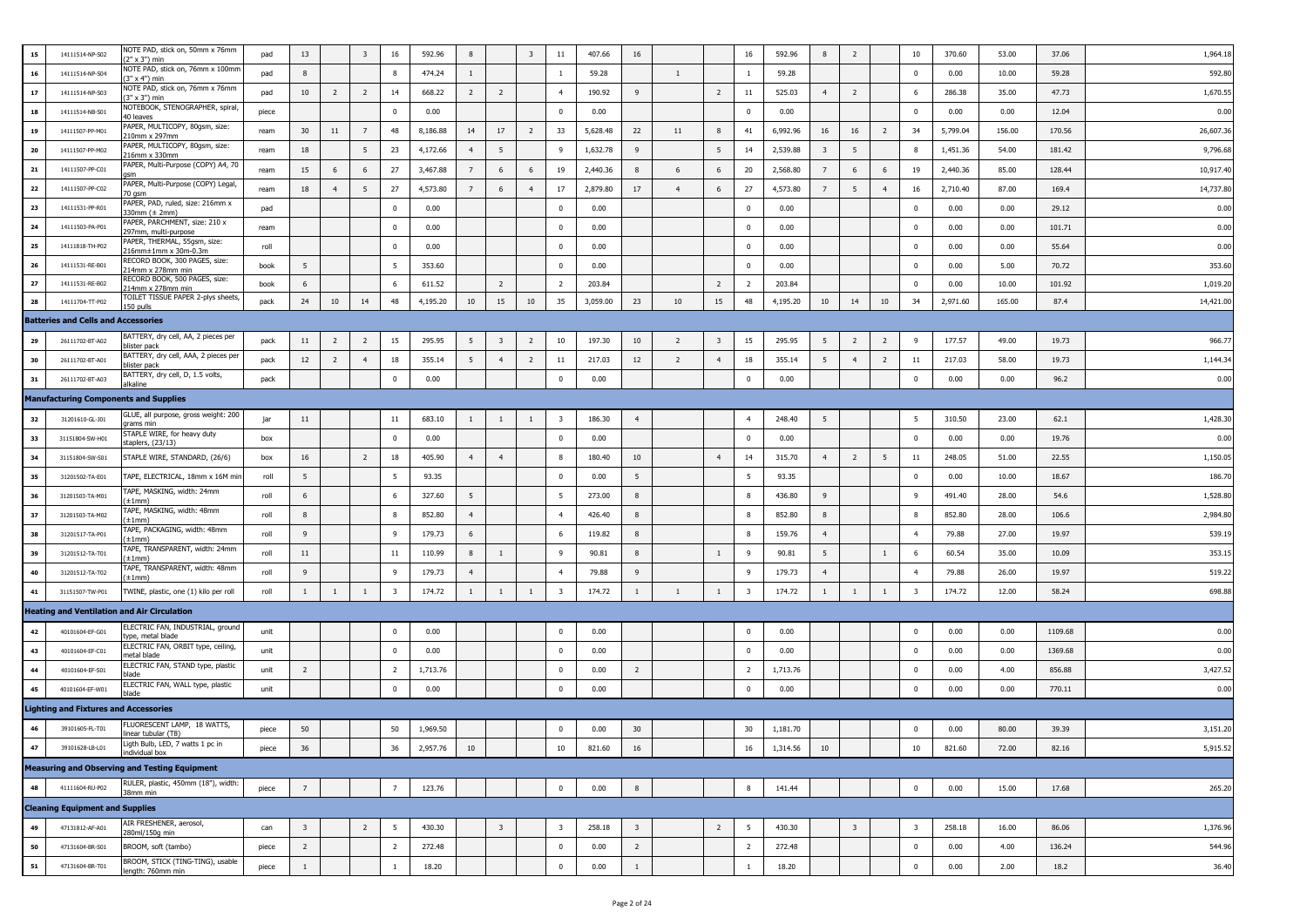| | | | | | | | | | | | | | | | | | | | | | | | | | | |
|---|---|---|---|---|---|---|---|---|---|---|---|---|---|---|---|---|---|---|---|---|---|---|---|---|---|---|
| 15 | 14111514-NP-S02 | NOTE PAD, stick on, 50mm x 76mm (2" x 3") min | pad | 13 | | 3 | 16 | 592.96 | 8 | | 3 | 11 | 407.66 | 16 | | | 16 | 592.96 | 8 | 2 | | 10 | 370.60 | 53.00 | 37.06 | 1,964.18 |
| 16 | 14111514-NP-S04 | NOTE PAD, stick on, 76mm x 100mm (3" x 4") min | pad | 8 | | | 8 | 474.24 | 1 | | | 1 | 59.28 | | 1 | | 1 | 59.28 | | | | 0 | 0.00 | 10.00 | 59.28 | 592.80 |
| 17 | 14111514-NP-S03 | NOTE PAD, stick on, 76mm x 76mm (3" x 3") min | pad | 10 | 2 | 2 | 14 | 668.22 | 2 | 2 | | 4 | 190.92 | 9 | | 2 | 11 | 525.03 | 4 | 2 | | 6 | 286.38 | 35.00 | 47.73 | 1,670.55 |
| 18 | 14111514-NB-S01 | NOTEBOOK, STENOGRAPHER, spiral, 40 leaves | piece | | | | 0 | 0.00 | | | | 0 | 0.00 | | | | 0 | 0.00 | | | | 0 | 0.00 | 0.00 | 12.04 | 0.00 |
| 19 | 14111507-PP-M01 | PAPER, MULTICOPY, 80gsm, size: 210mm x 297mm | ream | 30 | 11 | 7 | 48 | 8,186.88 | 14 | 17 | 2 | 33 | 5,628.48 | 22 | 11 | 8 | 41 | 6,992.96 | 16 | 16 | 2 | 34 | 5,799.04 | 156.00 | 170.56 | 26,607.36 |
| 20 | 14111507-PP-M02 | PAPER, MULTICOPY, 80gsm, size: 216mm x 330mm | ream | 18 | | 5 | 23 | 4,172.66 | 4 | 5 | | 9 | 1,632.78 | 9 | | 5 | 14 | 2,539.88 | 3 | 5 | | 8 | 1,451.36 | 54.00 | 181.42 | 9,796.68 |
| 21 | 14111507-PP-C01 | PAPER, Multi-Purpose (COPY) A4, 70 gsm | ream | 15 | 6 | 6 | 27 | 3,467.88 | 7 | 6 | 6 | 19 | 2,440.36 | 8 | 6 | 6 | 20 | 2,568.80 | 7 | 6 | 6 | 19 | 2,440.36 | 85.00 | 128.44 | 10,917.40 |
| 22 | 14111507-PP-C02 | PAPER, Multi-Purpose (COPY) Legal, 70 gsm | ream | 18 | 4 | 5 | 27 | 4,573.80 | 7 | 6 | 4 | 17 | 2,879.80 | 17 | 4 | 6 | 27 | 4,573.80 | 7 | 5 | 4 | 16 | 2,710.40 | 87.00 | 169.4 | 14,737.80 |
| 23 | 14111531-PP-R01 | PAPER, PAD, ruled, size: 216mm x 330mm (± 2mm) | pad | | | | 0 | 0.00 | | | | 0 | 0.00 | | | | 0 | 0.00 | | | | 0 | 0.00 | 0.00 | 29.12 | 0.00 |
| 24 | 14111503-PA-P01 | PAPER, PARCHMENT, size: 210 x 297mm, multi-purpose | ream | | | | 0 | 0.00 | | | | 0 | 0.00 | | | | 0 | 0.00 | | | | 0 | 0.00 | 0.00 | 101.71 | 0.00 |
| 25 | 14111818-TH-P02 | PAPER, THERMAL, 55gsm, size: 216mm±1mm x 30m-0.3m | roll | | | | 0 | 0.00 | | | | 0 | 0.00 | | | | 0 | 0.00 | | | | 0 | 0.00 | 0.00 | 55.64 | 0.00 |
| 26 | 14111531-RE-B01 | RECORD BOOK, 300 PAGES, size: 214mm x 278mm min | book | 5 | | | 5 | 353.60 | | | | 0 | 0.00 | | | | 0 | 0.00 | | | | 0 | 0.00 | 5.00 | 70.72 | 353.60 |
| 27 | 14111531-RE-B02 | RECORD BOOK, 500 PAGES, size: 214mm x 278mm min | book | 6 | | | 6 | 611.52 | | 2 | | 2 | 203.84 | | | 2 | 2 | 203.84 | | | | 0 | 0.00 | 10.00 | 101.92 | 1,019.20 |
| 28 | 14111704-TT-P02 | TOILET TISSUE PAPER 2-plys sheets, 150 pulls | pack | 24 | 10 | 14 | 48 | 4,195.20 | 10 | 15 | 10 | 35 | 3,059.00 | 23 | 10 | 15 | 48 | 4,195.20 | 10 | 14 | 10 | 34 | 2,971.60 | 165.00 | 87.4 | 14,421.00 |
| **Batteries and Cells and Accessories** | | | | | | | | | | | | | | | | | | | | | | | | | | |
| 29 | 26111702-BT-A02 | BATTERY, dry cell, AA, 2 pieces per blister pack | pack | 11 | 2 | 2 | 15 | 295.95 | 5 | 3 | 2 | 10 | 197.30 | 10 | 2 | 3 | 15 | 295.95 | 5 | 2 | 2 | 9 | 177.57 | 49.00 | 19.73 | 966.77 |
| 30 | 26111702-BT-A01 | BATTERY, dry cell, AAA, 2 pieces per blister pack | pack | 12 | 2 | 4 | 18 | 355.14 | 5 | 4 | 2 | 11 | 217.03 | 12 | 2 | 4 | 18 | 355.14 | 5 | 4 | 2 | 11 | 217.03 | 58.00 | 19.73 | 1,144.34 |
| 31 | 26111702-BT-A03 | BATTERY, dry cell, D, 1.5 volts, alkaline | pack | | | | 0 | 0.00 | | | | 0 | 0.00 | | | | 0 | 0.00 | | | | 0 | 0.00 | 0.00 | 96.2 | 0.00 |
| **Manufacturing Components and Supplies** | | | | | | | | | | | | | | | | | | | | | | | | | | |
| 32 | 31201610-GL-J01 | GLUE, all purpose, gross weight: 200 grams min | jar | 11 | | | 11 | 683.10 | 1 | 1 | 1 | 3 | 186.30 | 4 | | | 4 | 248.40 | 5 | | | 5 | 310.50 | 23.00 | 62.1 | 1,428.30 |
| 33 | 31151804-SW-H01 | STAPLE WIRE, for heavy duty staplers, (23/13) | box | | | | 0 | 0.00 | | | | 0 | 0.00 | | | | 0 | 0.00 | | | | 0 | 0.00 | 0.00 | 19.76 | 0.00 |
| 34 | 31151804-SW-S01 | STAPLE WIRE, STANDARD, (26/6) | box | 16 | | 2 | 18 | 405.90 | 4 | 4 | | 8 | 180.40 | 10 | | 4 | 14 | 315.70 | 4 | 2 | 5 | 11 | 248.05 | 51.00 | 22.55 | 1,150.05 |
| 35 | 31201502-TA-E01 | TAPE, ELECTRICAL, 18mm x 16M min | roll | 5 | | | 5 | 93.35 | | | | 0 | 0.00 | 5 | | | 5 | 93.35 | | | | 0 | 0.00 | 10.00 | 18.67 | 186.70 |
| 36 | 31201503-TA-M01 | TAPE, MASKING, width: 24mm (±1mm) | roll | 6 | | | 6 | 327.60 | 5 | | | 5 | 273.00 | 8 | | | 8 | 436.80 | 9 | | | 9 | 491.40 | 28.00 | 54.6 | 1,528.80 |
| 37 | 31201503-TA-M02 | TAPE, MASKING, width: 48mm (±1mm) | roll | 8 | | | 8 | 852.80 | 4 | | | 4 | 426.40 | 8 | | | 8 | 852.80 | 8 | | | 8 | 852.80 | 28.00 | 106.6 | 2,984.80 |
| 38 | 31201517-TA-P01 | TAPE, PACKAGING, width: 48mm (±1mm) | roll | 9 | | | 9 | 179.73 | 6 | | | 6 | 119.82 | 8 | | | 8 | 159.76 | 4 | | | 4 | 79.88 | 27.00 | 19.97 | 539.19 |
| 39 | 31201512-TA-T01 | TAPE, TRANSPARENT, width: 24mm (±1mm) | roll | 11 | | | 11 | 110.99 | 8 | 1 | | 9 | 90.81 | 8 | | 1 | 9 | 90.81 | 5 | | 1 | 6 | 60.54 | 35.00 | 10.09 | 353.15 |
| 40 | 31201512-TA-T02 | TAPE, TRANSPARENT, width: 48mm (±1mm) | roll | 9 | | | 9 | 179.73 | 4 | | | 4 | 79.88 | 9 | | | 9 | 179.73 | 4 | | | 4 | 79.88 | 26.00 | 19.97 | 519.22 |
| 41 | 31151507-TW-P01 | TWINE, plastic, one (1) kilo per roll | roll | 1 | 1 | 1 | 3 | 174.72 | 1 | 1 | 1 | 3 | 174.72 | 1 | 1 | 1 | 3 | 174.72 | 1 | 1 | 1 | 3 | 174.72 | 12.00 | 58.24 | 698.88 |
| **Heating and Ventilation and Air Circulation** | | | | | | | | | | | | | | | | | | | | | | | | | | |
| 42 | 40101604-EF-G01 | ELECTRIC FAN, INDUSTRIAL, ground type, metal blade | unit | | | | 0 | 0.00 | | | | 0 | 0.00 | | | | 0 | 0.00 | | | | 0 | 0.00 | 0.00 | 1109.68 | 0.00 |
| 43 | 40101604-EF-C01 | ELECTRIC FAN, ORBIT type, ceiling, metal blade | unit | | | | 0 | 0.00 | | | | 0 | 0.00 | | | | 0 | 0.00 | | | | 0 | 0.00 | 0.00 | 1369.68 | 0.00 |
| 44 | 40101604-EF-S01 | ELECTRIC FAN, STAND type, plastic blade | unit | 2 | | | 2 | 1,713.76 | | | | 0 | 0.00 | 2 | | | 2 | 1,713.76 | | | | 0 | 0.00 | 4.00 | 856.88 | 3,427.52 |
| 45 | 40101604-EF-W01 | ELECTRIC FAN, WALL type, plastic blade | unit | | | | 0 | 0.00 | | | | 0 | 0.00 | | | | 0 | 0.00 | | | | 0 | 0.00 | 0.00 | 770.11 | 0.00 |
| **Lighting and Fixtures and Accessories** | | | | | | | | | | | | | | | | | | | | | | | | | | |
| 46 | 39101605-FL-T01 | FLUORESCENT LAMP, 18 WATTS, linear tubular (T8) | piece | 50 | | | 50 | 1,969.50 | | | | 0 | 0.00 | 30 | | | 30 | 1,181.70 | | | | 0 | 0.00 | 80.00 | 39.39 | 3,151.20 |
| 47 | 39101628-LB-L01 | Ligth Bulb, LED, 7 watts 1 pc in individual box | piece | 36 | | | 36 | 2,957.76 | 10 | | | 10 | 821.60 | 16 | | | 16 | 1,314.56 | 10 | | | 10 | 821.60 | 72.00 | 82.16 | 5,915.52 |
| **Measuring and Observing and Testing Equipment** | | | | | | | | | | | | | | | | | | | | | | | | | | |
| 48 | 41111604-RU-P02 | RULER, plastic, 450mm (18"), width: 38mm min | piece | 7 | | | 7 | 123.76 | | | | 0 | 0.00 | 8 | | | 8 | 141.44 | | | | 0 | 0.00 | 15.00 | 17.68 | 265.20 |
| **Cleaning Equipment and Supplies** | | | | | | | | | | | | | | | | | | | | | | | | | | |
| 49 | 47131812-AF-A01 | AIR FRESHENER, aerosol, 280ml/150g min | can | 3 | | 2 | 5 | 430.30 | | 3 | | 3 | 258.18 | 3 | | 2 | 5 | 430.30 | | 3 | | 3 | 258.18 | 16.00 | 86.06 | 1,376.96 |
| 50 | 47131604-BR-S01 | BROOM, soft (tambo) | piece | 2 | | | 2 | 272.48 | | | | 0 | 0.00 | 2 | | | 2 | 272.48 | | | | 0 | 0.00 | 4.00 | 136.24 | 544.96 |
| 51 | 47131604-BR-T01 | BROOM, STICK (TING-TING), usable length: 760mm min | piece | 1 | | | 1 | 18.20 | | | | 0 | 0.00 | 1 | | | 1 | 18.20 | | | | 0 | 0.00 | 2.00 | 18.2 | 36.40 |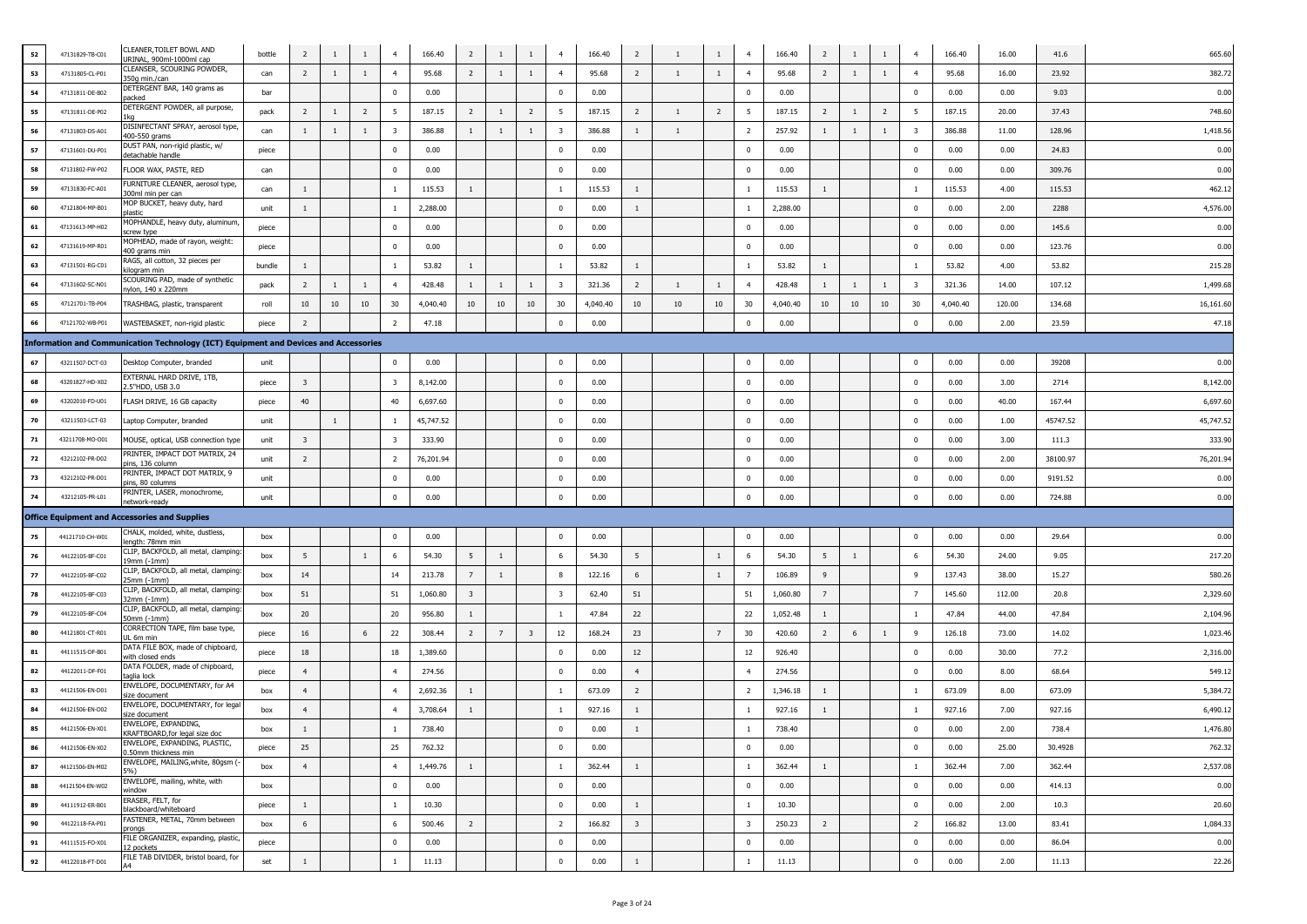| | | | | | | | | | | | | | | | | | | | | | | | | | | |
|---|---|---|---|---|---|---|---|---|---|---|---|---|---|---|---|---|---|---|---|---|---|---|---|---|---|---|
| 52 | 47131829-TB-C01 | CLEANER,TOILET BOWL AND URINAL, 900ml-1000ml cap | bottle | 2 | 1 | 1 | 4 | 166.40 | 2 | 1 | 1 | 4 | 166.40 | 2 | 1 | 1 | 4 | 166.40 | 2 | 1 | 1 | 4 | 166.40 | 16.00 | 41.6 | 665.60 |
| 53 | 47131805-CL-P01 | CLEANSER, SCOURING POWDER, 350g min./can | can | 2 | 1 | 1 | 4 | 95.68 | 2 | 1 | 1 | 4 | 95.68 | 2 | 1 | 1 | 4 | 95.68 | 2 | 1 | 1 | 4 | 95.68 | 16.00 | 23.92 | 382.72 |
| 54 | 47131811-DE-B02 | DETERGENT BAR, 140 grams as packed | bar | | | | 0 | 0.00 | | | | 0 | 0.00 | | | | 0 | 0.00 | | | | 0 | 0.00 | 0.00 | 9.03 | 0.00 |
| 55 | 47131811-DE-P02 | DETERGENT POWDER, all purpose, 1kg | pack | 2 | 1 | 2 | 5 | 187.15 | 2 | 1 | 2 | 5 | 187.15 | 2 | 1 | 2 | 5 | 187.15 | 2 | 1 | 2 | 5 | 187.15 | 20.00 | 37.43 | 748.60 |
| 56 | 47131803-DS-A01 | DISINFECTANT SPRAY, aerosol type, 400-550 grams | can | 1 | 1 | 1 | 3 | 386.88 | 1 | 1 | 1 | 3 | 386.88 | 1 | 1 | | 2 | 257.92 | 1 | 1 | 1 | 3 | 386.88 | 11.00 | 128.96 | 1,418.56 |
| 57 | 47131601-DU-P01 | DUST PAN, non-rigid plastic, w/ detachable handle | piece | | | | 0 | 0.00 | | | | 0 | 0.00 | | | | 0 | 0.00 | | | | 0 | 0.00 | 0.00 | 24.83 | 0.00 |
| 58 | 47131802-FW-P02 | FLOOR WAX, PASTE, RED | can | | | | 0 | 0.00 | | | | 0 | 0.00 | | | | 0 | 0.00 | | | | 0 | 0.00 | 0.00 | 309.76 | 0.00 |
| 59 | 47131830-FC-A01 | FURNITURE CLEANER, aerosol type, 300ml min per can | can | 1 | | | 1 | 115.53 | 1 | | | 1 | 115.53 | 1 | | | 1 | 115.53 | 1 | | | 1 | 115.53 | 4.00 | 115.53 | 462.12 |
| 60 | 47121804-MP-B01 | MOP BUCKET, heavy duty, hard plastic | unit | 1 | | | 1 | 2,288.00 | | | | 0 | 0.00 | 1 | | | 1 | 2,288.00 | | | | 0 | 0.00 | 2.00 | 2288 | 4,576.00 |
| 61 | 47131613-MP-H02 | MOPHANDLE, heavy duty, aluminum, screw type | piece | | | | 0 | 0.00 | | | | 0 | 0.00 | | | | 0 | 0.00 | | | | 0 | 0.00 | 0.00 | 145.6 | 0.00 |
| 62 | 47131619-MP-R01 | MOPHEAD, made of rayon, weight: 400 grams min | piece | | | | 0 | 0.00 | | | | 0 | 0.00 | | | | 0 | 0.00 | | | | 0 | 0.00 | 0.00 | 123.76 | 0.00 |
| 63 | 47131501-RG-C01 | RAGS, all cotton, 32 pieces per kilogram min | bundle | 1 | | | 1 | 53.82 | 1 | | | 1 | 53.82 | 1 | | | 1 | 53.82 | 1 | | | 1 | 53.82 | 4.00 | 53.82 | 215.28 |
| 64 | 47131602-SC-N01 | SCOURING PAD, made of synthetic nylon, 140 x 220mm | pack | 2 | 1 | 1 | 4 | 428.48 | 1 | 1 | 1 | 3 | 321.36 | 2 | 1 | 1 | 4 | 428.48 | 1 | 1 | 1 | 3 | 321.36 | 14.00 | 107.12 | 1,499.68 |
| 65 | 47121701-TB-P04 | TRASHBAG, plastic, transparent | roll | 10 | 10 | 10 | 30 | 4,040.40 | 10 | 10 | 10 | 30 | 4,040.40 | 10 | 10 | 10 | 30 | 4,040.40 | 10 | 10 | 10 | 30 | 4,040.40 | 120.00 | 134.68 | 16,161.60 |
| 66 | 47121702-WB-P01 | WASTEBASKET, non-rigid plastic | piece | 2 | | | 2 | 47.18 | | | | 0 | 0.00 | | | | 0 | 0.00 | | | | 0 | 0.00 | 2.00 | 23.59 | 47.18 |
| **Information and Communication Technology (ICT) Equipment and Devices and Accessories** | | | | | | | | | | | | | | | | | | | | | | | | | | |
| 67 | 43211507-DCT-03 | Desktop Computer, branded | unit | | | | 0 | 0.00 | | | | 0 | 0.00 | | | | 0 | 0.00 | | | | 0 | 0.00 | 0.00 | 39208 | 0.00 |
| 68 | 43201827-HD-X02 | EXTERNAL HARD DRIVE, 1TB, 2.5"HDD, USB 3.0 | piece | 3 | | | 3 | 8,142.00 | | | | 0 | 0.00 | | | | 0 | 0.00 | | | | 0 | 0.00 | 3.00 | 2714 | 8,142.00 |
| 69 | 43202010-FD-U01 | FLASH DRIVE, 16 GB capacity | piece | 40 | | | 40 | 6,697.60 | | | | 0 | 0.00 | | | | 0 | 0.00 | | | | 0 | 0.00 | 40.00 | 167.44 | 6,697.60 |
| 70 | 43211503-LCT-03 | Laptop Computer, branded | unit | | 1 | | 1 | 45,747.52 | | | | 0 | 0.00 | | | | 0 | 0.00 | | | | 0 | 0.00 | 1.00 | 45747.52 | 45,747.52 |
| 71 | 43211708-MO-O01 | MOUSE, optical, USB connection type | unit | 3 | | | 3 | 333.90 | | | | 0 | 0.00 | | | | 0 | 0.00 | | | | 0 | 0.00 | 3.00 | 111.3 | 333.90 |
| 72 | 43212102-PR-D02 | PRINTER, IMPACT DOT MATRIX, 24 pins, 136 column | unit | 2 | | | 2 | 76,201.94 | | | | 0 | 0.00 | | | | 0 | 0.00 | | | | 0 | 0.00 | 2.00 | 38100.97 | 76,201.94 |
| 73 | 43212102-PR-D01 | PRINTER, IMPACT DOT MATRIX, 9 pins, 80 columns | unit | | | | 0 | 0.00 | | | | 0 | 0.00 | | | | 0 | 0.00 | | | | 0 | 0.00 | 0.00 | 9191.52 | 0.00 |
| 74 | 43212105-PR-L01 | PRINTER, LASER, monochrome, network-ready | unit | | | | 0 | 0.00 | | | | 0 | 0.00 | | | | 0 | 0.00 | | | | 0 | 0.00 | 0.00 | 724.88 | 0.00 |
| **Office Equipment and Accessories and Supplies** | | | | | | | | | | | | | | | | | | | | | | | | | | |
| 75 | 44121710-CH-W01 | CHALK, molded, white, dustless, length: 78mm min | box | | | | 0 | 0.00 | | | | 0 | 0.00 | | | | 0 | 0.00 | | | | 0 | 0.00 | 0.00 | 29.64 | 0.00 |
| 76 | 44122105-BF-C01 | CLIP, BACKFOLD, all metal, clamping: 19mm (-1mm) | box | 5 | | 1 | 6 | 54.30 | 5 | 1 | | 6 | 54.30 | 5 | | 1 | 6 | 54.30 | 5 | 1 | | 6 | 54.30 | 24.00 | 9.05 | 217.20 |
| 77 | 44122105-BF-C02 | CLIP, BACKFOLD, all metal, clamping: 25mm (-1mm) | box | 14 | | | 14 | 213.78 | 7 | 1 | | 8 | 122.16 | 6 | | 1 | 7 | 106.89 | 9 | | | 9 | 137.43 | 38.00 | 15.27 | 580.26 |
| 78 | 44122105-BF-C03 | CLIP, BACKFOLD, all metal, clamping: 32mm (-1mm) | box | 51 | | | 51 | 1,060.80 | 3 | | | 3 | 62.40 | 51 | | | 51 | 1,060.80 | 7 | | | 7 | 145.60 | 112.00 | 20.8 | 2,329.60 |
| 79 | 44122105-BF-C04 | CLIP, BACKFOLD, all metal, clamping: 50mm (-1mm) | box | 20 | | | 20 | 956.80 | 1 | | | 1 | 47.84 | 22 | | | 22 | 1,052.48 | 1 | | | 1 | 47.84 | 44.00 | 47.84 | 2,104.96 |
| 80 | 44121801-CT-R01 | CORRECTION TAPE, film base type, UL 6m min | piece | 16 | | 6 | 22 | 308.44 | 2 | 7 | 3 | 12 | 168.24 | 23 | | 7 | 30 | 420.60 | 2 | 6 | 1 | 9 | 126.18 | 73.00 | 14.02 | 1,023.46 |
| 81 | 44111515-DF-B01 | DATA FILE BOX, made of chipboard, with closed ends | piece | 18 | | | 18 | 1,389.60 | | | | 0 | 0.00 | 12 | | | 12 | 926.40 | | | | 0 | 0.00 | 30.00 | 77.2 | 2,316.00 |
| 82 | 44122011-DF-F01 | DATA FOLDER, made of chipboard, taglia lock | piece | 4 | | | 4 | 274.56 | | | | 0 | 0.00 | 4 | | | 4 | 274.56 | | | | 0 | 0.00 | 8.00 | 68.64 | 549.12 |
| 83 | 44121506-EN-D01 | ENVELOPE, DOCUMENTARY, for A4 size document | box | 4 | | | 4 | 2,692.36 | 1 | | | 1 | 673.09 | 2 | | | 2 | 1,346.18 | 1 | | | 1 | 673.09 | 8.00 | 673.09 | 5,384.72 |
| 84 | 44121506-EN-D02 | ENVELOPE, DOCUMENTARY, for legal size document | box | 4 | | | 4 | 3,708.64 | 1 | | | 1 | 927.16 | 1 | | | 1 | 927.16 | 1 | | | 1 | 927.16 | 7.00 | 927.16 | 6,490.12 |
| 85 | 44121506-EN-X01 | ENVELOPE, EXPANDING, KRAFTBOARD,for legal size doc | box | 1 | | | 1 | 738.40 | | | | 0 | 0.00 | 1 | | | 1 | 738.40 | | | | 0 | 0.00 | 2.00 | 738.4 | 1,476.80 |
| 86 | 44121506-EN-X02 | ENVELOPE, EXPANDING, PLASTIC, 0.50mm thickness min | piece | 25 | | | 25 | 762.32 | | | | 0 | 0.00 | | | | 0 | 0.00 | | | | 0 | 0.00 | 25.00 | 30.4928 | 762.32 |
| 87 | 44121506-EN-M02 | ENVELOPE, MAILING,white, 80gsm (-5%) | box | 4 | | | 4 | 1,449.76 | 1 | | | 1 | 362.44 | 1 | | | 1 | 362.44 | 1 | | | 1 | 362.44 | 7.00 | 362.44 | 2,537.08 |
| 88 | 44121504-EN-W02 | ENVELOPE, mailing, white, with window | box | | | | 0 | 0.00 | | | | 0 | 0.00 | | | | 0 | 0.00 | | | | 0 | 0.00 | 0.00 | 414.13 | 0.00 |
| 89 | 44111912-ER-B01 | ERASER, FELT, for blackboard/whiteboard | piece | 1 | | | 1 | 10.30 | | | | 0 | 0.00 | 1 | | | 1 | 10.30 | | | | 0 | 0.00 | 2.00 | 10.3 | 20.60 |
| 90 | 44122118-FA-P01 | FASTENER, METAL, 70mm between prongs | box | 6 | | | 6 | 500.46 | 2 | | | 2 | 166.82 | 3 | | | 3 | 250.23 | 2 | | | 2 | 166.82 | 13.00 | 83.41 | 1,084.33 |
| 91 | 44111515-FO-X01 | FILE ORGANIZER, expanding, plastic, 12 pockets | piece | | | | 0 | 0.00 | | | | 0 | 0.00 | | | | 0 | 0.00 | | | | 0 | 0.00 | 0.00 | 86.04 | 0.00 |
| 92 | 44122018-FT-D01 | FILE TAB DIVIDER, bristol board, for A4 | set | 1 | | | 1 | 11.13 | | | | 0 | 0.00 | 1 | | | 1 | 11.13 | | | | 0 | 0.00 | 2.00 | 11.13 | 22.26 |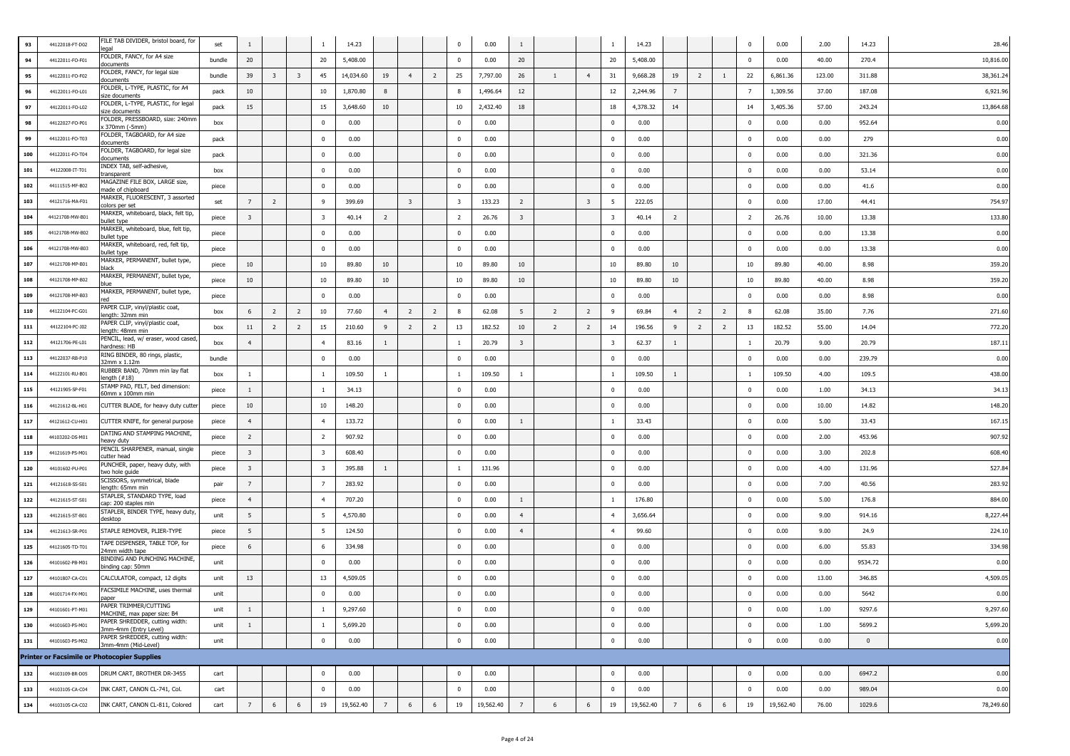| | | | | | | | | | | | | | | | | | | | | | | | | | | |
|---|---|---|---|---|---|---|---|---|---|---|---|---|---|---|---|---|---|---|---|---|---|---|---|---|---|---|
| 93 | 44122018-FT-D02 | FILE TAB DIVIDER, bristol board, for legal | set | 1 | | | 1 | 14.23 | | | | 0 | 0.00 | 1 | | | 1 | 14.23 | | | | 0 | 0.00 | 2.00 | 14.23 | 28.46 |
| 94 | 44122011-FO-F01 | FOLDER, FANCY, for A4 size documents | bundle | 20 | | | 20 | 5,408.00 | | | | 0 | 0.00 | 20 | | | 20 | 5,408.00 | | | | 0 | 0.00 | 40.00 | 270.4 | 10,816.00 |
| 95 | 44122011-FO-F02 | FOLDER, FANCY, for legal size documents | bundle | 39 | 3 | 3 | 45 | 14,034.60 | 19 | 4 | 2 | 25 | 7,797.00 | 26 | 1 | 4 | 31 | 9,668.28 | 19 | 2 | 1 | 22 | 6,861.36 | 123.00 | 311.88 | 38,361.24 |
| 96 | 44122011-FO-L01 | FOLDER, L-TYPE, PLASTIC, for A4 size documents | pack | 10 | | | 10 | 1,870.80 | 8 | | | 8 | 1,496.64 | 12 | | | 12 | 2,244.96 | 7 | | | 7 | 1,309.56 | 37.00 | 187.08 | 6,921.96 |
| 97 | 44122011-FO-L02 | FOLDER, L-TYPE, PLASTIC, for legal size documents | pack | 15 | | | 15 | 3,648.60 | 10 | | | 10 | 2,432.40 | 18 | | | 18 | 4,378.32 | 14 | | | 14 | 3,405.36 | 57.00 | 243.24 | 13,864.68 |
| 98 | 44122027-FO-P01 | FOLDER, PRESSBOARD, size: 240mm x 370mm (-5mm) | box | | | | 0 | 0.00 | | | | 0 | 0.00 | | | | 0 | 0.00 | | | | 0 | 0.00 | 0.00 | 952.64 | 0.00 |
| 99 | 44122011-FO-T03 | FOLDER, TAGBOARD, for A4 size documents | pack | | | | 0 | 0.00 | | | | 0 | 0.00 | | | | 0 | 0.00 | | | | 0 | 0.00 | 0.00 | 279 | 0.00 |
| 100 | 44122011-FO-T04 | FOLDER, TAGBOARD, for legal size documents | pack | | | | 0 | 0.00 | | | | 0 | 0.00 | | | | 0 | 0.00 | | | | 0 | 0.00 | 0.00 | 321.36 | 0.00 |
| 101 | 44122008-IT-T01 | INDEX TAB, self-adhesive, transparent | box | | | | 0 | 0.00 | | | | 0 | 0.00 | | | | 0 | 0.00 | | | | 0 | 0.00 | 0.00 | 53.14 | 0.00 |
| 102 | 44111515-MF-B02 | MAGAZINE FILE BOX, LARGE size, made of chipboard | piece | | | | 0 | 0.00 | | | | 0 | 0.00 | | | | 0 | 0.00 | | | | 0 | 0.00 | 0.00 | 41.6 | 0.00 |
| 103 | 44121716-MA-F01 | MARKER, FLUORESCENT, 3 assorted colors per set | set | 7 | 2 | | 9 | 399.69 | | 3 | | 3 | 133.23 | 2 | | 3 | 5 | 222.05 | | | | 0 | 0.00 | 17.00 | 44.41 | 754.97 |
| 104 | 44121708-MW-B01 | MARKER, whiteboard, black, felt tip, bullet type | piece | 3 | | | 3 | 40.14 | 2 | | | 2 | 26.76 | 3 | | | 3 | 40.14 | 2 | | | 2 | 26.76 | 10.00 | 13.38 | 133.80 |
| 105 | 44121708-MW-B02 | MARKER, whiteboard, blue, felt tip, bullet type | piece | | | | 0 | 0.00 | | | | 0 | 0.00 | | | | 0 | 0.00 | | | | 0 | 0.00 | 0.00 | 13.38 | 0.00 |
| 106 | 44121708-MW-B03 | MARKER, whiteboard, red, felt tip, bullet type | piece | | | | 0 | 0.00 | | | | 0 | 0.00 | | | | 0 | 0.00 | | | | 0 | 0.00 | 0.00 | 13.38 | 0.00 |
| 107 | 44121708-MP-B01 | MARKER, PERMANENT, bullet type, black | piece | 10 | | | 10 | 89.80 | 10 | | | 10 | 89.80 | 10 | | | 10 | 89.80 | 10 | | | 10 | 89.80 | 40.00 | 8.98 | 359.20 |
| 108 | 44121708-MP-B02 | MARKER, PERMANENT, bullet type, blue | piece | 10 | | | 10 | 89.80 | 10 | | | 10 | 89.80 | 10 | | | 10 | 89.80 | 10 | | | 10 | 89.80 | 40.00 | 8.98 | 359.20 |
| 109 | 44121708-MP-B03 | MARKER, PERMANENT, bullet type, red | piece | | | | 0 | 0.00 | | | | 0 | 0.00 | | | | 0 | 0.00 | | | | 0 | 0.00 | 0.00 | 8.98 | 0.00 |
| 110 | 44122104-PC-G01 | PAPER CLIP, vinyl/plastic coat, length: 32mm min | box | 6 | 2 | 2 | 10 | 77.60 | 4 | 2 | 2 | 8 | 62.08 | 5 | 2 | 2 | 9 | 69.84 | 4 | 2 | 2 | 8 | 62.08 | 35.00 | 7.76 | 271.60 |
| 111 | 44122104-PC-J02 | PAPER CLIP, vinyl/plastic coat, length: 48mm min | box | 11 | 2 | 2 | 15 | 210.60 | 9 | 2 | 2 | 13 | 182.52 | 10 | 2 | 2 | 14 | 196.56 | 9 | 2 | 2 | 13 | 182.52 | 55.00 | 14.04 | 772.20 |
| 112 | 44121706-PE-L01 | PENCIL, lead, w/ eraser, wood cased, hardness: HB | box | 4 | | | 4 | 83.16 | 1 | | | 1 | 20.79 | 3 | | | 3 | 62.37 | 1 | | | 1 | 20.79 | 9.00 | 20.79 | 187.11 |
| 113 | 44122037-RB-P10 | RING BINDER, 80 rings, plastic, 32mm x 1.12m | bundle | | | | 0 | 0.00 | | | | 0 | 0.00 | | | | 0 | 0.00 | | | | 0 | 0.00 | 0.00 | 239.79 | 0.00 |
| 114 | 44122101-RU-B01 | RUBBER BAND, 70mm min lay flat length (#18) | box | 1 | | | 1 | 109.50 | 1 | | | 1 | 109.50 | 1 | | | 1 | 109.50 | 1 | | | 1 | 109.50 | 4.00 | 109.5 | 438.00 |
| 115 | 44121905-SP-F01 | STAMP PAD, FELT, bed dimension: 60mm x 100mm min | piece | 1 | | | 1 | 34.13 | | | | 0 | 0.00 | | | | 0 | 0.00 | | | | 0 | 0.00 | 1.00 | 34.13 | 34.13 |
| 116 | 44121612-BL-H01 | CUTTER BLADE, for heavy duty cutter | piece | 10 | | | 10 | 148.20 | | | | 0 | 0.00 | | | | 0 | 0.00 | | | | 0 | 0.00 | 10.00 | 14.82 | 148.20 |
| 117 | 44121612-CU-H01 | CUTTER KNIFE, for general purpose | piece | 4 | | | 4 | 133.72 | | | | 0 | 0.00 | 1 | | | 1 | 33.43 | | | | 0 | 0.00 | 5.00 | 33.43 | 167.15 |
| 118 | 44103202-DS-M01 | DATING AND STAMPING MACHINE, heavy duty | piece | 2 | | | 2 | 907.92 | | | | 0 | 0.00 | | | | 0 | 0.00 | | | | 0 | 0.00 | 2.00 | 453.96 | 907.92 |
| 119 | 44121619-PS-M01 | PENCIL SHARPENER, manual, single cutter head | piece | 3 | | | 3 | 608.40 | | | | 0 | 0.00 | | | | 0 | 0.00 | | | | 0 | 0.00 | 3.00 | 202.8 | 608.40 |
| 120 | 44101602-PU-P01 | PUNCHER, paper, heavy duty, with two hole guide | piece | 3 | | | 3 | 395.88 | 1 | | | 1 | 131.96 | | | | 0 | 0.00 | | | | 0 | 0.00 | 4.00 | 131.96 | 527.84 |
| 121 | 44121618-SS-S01 | SCISSORS, symmetrical, blade length: 65mm min | pair | 7 | | | 7 | 283.92 | | | | 0 | 0.00 | | | | 0 | 0.00 | | | | 0 | 0.00 | 7.00 | 40.56 | 283.92 |
| 122 | 44121615-ST-S01 | STAPLER, STANDARD TYPE, load cap: 200 staples min | piece | 4 | | | 4 | 707.20 | | | | 0 | 0.00 | 1 | | | 1 | 176.80 | | | | 0 | 0.00 | 5.00 | 176.8 | 884.00 |
| 123 | 44121615-ST-B01 | STAPLER, BINDER TYPE, heavy duty, desktop | unit | 5 | | | 5 | 4,570.80 | | | | 0 | 0.00 | 4 | | | 4 | 3,656.64 | | | | 0 | 0.00 | 9.00 | 914.16 | 8,227.44 |
| 124 | 44121613-SR-P01 | STAPLE REMOVER, PLIER-TYPE | piece | 5 | | | 5 | 124.50 | | | | 0 | 0.00 | 4 | | | 4 | 99.60 | | | | 0 | 0.00 | 9.00 | 24.9 | 224.10 |
| 125 | 44121605-TD-T01 | TAPE DISPENSER, TABLE TOP, for 24mm width tape | piece | 6 | | | 6 | 334.98 | | | | 0 | 0.00 | | | | 0 | 0.00 | | | | 0 | 0.00 | 6.00 | 55.83 | 334.98 |
| 126 | 44101602-PB-M01 | BINDING AND PUNCHING MACHINE, binding cap: 50mm | unit | | | | 0 | 0.00 | | | | 0 | 0.00 | | | | 0 | 0.00 | | | | 0 | 0.00 | 0.00 | 9534.72 | 0.00 |
| 127 | 44101807-CA-C01 | CALCULATOR, compact, 12 digits | unit | 13 | | | 13 | 4,509.05 | | | | 0 | 0.00 | | | | 0 | 0.00 | | | | 0 | 0.00 | 13.00 | 346.85 | 4,509.05 |
| 128 | 44101714-FX-M01 | FACSIMILE MACHINE, uses thermal paper | unit | | | | 0 | 0.00 | | | | 0 | 0.00 | | | | 0 | 0.00 | | | | 0 | 0.00 | 0.00 | 5642 | 0.00 |
| 129 | 44101601-PT-M01 | PAPER TRIMMER/CUTTING MACHINE, max paper size: B4 | unit | 1 | | | 1 | 9,297.60 | | | | 0 | 0.00 | | | | 0 | 0.00 | | | | 0 | 0.00 | 1.00 | 9297.6 | 9,297.60 |
| 130 | 44101603-PS-M01 | PAPER SHREDDER, cutting width: 3mm-4mm (Entry Level) | unit | 1 | | | 1 | 5,699.20 | | | | 0 | 0.00 | | | | 0 | 0.00 | | | | 0 | 0.00 | 1.00 | 5699.2 | 5,699.20 |
| 131 | 44101603-PS-M02 | PAPER SHREDDER, cutting width: 3mm-4mm (Mid-Level) | unit | | | | 0 | 0.00 | | | | 0 | 0.00 | | | | 0 | 0.00 | | | | 0 | 0.00 | 0.00 | 0 | 0.00 |
| **Printer or Facsimile or Photocopier Supplies** | | | | | | | | | | | | | | | | | | | | | | | | | | |
| 132 | 44103109-BR-D05 | DRUM CART, BROTHER DR-3455 | cart | | | | 0 | 0.00 | | | | 0 | 0.00 | | | | 0 | 0.00 | | | | 0 | 0.00 | 0.00 | 6947.2 | 0.00 |
| 133 | 44103105-CA-C04 | INK CART, CANON CL-741, Col. | cart | | | | 0 | 0.00 | | | | 0 | 0.00 | | | | 0 | 0.00 | | | | 0 | 0.00 | 0.00 | 989.04 | 0.00 |
| 134 | 44103105-CA-C02 | INK CART, CANON CL-811, Colored | cart | 7 | 6 | 6 | 19 | 19,562.40 | 7 | 6 | 6 | 19 | 19,562.40 | 7 | 6 | 6 | 19 | 19,562.40 | 7 | 6 | 6 | 19 | 19,562.40 | 76.00 | 1029.6 | 78,249.60 |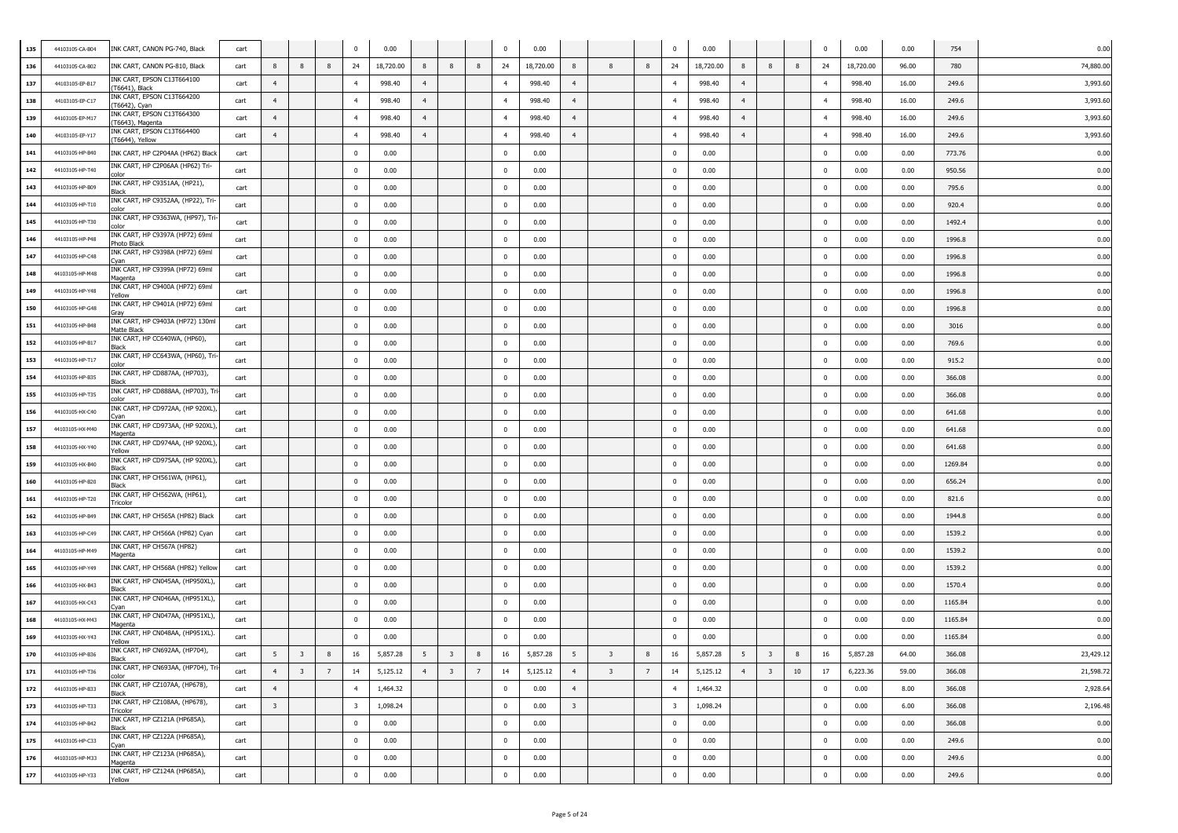| | | | | | | | | | | | | | | | | | | | | | | | | | | |
|---|---|---|---|---|---|---|---|---|---|---|---|---|---|---|---|---|---|---|---|---|---|---|---|---|---|---|
| 135 | 44103105-CA-B04 | INK CART, CANON PG-740, Black | cart | | | | 0 | 0.00 | | | | 0 | 0.00 | | | | 0 | 0.00 | | | | 0 | 0.00 | 0.00 | 754 | 0.00 |
| 136 | 44103105-CA-B02 | INK CART, CANON PG-810, Black | cart | 8 | 8 | 8 | 24 | 18,720.00 | 8 | 8 | 8 | 24 | 18,720.00 | 8 | 8 | 8 | 24 | 18,720.00 | 8 | 8 | 8 | 24 | 18,720.00 | 96.00 | 780 | 74,880.00 |
| 137 | 44103105-EP-B17 | INK CART, EPSON C13T664100 (T6641), Black | cart | 4 | | | 4 | 998.40 | 4 | | | 4 | 998.40 | 4 | | | 4 | 998.40 | 4 | | | 4 | 998.40 | 16.00 | 249.6 | 3,993.60 |
| 138 | 44103105-EP-C17 | INK CART, EPSON C13T664200 (T6642), Cyan | cart | 4 | | | 4 | 998.40 | 4 | | | 4 | 998.40 | 4 | | | 4 | 998.40 | 4 | | | 4 | 998.40 | 16.00 | 249.6 | 3,993.60 |
| 139 | 44103105-EP-M17 | INK CART, EPSON C13T664300 (T6643), Magenta | cart | 4 | | | 4 | 998.40 | 4 | | | 4 | 998.40 | 4 | | | 4 | 998.40 | 4 | | | 4 | 998.40 | 16.00 | 249.6 | 3,993.60 |
| 140 | 44103105-EP-Y17 | INK CART, EPSON C13T664400 (T6644), Yellow | cart | 4 | | | 4 | 998.40 | 4 | | | 4 | 998.40 | 4 | | | 4 | 998.40 | 4 | | | 4 | 998.40 | 16.00 | 249.6 | 3,993.60 |
| 141 | 44103105-HP-B40 | INK CART, HP C2P04AA (HP62) Black | cart | | | | 0 | 0.00 | | | | 0 | 0.00 | | | | 0 | 0.00 | | | | 0 | 0.00 | 0.00 | 773.76 | 0.00 |
| 142 | 44103105-HP-T40 | INK CART, HP C2P06AA (HP62) Tri-color | cart | | | | 0 | 0.00 | | | | 0 | 0.00 | | | | 0 | 0.00 | | | | 0 | 0.00 | 0.00 | 950.56 | 0.00 |
| 143 | 44103105-HP-B09 | INK CART, HP C9351AA, (HP21), Black | cart | | | | 0 | 0.00 | | | | 0 | 0.00 | | | | 0 | 0.00 | | | | 0 | 0.00 | 0.00 | 795.6 | 0.00 |
| 144 | 44103105-HP-T10 | INK CART, HP C9352AA, (HP22), Tri-color | cart | | | | 0 | 0.00 | | | | 0 | 0.00 | | | | 0 | 0.00 | | | | 0 | 0.00 | 0.00 | 920.4 | 0.00 |
| 145 | 44103105-HP-T30 | INK CART, HP C9363WA, (HP97), Tri-color | cart | | | | 0 | 0.00 | | | | 0 | 0.00 | | | | 0 | 0.00 | | | | 0 | 0.00 | 0.00 | 1492.4 | 0.00 |
| 146 | 44103105-HP-P48 | INK CART, HP C9397A (HP72) 69ml Photo Black | cart | | | | 0 | 0.00 | | | | 0 | 0.00 | | | | 0 | 0.00 | | | | 0 | 0.00 | 0.00 | 1996.8 | 0.00 |
| 147 | 44103105-HP-C48 | INK CART, HP C9398A (HP72) 69ml Cyan | cart | | | | 0 | 0.00 | | | | 0 | 0.00 | | | | 0 | 0.00 | | | | 0 | 0.00 | 0.00 | 1996.8 | 0.00 |
| 148 | 44103105-HP-M48 | INK CART, HP C9399A (HP72) 69ml Magenta | cart | | | | 0 | 0.00 | | | | 0 | 0.00 | | | | 0 | 0.00 | | | | 0 | 0.00 | 0.00 | 1996.8 | 0.00 |
| 149 | 44103105-HP-Y48 | INK CART, HP C9400A (HP72) 69ml Yellow | cart | | | | 0 | 0.00 | | | | 0 | 0.00 | | | | 0 | 0.00 | | | | 0 | 0.00 | 0.00 | 1996.8 | 0.00 |
| 150 | 44103105-HP-G48 | INK CART, HP C9401A (HP72) 69ml Gray | cart | | | | 0 | 0.00 | | | | 0 | 0.00 | | | | 0 | 0.00 | | | | 0 | 0.00 | 0.00 | 1996.8 | 0.00 |
| 151 | 44103105-HP-B48 | INK CART, HP C9403A (HP72) 130ml Matte Black | cart | | | | 0 | 0.00 | | | | 0 | 0.00 | | | | 0 | 0.00 | | | | 0 | 0.00 | 0.00 | 3016 | 0.00 |
| 152 | 44103105-HP-B17 | INK CART, HP CC640WA, (HP60), Black | cart | | | | 0 | 0.00 | | | | 0 | 0.00 | | | | 0 | 0.00 | | | | 0 | 0.00 | 0.00 | 769.6 | 0.00 |
| 153 | 44103105-HP-T17 | INK CART, HP CC643WA, (HP60), Tri-color | cart | | | | 0 | 0.00 | | | | 0 | 0.00 | | | | 0 | 0.00 | | | | 0 | 0.00 | 0.00 | 915.2 | 0.00 |
| 154 | 44103105-HP-B35 | INK CART, HP CD887AA, (HP703), Black | cart | | | | 0 | 0.00 | | | | 0 | 0.00 | | | | 0 | 0.00 | | | | 0 | 0.00 | 0.00 | 366.08 | 0.00 |
| 155 | 44103105-HP-T35 | INK CART, HP CD888AA, (HP703), Tri-color | cart | | | | 0 | 0.00 | | | | 0 | 0.00 | | | | 0 | 0.00 | | | | 0 | 0.00 | 0.00 | 366.08 | 0.00 |
| 156 | 44103105-HX-C40 | INK CART, HP CD972AA, (HP 920XL), Cyan | cart | | | | 0 | 0.00 | | | | 0 | 0.00 | | | | 0 | 0.00 | | | | 0 | 0.00 | 0.00 | 641.68 | 0.00 |
| 157 | 44103105-HX-M40 | INK CART, HP CD973AA, (HP 920XL), Magenta | cart | | | | 0 | 0.00 | | | | 0 | 0.00 | | | | 0 | 0.00 | | | | 0 | 0.00 | 0.00 | 641.68 | 0.00 |
| 158 | 44103105-HX-Y40 | INK CART, HP CD974AA, (HP 920XL), Yellow | cart | | | | 0 | 0.00 | | | | 0 | 0.00 | | | | 0 | 0.00 | | | | 0 | 0.00 | 0.00 | 641.68 | 0.00 |
| 159 | 44103105-HX-B40 | INK CART, HP CD975AA, (HP 920XL), Black | cart | | | | 0 | 0.00 | | | | 0 | 0.00 | | | | 0 | 0.00 | | | | 0 | 0.00 | 0.00 | 1269.84 | 0.00 |
| 160 | 44103105-HP-B20 | INK CART, HP CH561WA, (HP61), Black | cart | | | | 0 | 0.00 | | | | 0 | 0.00 | | | | 0 | 0.00 | | | | 0 | 0.00 | 0.00 | 656.24 | 0.00 |
| 161 | 44103105-HP-T20 | INK CART, HP CH562WA, (HP61), Tricolor | cart | | | | 0 | 0.00 | | | | 0 | 0.00 | | | | 0 | 0.00 | | | | 0 | 0.00 | 0.00 | 821.6 | 0.00 |
| 162 | 44103105-HP-B49 | INK CART, HP CH565A (HP82) Black | cart | | | | 0 | 0.00 | | | | 0 | 0.00 | | | | 0 | 0.00 | | | | 0 | 0.00 | 0.00 | 1944.8 | 0.00 |
| 163 | 44103105-HP-C49 | INK CART, HP CH566A (HP82) Cyan | cart | | | | 0 | 0.00 | | | | 0 | 0.00 | | | | 0 | 0.00 | | | | 0 | 0.00 | 0.00 | 1539.2 | 0.00 |
| 164 | 44103105-HP-M49 | INK CART, HP CH567A (HP82) Magenta | cart | | | | 0 | 0.00 | | | | 0 | 0.00 | | | | 0 | 0.00 | | | | 0 | 0.00 | 0.00 | 1539.2 | 0.00 |
| 165 | 44103105-HP-Y49 | INK CART, HP CH568A (HP82) Yellow | cart | | | | 0 | 0.00 | | | | 0 | 0.00 | | | | 0 | 0.00 | | | | 0 | 0.00 | 0.00 | 1539.2 | 0.00 |
| 166 | 44103105-HX-B43 | INK CART, HP CN045AA, (HP950XL), Black | cart | | | | 0 | 0.00 | | | | 0 | 0.00 | | | | 0 | 0.00 | | | | 0 | 0.00 | 0.00 | 1570.4 | 0.00 |
| 167 | 44103105-HX-C43 | INK CART, HP CN046AA, (HP951XL), Cyan | cart | | | | 0 | 0.00 | | | | 0 | 0.00 | | | | 0 | 0.00 | | | | 0 | 0.00 | 0.00 | 1165.84 | 0.00 |
| 168 | 44103105-HX-M43 | INK CART, HP CN047AA, (HP951XL), Magenta | cart | | | | 0 | 0.00 | | | | 0 | 0.00 | | | | 0 | 0.00 | | | | 0 | 0.00 | 0.00 | 1165.84 | 0.00 |
| 169 | 44103105-HX-Y43 | INK CART, HP CN048AA, (HP951XL). Yellow | cart | | | | 0 | 0.00 | | | | 0 | 0.00 | | | | 0 | 0.00 | | | | 0 | 0.00 | 0.00 | 1165.84 | 0.00 |
| 170 | 44103105-HP-B36 | INK CART, HP CN692AA, (HP704), Black | cart | 5 | 3 | 8 | 16 | 5,857.28 | 5 | 3 | 8 | 16 | 5,857.28 | 5 | 3 | 8 | 16 | 5,857.28 | 5 | 3 | 8 | 16 | 5,857.28 | 64.00 | 366.08 | 23,429.12 |
| 171 | 44103105-HP-T36 | INK CART, HP CN693AA, (HP704), Tri-color | cart | 4 | 3 | 7 | 14 | 5,125.12 | 4 | 3 | 7 | 14 | 5,125.12 | 4 | 3 | 7 | 14 | 5,125.12 | 4 | 3 | 10 | 17 | 6,223.36 | 59.00 | 366.08 | 21,598.72 |
| 172 | 44103105-HP-B33 | INK CART, HP CZ107AA, (HP678), Black | cart | 4 | | | 4 | 1,464.32 | | | | 0 | 0.00 | 4 | | | 4 | 1,464.32 | | | | 0 | 0.00 | 8.00 | 366.08 | 2,928.64 |
| 173 | 44103105-HP-T33 | INK CART, HP CZ108AA, (HP678), Tricolor | cart | 3 | | | 3 | 1,098.24 | | | | 0 | 0.00 | 3 | | | 3 | 1,098.24 | | | | 0 | 0.00 | 6.00 | 366.08 | 2,196.48 |
| 174 | 44103105-HP-B42 | INK CART, HP CZ121A (HP685A), Black | cart | | | | 0 | 0.00 | | | | 0 | 0.00 | | | | 0 | 0.00 | | | | 0 | 0.00 | 0.00 | 366.08 | 0.00 |
| 175 | 44103105-HP-C33 | INK CART, HP CZ122A (HP685A), Cyan | cart | | | | 0 | 0.00 | | | | 0 | 0.00 | | | | 0 | 0.00 | | | | 0 | 0.00 | 0.00 | 249.6 | 0.00 |
| 176 | 44103105-HP-M33 | INK CART, HP CZ123A (HP685A), Magenta | cart | | | | 0 | 0.00 | | | | 0 | 0.00 | | | | 0 | 0.00 | | | | 0 | 0.00 | 0.00 | 249.6 | 0.00 |
| 177 | 44103105-HP-Y33 | INK CART, HP CZ124A (HP685A), Yellow | cart | | | | 0 | 0.00 | | | | 0 | 0.00 | | | | 0 | 0.00 | | | | 0 | 0.00 | 0.00 | 249.6 | 0.00 |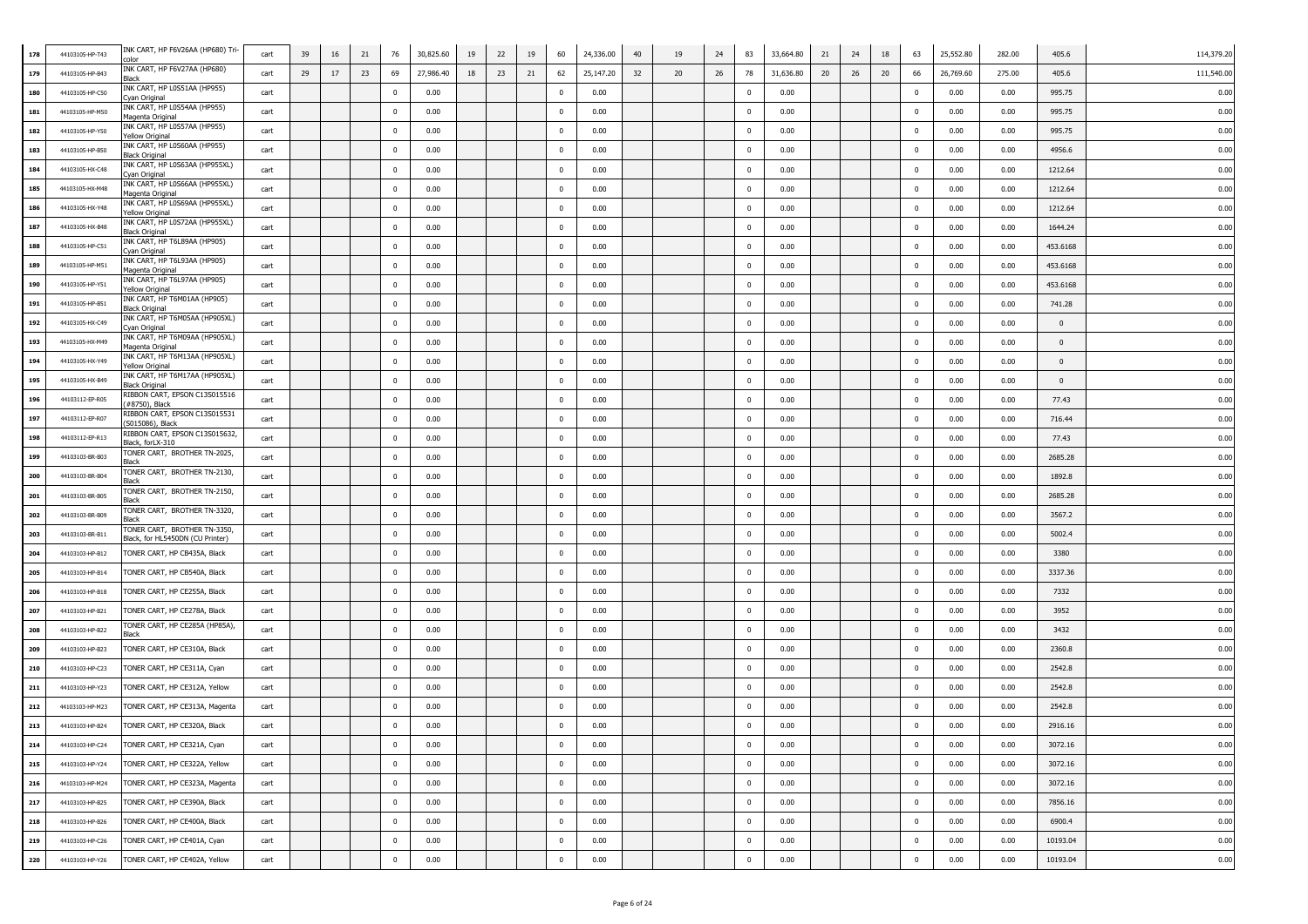| 178 | 44103105-HP-T43 | INK CART, HP F6V26AA (HP680) Tri-color | cart | 39 | 16 | 21 | 76 | 30,825.60 | 19 | 22 | 19 | 60 | 24,336.00 | 40 | 19 | 24 | 83 | 33,664.80 | 21 | 24 | 18 | 63 | 25,552.80 | 282.00 | 405.6 | 114,379.20 |
|---|---|---|---|---|---|---|---|---|---|---|---|---|---|---|---|---|---|---|---|---|---|---|---|---|---|---|
| 179 | 44103105-HP-B43 | INK CART, HP F6V27AA (HP680) Black | cart | 29 | 17 | 23 | 69 | 27,986.40 | 18 | 23 | 21 | 62 | 25,147.20 | 32 | 20 | 26 | 78 | 31,636.80 | 20 | 26 | 20 | 66 | 26,769.60 | 275.00 | 405.6 | 111,540.00 |
| 180 | 44103105-HP-C50 | INK CART, HP L0S51AA (HP955) Cyan Original | cart | | | | 0 | 0.00 | | | | 0 | 0.00 | | | | 0 | 0.00 | | | | 0 | 0.00 | 0.00 | 995.75 | 0.00 |
| 181 | 44103105-HP-M50 | INK CART, HP L0S54AA (HP955) Magenta Original | cart | | | | 0 | 0.00 | | | | 0 | 0.00 | | | | 0 | 0.00 | | | | 0 | 0.00 | 0.00 | 995.75 | 0.00 |
| 182 | 44103105-HP-Y50 | INK CART, HP L0S57AA (HP955) Yellow Original | cart | | | | 0 | 0.00 | | | | 0 | 0.00 | | | | 0 | 0.00 | | | | 0 | 0.00 | 0.00 | 995.75 | 0.00 |
| 183 | 44103105-HP-B50 | INK CART, HP L0S60AA (HP955) Black Original | cart | | | | 0 | 0.00 | | | | 0 | 0.00 | | | | 0 | 0.00 | | | | 0 | 0.00 | 0.00 | 4956.6 | 0.00 |
| 184 | 44103105-HX-C48 | INK CART, HP L0S63AA (HP955XL) Cyan Original | cart | | | | 0 | 0.00 | | | | 0 | 0.00 | | | | 0 | 0.00 | | | | 0 | 0.00 | 0.00 | 1212.64 | 0.00 |
| 185 | 44103105-HX-M48 | INK CART, HP L0S66AA (HP955XL) Magenta Original | cart | | | | 0 | 0.00 | | | | 0 | 0.00 | | | | 0 | 0.00 | | | | 0 | 0.00 | 0.00 | 1212.64 | 0.00 |
| 186 | 44103105-HX-Y48 | INK CART, HP L0S69AA (HP955XL) Yellow Original | cart | | | | 0 | 0.00 | | | | 0 | 0.00 | | | | 0 | 0.00 | | | | 0 | 0.00 | 0.00 | 1212.64 | 0.00 |
| 187 | 44103105-HX-B48 | INK CART, HP L0S72AA (HP955XL) Black Original | cart | | | | 0 | 0.00 | | | | 0 | 0.00 | | | | 0 | 0.00 | | | | 0 | 0.00 | 0.00 | 1644.24 | 0.00 |
| 188 | 44103105-HP-C51 | INK CART, HP T6L89AA (HP905) Cyan Original | cart | | | | 0 | 0.00 | | | | 0 | 0.00 | | | | 0 | 0.00 | | | | 0 | 0.00 | 0.00 | 453.6168 | 0.00 |
| 189 | 44103105-HP-M51 | INK CART, HP T6L93AA (HP905) Magenta Original | cart | | | | 0 | 0.00 | | | | 0 | 0.00 | | | | 0 | 0.00 | | | | 0 | 0.00 | 0.00 | 453.6168 | 0.00 |
| 190 | 44103105-HP-Y51 | INK CART, HP T6L97AA (HP905) Yellow Original | cart | | | | 0 | 0.00 | | | | 0 | 0.00 | | | | 0 | 0.00 | | | | 0 | 0.00 | 0.00 | 453.6168 | 0.00 |
| 191 | 44103105-HP-B51 | INK CART, HP T6M01AA (HP905) Black Original | cart | | | | 0 | 0.00 | | | | 0 | 0.00 | | | | 0 | 0.00 | | | | 0 | 0.00 | 0.00 | 741.28 | 0.00 |
| 192 | 44103105-HX-C49 | INK CART, HP T6M05AA (HP905XL) Cyan Original | cart | | | | 0 | 0.00 | | | | 0 | 0.00 | | | | 0 | 0.00 | | | | 0 | 0.00 | 0.00 | 0 | 0.00 |
| 193 | 44103105-HX-M49 | INK CART, HP T6M09AA (HP905XL) Magenta Original | cart | | | | 0 | 0.00 | | | | 0 | 0.00 | | | | 0 | 0.00 | | | | 0 | 0.00 | 0.00 | 0 | 0.00 |
| 194 | 44103105-HX-Y49 | INK CART, HP T6M13AA (HP905XL) Yellow Original | cart | | | | 0 | 0.00 | | | | 0 | 0.00 | | | | 0 | 0.00 | | | | 0 | 0.00 | 0.00 | 0 | 0.00 |
| 195 | 44103105-HX-B49 | INK CART, HP T6M17AA (HP905XL) Black Original | cart | | | | 0 | 0.00 | | | | 0 | 0.00 | | | | 0 | 0.00 | | | | 0 | 0.00 | 0.00 | 0 | 0.00 |
| 196 | 44103112-EP-R05 | RIBBON CART, EPSON C13S015516 (#8750), Black | cart | | | | 0 | 0.00 | | | | 0 | 0.00 | | | | 0 | 0.00 | | | | 0 | 0.00 | 0.00 | 77.43 | 0.00 |
| 197 | 44103112-EP-R07 | RIBBON CART, EPSON C13S015531 (S015086), Black | cart | | | | 0 | 0.00 | | | | 0 | 0.00 | | | | 0 | 0.00 | | | | 0 | 0.00 | 0.00 | 716.44 | 0.00 |
| 198 | 44103112-EP-R13 | RIBBON CART, EPSON C13S015632, Black, forLX-310 | cart | | | | 0 | 0.00 | | | | 0 | 0.00 | | | | 0 | 0.00 | | | | 0 | 0.00 | 0.00 | 77.43 | 0.00 |
| 199 | 44103103-BR-B03 | TONER CART, BROTHER TN-2025, Black | cart | | | | 0 | 0.00 | | | | 0 | 0.00 | | | | 0 | 0.00 | | | | 0 | 0.00 | 0.00 | 2685.28 | 0.00 |
| 200 | 44103103-BR-B04 | TONER CART, BROTHER TN-2130, Black | cart | | | | 0 | 0.00 | | | | 0 | 0.00 | | | | 0 | 0.00 | | | | 0 | 0.00 | 0.00 | 1892.8 | 0.00 |
| 201 | 44103103-BR-B05 | TONER CART, BROTHER TN-2150, Black | cart | | | | 0 | 0.00 | | | | 0 | 0.00 | | | | 0 | 0.00 | | | | 0 | 0.00 | 0.00 | 2685.28 | 0.00 |
| 202 | 44103103-BR-B09 | TONER CART, BROTHER TN-3320, Black | cart | | | | 0 | 0.00 | | | | 0 | 0.00 | | | | 0 | 0.00 | | | | 0 | 0.00 | 0.00 | 3567.2 | 0.00 |
| 203 | 44103103-BR-B11 | TONER CART, BROTHER TN-3350, Black, for HL5450DN (CU Printer) | cart | | | | 0 | 0.00 | | | | 0 | 0.00 | | | | 0 | 0.00 | | | | 0 | 0.00 | 0.00 | 5002.4 | 0.00 |
| 204 | 44103103-HP-B12 | TONER CART, HP CB435A, Black | cart | | | | 0 | 0.00 | | | | 0 | 0.00 | | | | 0 | 0.00 | | | | 0 | 0.00 | 0.00 | 3380 | 0.00 |
| 205 | 44103103-HP-B14 | TONER CART, HP CB540A, Black | cart | | | | 0 | 0.00 | | | | 0 | 0.00 | | | | 0 | 0.00 | | | | 0 | 0.00 | 0.00 | 3337.36 | 0.00 |
| 206 | 44103103-HP-B18 | TONER CART, HP CE255A, Black | cart | | | | 0 | 0.00 | | | | 0 | 0.00 | | | | 0 | 0.00 | | | | 0 | 0.00 | 0.00 | 7332 | 0.00 |
| 207 | 44103103-HP-B21 | TONER CART, HP CE278A, Black | cart | | | | 0 | 0.00 | | | | 0 | 0.00 | | | | 0 | 0.00 | | | | 0 | 0.00 | 0.00 | 3952 | 0.00 |
| 208 | 44103103-HP-B22 | TONER CART, HP CE285A (HP85A), Black | cart | | | | 0 | 0.00 | | | | 0 | 0.00 | | | | 0 | 0.00 | | | | 0 | 0.00 | 0.00 | 3432 | 0.00 |
| 209 | 44103103-HP-B23 | TONER CART, HP CE310A, Black | cart | | | | 0 | 0.00 | | | | 0 | 0.00 | | | | 0 | 0.00 | | | | 0 | 0.00 | 0.00 | 2360.8 | 0.00 |
| 210 | 44103103-HP-C23 | TONER CART, HP CE311A, Cyan | cart | | | | 0 | 0.00 | | | | 0 | 0.00 | | | | 0 | 0.00 | | | | 0 | 0.00 | 0.00 | 2542.8 | 0.00 |
| 211 | 44103103-HP-Y23 | TONER CART, HP CE312A, Yellow | cart | | | | 0 | 0.00 | | | | 0 | 0.00 | | | | 0 | 0.00 | | | | 0 | 0.00 | 0.00 | 2542.8 | 0.00 |
| 212 | 44103103-HP-M23 | TONER CART, HP CE313A, Magenta | cart | | | | 0 | 0.00 | | | | 0 | 0.00 | | | | 0 | 0.00 | | | | 0 | 0.00 | 0.00 | 2542.8 | 0.00 |
| 213 | 44103103-HP-B24 | TONER CART, HP CE320A, Black | cart | | | | 0 | 0.00 | | | | 0 | 0.00 | | | | 0 | 0.00 | | | | 0 | 0.00 | 0.00 | 2916.16 | 0.00 |
| 214 | 44103103-HP-C24 | TONER CART, HP CE321A, Cyan | cart | | | | 0 | 0.00 | | | | 0 | 0.00 | | | | 0 | 0.00 | | | | 0 | 0.00 | 0.00 | 3072.16 | 0.00 |
| 215 | 44103103-HP-Y24 | TONER CART, HP CE322A, Yellow | cart | | | | 0 | 0.00 | | | | 0 | 0.00 | | | | 0 | 0.00 | | | | 0 | 0.00 | 0.00 | 3072.16 | 0.00 |
| 216 | 44103103-HP-M24 | TONER CART, HP CE323A, Magenta | cart | | | | 0 | 0.00 | | | | 0 | 0.00 | | | | 0 | 0.00 | | | | 0 | 0.00 | 0.00 | 3072.16 | 0.00 |
| 217 | 44103103-HP-B25 | TONER CART, HP CE390A, Black | cart | | | | 0 | 0.00 | | | | 0 | 0.00 | | | | 0 | 0.00 | | | | 0 | 0.00 | 0.00 | 7856.16 | 0.00 |
| 218 | 44103103-HP-B26 | TONER CART, HP CE400A, Black | cart | | | | 0 | 0.00 | | | | 0 | 0.00 | | | | 0 | 0.00 | | | | 0 | 0.00 | 0.00 | 6900.4 | 0.00 |
| 219 | 44103103-HP-C26 | TONER CART, HP CE401A, Cyan | cart | | | | 0 | 0.00 | | | | 0 | 0.00 | | | | 0 | 0.00 | | | | 0 | 0.00 | 0.00 | 10193.04 | 0.00 |
| 220 | 44103103-HP-Y26 | TONER CART, HP CE402A, Yellow | cart | | | | 0 | 0.00 | | | | 0 | 0.00 | | | | 0 | 0.00 | | | | 0 | 0.00 | 0.00 | 10193.04 | 0.00 |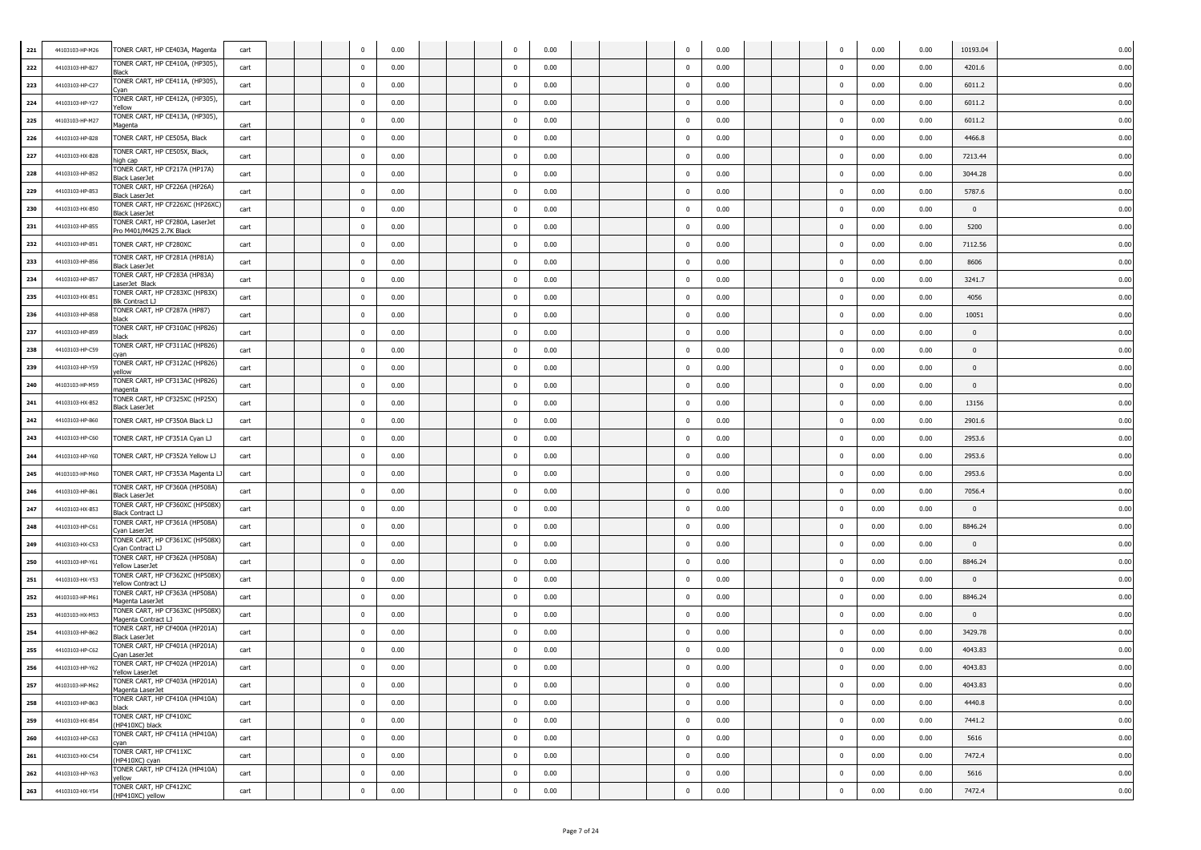| | | | | | | | | | | | | | | | | | | | | | | |
|---|---|---|---|---|---|---|---|---|---|---|---|---|---|---|---|---|---|---|---|---|---|---|
| 221 | 44103103-HP-M26 | TONER CART, HP CE403A, Magenta | cart | | | 0 | 0.00 | | | 0 | 0.00 | | | 0 | 0.00 | | | 0 | 0.00 | 0.00 | 10193.04 | 0.00 |
| 222 | 44103103-HP-B27 | TONER CART, HP CE410A, (HP305), Black | cart | | | 0 | 0.00 | | | 0 | 0.00 | | | 0 | 0.00 | | | 0 | 0.00 | 0.00 | 4201.6 | 0.00 |
| 223 | 44103103-HP-C27 | TONER CART, HP CE411A, (HP305), Cyan | cart | | | 0 | 0.00 | | | 0 | 0.00 | | | 0 | 0.00 | | | 0 | 0.00 | 0.00 | 6011.2 | 0.00 |
| 224 | 44103103-HP-Y27 | TONER CART, HP CE412A, (HP305), Yellow | cart | | | 0 | 0.00 | | | 0 | 0.00 | | | 0 | 0.00 | | | 0 | 0.00 | 0.00 | 6011.2 | 0.00 |
| 225 | 44103103-HP-M27 | TONER CART, HP CE413A, (HP305), Magenta | cart | | | 0 | 0.00 | | | 0 | 0.00 | | | 0 | 0.00 | | | 0 | 0.00 | 0.00 | 6011.2 | 0.00 |
| 226 | 44103103-HP-B28 | TONER CART, HP CE505A, Black | cart | | | 0 | 0.00 | | | 0 | 0.00 | | | 0 | 0.00 | | | 0 | 0.00 | 0.00 | 4466.8 | 0.00 |
| 227 | 44103103-HX-B28 | TONER CART, HP CE505X, Black, high cap | cart | | | 0 | 0.00 | | | 0 | 0.00 | | | 0 | 0.00 | | | 0 | 0.00 | 0.00 | 7213.44 | 0.00 |
| 228 | 44103103-HP-B52 | TONER CART, HP CF217A (HP17A) Black LaserJet | cart | | | 0 | 0.00 | | | 0 | 0.00 | | | 0 | 0.00 | | | 0 | 0.00 | 0.00 | 3044.28 | 0.00 |
| 229 | 44103103-HP-B53 | TONER CART, HP CF226A (HP26A) Black LaserJet | cart | | | 0 | 0.00 | | | 0 | 0.00 | | | 0 | 0.00 | | | 0 | 0.00 | 0.00 | 5787.6 | 0.00 |
| 230 | 44103103-HX-B50 | TONER CART, HP CF226XC (HP26XC) Black LaserJet | cart | | | 0 | 0.00 | | | 0 | 0.00 | | | 0 | 0.00 | | | 0 | 0.00 | 0.00 | 0 | 0.00 |
| 231 | 44103103-HP-B55 | TONER CART, HP CF280A, LaserJet Pro M401/M425 2.7K Black | cart | | | 0 | 0.00 | | | 0 | 0.00 | | | 0 | 0.00 | | | 0 | 0.00 | 0.00 | 5200 | 0.00 |
| 232 | 44103103-HP-B51 | TONER CART, HP CF280XC | cart | | | 0 | 0.00 | | | 0 | 0.00 | | | 0 | 0.00 | | | 0 | 0.00 | 0.00 | 7112.56 | 0.00 |
| 233 | 44103103-HP-B56 | TONER CART, HP CF281A (HP81A) Black LaserJet | cart | | | 0 | 0.00 | | | 0 | 0.00 | | | 0 | 0.00 | | | 0 | 0.00 | 0.00 | 8606 | 0.00 |
| 234 | 44103103-HP-B57 | TONER CART, HP CF283A (HP83A) LaserJet Black | cart | | | 0 | 0.00 | | | 0 | 0.00 | | | 0 | 0.00 | | | 0 | 0.00 | 0.00 | 3241.7 | 0.00 |
| 235 | 44103103-HX-B51 | TONER CART, HP CF283XC (HP83X) Blk Contract LJ | cart | | | 0 | 0.00 | | | 0 | 0.00 | | | 0 | 0.00 | | | 0 | 0.00 | 0.00 | 4056 | 0.00 |
| 236 | 44103103-HP-B58 | TONER CART, HP CF287A (HP87) black | cart | | | 0 | 0.00 | | | 0 | 0.00 | | | 0 | 0.00 | | | 0 | 0.00 | 0.00 | 10051 | 0.00 |
| 237 | 44103103-HP-B59 | TONER CART, HP CF310AC (HP826) black | cart | | | 0 | 0.00 | | | 0 | 0.00 | | | 0 | 0.00 | | | 0 | 0.00 | 0.00 | 0 | 0.00 |
| 238 | 44103103-HP-C59 | TONER CART, HP CF311AC (HP826) cyan | cart | | | 0 | 0.00 | | | 0 | 0.00 | | | 0 | 0.00 | | | 0 | 0.00 | 0.00 | 0 | 0.00 |
| 239 | 44103103-HP-Y59 | TONER CART, HP CF312AC (HP826) yellow | cart | | | 0 | 0.00 | | | 0 | 0.00 | | | 0 | 0.00 | | | 0 | 0.00 | 0.00 | 0 | 0.00 |
| 240 | 44103103-HP-M59 | TONER CART, HP CF313AC (HP826) magenta | cart | | | 0 | 0.00 | | | 0 | 0.00 | | | 0 | 0.00 | | | 0 | 0.00 | 0.00 | 0 | 0.00 |
| 241 | 44103103-HX-B52 | TONER CART, HP CF325XC (HP25X) Black LaserJet | cart | | | 0 | 0.00 | | | 0 | 0.00 | | | 0 | 0.00 | | | 0 | 0.00 | 0.00 | 13156 | 0.00 |
| 242 | 44103103-HP-B60 | TONER CART, HP CF350A Black LJ | cart | | | 0 | 0.00 | | | 0 | 0.00 | | | 0 | 0.00 | | | 0 | 0.00 | 0.00 | 2901.6 | 0.00 |
| 243 | 44103103-HP-C60 | TONER CART, HP CF351A Cyan LJ | cart | | | 0 | 0.00 | | | 0 | 0.00 | | | 0 | 0.00 | | | 0 | 0.00 | 0.00 | 2953.6 | 0.00 |
| 244 | 44103103-HP-Y60 | TONER CART, HP CF352A Yellow LJ | cart | | | 0 | 0.00 | | | 0 | 0.00 | | | 0 | 0.00 | | | 0 | 0.00 | 0.00 | 2953.6 | 0.00 |
| 245 | 44103103-HP-M60 | TONER CART, HP CF353A Magenta LJ | cart | | | 0 | 0.00 | | | 0 | 0.00 | | | 0 | 0.00 | | | 0 | 0.00 | 0.00 | 2953.6 | 0.00 |
| 246 | 44103103-HP-B61 | TONER CART, HP CF360A (HP508A) Black LaserJet | cart | | | 0 | 0.00 | | | 0 | 0.00 | | | 0 | 0.00 | | | 0 | 0.00 | 0.00 | 7056.4 | 0.00 |
| 247 | 44103103-HX-B53 | TONER CART, HP CF360XC (HP508X) Black Contract LJ | cart | | | 0 | 0.00 | | | 0 | 0.00 | | | 0 | 0.00 | | | 0 | 0.00 | 0.00 | 0 | 0.00 |
| 248 | 44103103-HP-C61 | TONER CART, HP CF361A (HP508A) Cyan LaserJet | cart | | | 0 | 0.00 | | | 0 | 0.00 | | | 0 | 0.00 | | | 0 | 0.00 | 0.00 | 8846.24 | 0.00 |
| 249 | 44103103-HX-C53 | TONER CART, HP CF361XC (HP508X) Cyan Contract LJ | cart | | | 0 | 0.00 | | | 0 | 0.00 | | | 0 | 0.00 | | | 0 | 0.00 | 0.00 | 0 | 0.00 |
| 250 | 44103103-HP-Y61 | TONER CART, HP CF362A (HP508A) Yellow LaserJet | cart | | | 0 | 0.00 | | | 0 | 0.00 | | | 0 | 0.00 | | | 0 | 0.00 | 0.00 | 8846.24 | 0.00 |
| 251 | 44103103-HX-Y53 | TONER CART, HP CF362XC (HP508X) Yellow Contract LJ | cart | | | 0 | 0.00 | | | 0 | 0.00 | | | 0 | 0.00 | | | 0 | 0.00 | 0.00 | 0 | 0.00 |
| 252 | 44103103-HP-M61 | TONER CART, HP CF363A (HP508A) Magenta LaserJet | cart | | | 0 | 0.00 | | | 0 | 0.00 | | | 0 | 0.00 | | | 0 | 0.00 | 0.00 | 8846.24 | 0.00 |
| 253 | 44103103-HX-M53 | TONER CART, HP CF363XC (HP508X) Magenta Contract LJ | cart | | | 0 | 0.00 | | | 0 | 0.00 | | | 0 | 0.00 | | | 0 | 0.00 | 0.00 | 0 | 0.00 |
| 254 | 44103103-HP-B62 | TONER CART, HP CF400A (HP201A) Black LaserJet | cart | | | 0 | 0.00 | | | 0 | 0.00 | | | 0 | 0.00 | | | 0 | 0.00 | 0.00 | 3429.78 | 0.00 |
| 255 | 44103103-HP-C62 | TONER CART, HP CF401A (HP201A) Cyan LaserJet | cart | | | 0 | 0.00 | | | 0 | 0.00 | | | 0 | 0.00 | | | 0 | 0.00 | 0.00 | 4043.83 | 0.00 |
| 256 | 44103103-HP-Y62 | TONER CART, HP CF402A (HP201A) Yellow LaserJet | cart | | | 0 | 0.00 | | | 0 | 0.00 | | | 0 | 0.00 | | | 0 | 0.00 | 0.00 | 4043.83 | 0.00 |
| 257 | 44103103-HP-M62 | TONER CART, HP CF403A (HP201A) Magenta LaserJet | cart | | | 0 | 0.00 | | | 0 | 0.00 | | | 0 | 0.00 | | | 0 | 0.00 | 0.00 | 4043.83 | 0.00 |
| 258 | 44103103-HP-B63 | TONER CART, HP CF410A (HP410A) black | cart | | | 0 | 0.00 | | | 0 | 0.00 | | | 0 | 0.00 | | | 0 | 0.00 | 0.00 | 4440.8 | 0.00 |
| 259 | 44103103-HX-B54 | TONER CART, HP CF410XC (HP410XC) black | cart | | | 0 | 0.00 | | | 0 | 0.00 | | | 0 | 0.00 | | | 0 | 0.00 | 0.00 | 7441.2 | 0.00 |
| 260 | 44103103-HP-C63 | TONER CART, HP CF411A (HP410A) cyan | cart | | | 0 | 0.00 | | | 0 | 0.00 | | | 0 | 0.00 | | | 0 | 0.00 | 0.00 | 5616 | 0.00 |
| 261 | 44103103-HX-C54 | TONER CART, HP CF411XC (HP410XC) cyan | cart | | | 0 | 0.00 | | | 0 | 0.00 | | | 0 | 0.00 | | | 0 | 0.00 | 0.00 | 7472.4 | 0.00 |
| 262 | 44103103-HP-Y63 | TONER CART, HP CF412A (HP410A) yellow | cart | | | 0 | 0.00 | | | 0 | 0.00 | | | 0 | 0.00 | | | 0 | 0.00 | 0.00 | 5616 | 0.00 |
| 263 | 44103103-HX-Y54 | TONER CART, HP CF412XC (HP410XC) yellow | cart | | | 0 | 0.00 | | | 0 | 0.00 | | | 0 | 0.00 | | | 0 | 0.00 | 0.00 | 7472.4 | 0.00 |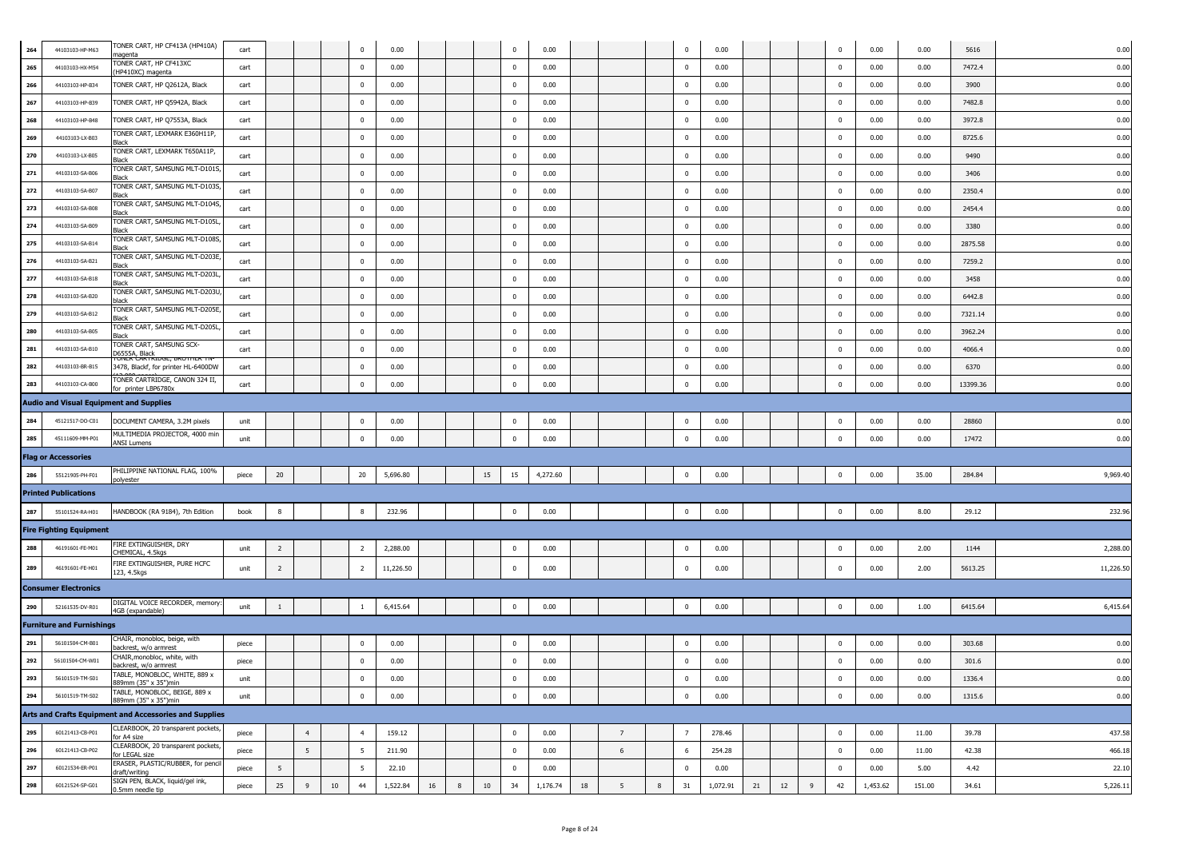| | | | | | | | | | | | | | | | | | | | | | | | | | | |
|---|---|---|---|---|---|---|---|---|---|---|---|---|---|---|---|---|---|---|---|---|---|---|---|---|---|---|
| 264 | 44103103-HP-M63 | TONER CART, HP CF413A (HP410A) magenta | cart | | | | 0 | 0.00 | | | | 0 | 0.00 | | | | 0 | 0.00 | | | | 0 | 0.00 | 0.00 | 5616 | 0.00 |
| 265 | 44103103-HX-M54 | TONER CART, HP CF413XC (HP410XC) magenta | cart | | | | 0 | 0.00 | | | | 0 | 0.00 | | | | 0 | 0.00 | | | | 0 | 0.00 | 0.00 | 7472.4 | 0.00 |
| 266 | 44103103-HP-B34 | TONER CART, HP Q2612A, Black | cart | | | | 0 | 0.00 | | | | 0 | 0.00 | | | | 0 | 0.00 | | | | 0 | 0.00 | 0.00 | 3900 | 0.00 |
| 267 | 44103103-HP-B39 | TONER CART, HP Q5942A, Black | cart | | | | 0 | 0.00 | | | | 0 | 0.00 | | | | 0 | 0.00 | | | | 0 | 0.00 | 0.00 | 7482.8 | 0.00 |
| 268 | 44103103-HP-B48 | TONER CART, HP Q7553A, Black | cart | | | | 0 | 0.00 | | | | 0 | 0.00 | | | | 0 | 0.00 | | | | 0 | 0.00 | 0.00 | 3972.8 | 0.00 |
| 269 | 44103103-LX-B03 | TONER CART, LEXMARK E360H11P, Black | cart | | | | 0 | 0.00 | | | | 0 | 0.00 | | | | 0 | 0.00 | | | | 0 | 0.00 | 0.00 | 8725.6 | 0.00 |
| 270 | 44103103-LX-B05 | TONER CART, LEXMARK T650A11P, Black | cart | | | | 0 | 0.00 | | | | 0 | 0.00 | | | | 0 | 0.00 | | | | 0 | 0.00 | 0.00 | 9490 | 0.00 |
| 271 | 44103103-SA-B06 | TONER CART, SAMSUNG MLT-D101S, Black | cart | | | | 0 | 0.00 | | | | 0 | 0.00 | | | | 0 | 0.00 | | | | 0 | 0.00 | 0.00 | 3406 | 0.00 |
| 272 | 44103103-SA-B07 | TONER CART, SAMSUNG MLT-D103S, Black | cart | | | | 0 | 0.00 | | | | 0 | 0.00 | | | | 0 | 0.00 | | | | 0 | 0.00 | 0.00 | 2350.4 | 0.00 |
| 273 | 44103103-SA-B08 | TONER CART, SAMSUNG MLT-D104S, Black | cart | | | | 0 | 0.00 | | | | 0 | 0.00 | | | | 0 | 0.00 | | | | 0 | 0.00 | 0.00 | 2454.4 | 0.00 |
| 274 | 44103103-SA-B09 | TONER CART, SAMSUNG MLT-D105L, Black | cart | | | | 0 | 0.00 | | | | 0 | 0.00 | | | | 0 | 0.00 | | | | 0 | 0.00 | 0.00 | 3380 | 0.00 |
| 275 | 44103103-SA-B14 | TONER CART, SAMSUNG MLT-D108S, Black | cart | | | | 0 | 0.00 | | | | 0 | 0.00 | | | | 0 | 0.00 | | | | 0 | 0.00 | 0.00 | 2875.58 | 0.00 |
| 276 | 44103103-SA-B21 | TONER CART, SAMSUNG MLT-D203E, Black | cart | | | | 0 | 0.00 | | | | 0 | 0.00 | | | | 0 | 0.00 | | | | 0 | 0.00 | 0.00 | 7259.2 | 0.00 |
| 277 | 44103103-SA-B18 | TONER CART, SAMSUNG MLT-D203L, Black | cart | | | | 0 | 0.00 | | | | 0 | 0.00 | | | | 0 | 0.00 | | | | 0 | 0.00 | 0.00 | 3458 | 0.00 |
| 278 | 44103103-SA-B20 | TONER CART, SAMSUNG MLT-D203U, black | cart | | | | 0 | 0.00 | | | | 0 | 0.00 | | | | 0 | 0.00 | | | | 0 | 0.00 | 0.00 | 6442.8 | 0.00 |
| 279 | 44103103-SA-B12 | TONER CART, SAMSUNG MLT-D205E, Black | cart | | | | 0 | 0.00 | | | | 0 | 0.00 | | | | 0 | 0.00 | | | | 0 | 0.00 | 0.00 | 7321.14 | 0.00 |
| 280 | 44103103-SA-B05 | TONER CART, SAMSUNG MLT-D205L, Black | cart | | | | 0 | 0.00 | | | | 0 | 0.00 | | | | 0 | 0.00 | | | | 0 | 0.00 | 0.00 | 3962.24 | 0.00 |
| 281 | 44103103-SA-B10 | TONER CART, SAMSUNG SCX-D6555A, Black | cart | | | | 0 | 0.00 | | | | 0 | 0.00 | | | | 0 | 0.00 | | | | 0 | 0.00 | 0.00 | 4066.4 | 0.00 |
| 282 | 44103103-BR-B15 | TONER CARTRIDGE, BROTHER TN-3478, Blackf, for printer HL-6400DW | cart | | | | 0 | 0.00 | | | | 0 | 0.00 | | | | 0 | 0.00 | | | | 0 | 0.00 | 0.00 | 6370 | 0.00 |
| 283 | 44103103-CA-B00 | TONER CARTRIDGE, CANON 324 II, for printer LBP6780x | cart | | | | 0 | 0.00 | | | | 0 | 0.00 | | | | 0 | 0.00 | | | | 0 | 0.00 | 0.00 | 13399.36 | 0.00 |
| **Audio and Visual Equipment and Supplies** | | | | | | | | | | | | | | | | | | | | | | | | | | |
| 284 | 45121517-DO-C01 | DOCUMENT CAMERA, 3.2M pixels | unit | | | | 0 | 0.00 | | | | 0 | 0.00 | | | | 0 | 0.00 | | | | 0 | 0.00 | 0.00 | 28860 | 0.00 |
| 285 | 45111609-MM-P01 | MULTIMEDIA PROJECTOR, 4000 min ANSI Lumens | unit | | | | 0 | 0.00 | | | | 0 | 0.00 | | | | 0 | 0.00 | | | | 0 | 0.00 | 0.00 | 17472 | 0.00 |
| **Flag or Accessories** | | | | | | | | | | | | | | | | | | | | | | | | | | |
| 286 | 55121905-PH-F01 | PHILIPPINE NATIONAL FLAG, 100% polyester | piece | 20 | | | 20 | 5,696.80 | | | 15 | 15 | 4,272.60 | | | | 0 | 0.00 | | | | 0 | 0.00 | 35.00 | 284.84 | 9,969.40 |
| **Printed Publications** | | | | | | | | | | | | | | | | | | | | | | | | | | |
| 287 | 55101524-RA-H01 | HANDBOOK (RA 9184), 7th Edition | book | 8 | | | 8 | 232.96 | | | | 0 | 0.00 | | | | 0 | 0.00 | | | | 0 | 0.00 | 8.00 | 29.12 | 232.96 |
| **Fire Fighting Equipment** | | | | | | | | | | | | | | | | | | | | | | | | | | |
| 288 | 46191601-FE-M01 | FIRE EXTINGUISHER, DRY CHEMICAL, 4.5kgs | unit | 2 | | | 2 | 2,288.00 | | | | 0 | 0.00 | | | | 0 | 0.00 | | | | 0 | 0.00 | 2.00 | 1144 | 2,288.00 |
| 289 | 46191601-FE-H01 | FIRE EXTINGUISHER, PURE HCFC 123, 4.5kgs | unit | 2 | | | 2 | 11,226.50 | | | | 0 | 0.00 | | | | 0 | 0.00 | | | | 0 | 0.00 | 2.00 | 5613.25 | 11,226.50 |
| **Consumer Electronics** | | | | | | | | | | | | | | | | | | | | | | | | | | |
| 290 | 52161535-DV-R01 | DIGITAL VOICE RECORDER, memory: 4GB (expandable) | unit | 1 | | | 1 | 6,415.64 | | | | 0 | 0.00 | | | | 0 | 0.00 | | | | 0 | 0.00 | 1.00 | 6415.64 | 6,415.64 |
| **Furniture and Furnishings** | | | | | | | | | | | | | | | | | | | | | | | | | | |
| 291 | 56101504-CM-B01 | CHAIR, monobloc, beige, with backrest, w/o armrest | piece | | | | 0 | 0.00 | | | | 0 | 0.00 | | | | 0 | 0.00 | | | | 0 | 0.00 | 0.00 | 303.68 | 0.00 |
| 292 | 56101504-CM-W01 | CHAIR,monobloc, white, with backrest, w/o armrest | piece | | | | 0 | 0.00 | | | | 0 | 0.00 | | | | 0 | 0.00 | | | | 0 | 0.00 | 0.00 | 301.6 | 0.00 |
| 293 | 56101519-TM-S01 | TABLE, MONOBLOC, WHITE, 889 x 889mm (35" x 35")min | unit | | | | 0 | 0.00 | | | | 0 | 0.00 | | | | 0 | 0.00 | | | | 0 | 0.00 | 0.00 | 1336.4 | 0.00 |
| 294 | 56101519-TM-S02 | TABLE, MONOBLOC, BEIGE, 889 x 889mm (35" x 35")min | unit | | | | 0 | 0.00 | | | | 0 | 0.00 | | | | 0 | 0.00 | | | | 0 | 0.00 | 0.00 | 1315.6 | 0.00 |
| **Arts and Crafts Equipment and Accessories and Supplies** | | | | | | | | | | | | | | | | | | | | | | | | | | |
| 295 | 60121413-CB-P01 | CLEARBOOK, 20 transparent pockets, for A4 size | piece | | 4 | | 4 | 159.12 | | | | 0 | 0.00 | | 7 | | 7 | 278.46 | | | | 0 | 0.00 | 11.00 | 39.78 | 437.58 |
| 296 | 60121413-CB-P02 | CLEARBOOK, 20 transparent pockets, for LEGAL size | piece | | 5 | | 5 | 211.90 | | | | 0 | 0.00 | | 6 | | 6 | 254.28 | | | | 0 | 0.00 | 11.00 | 42.38 | 466.18 |
| 297 | 60121534-ER-P01 | ERASER, PLASTIC/RUBBER, for pencil draft/writing | piece | 5 | | | 5 | 22.10 | | | | 0 | 0.00 | | | | 0 | 0.00 | | | | 0 | 0.00 | 5.00 | 4.42 | 22.10 |
| 298 | 60121524-SP-G01 | SIGN PEN, BLACK, liquid/gel ink, 0.5mm needle tip | piece | 25 | 9 | 10 | 44 | 1,522.84 | 16 | 8 | 10 | 34 | 1,176.74 | 18 | 5 | 8 | 31 | 1,072.91 | 21 | 12 | 9 | 42 | 1,453.62 | 151.00 | 34.61 | 5,226.11 |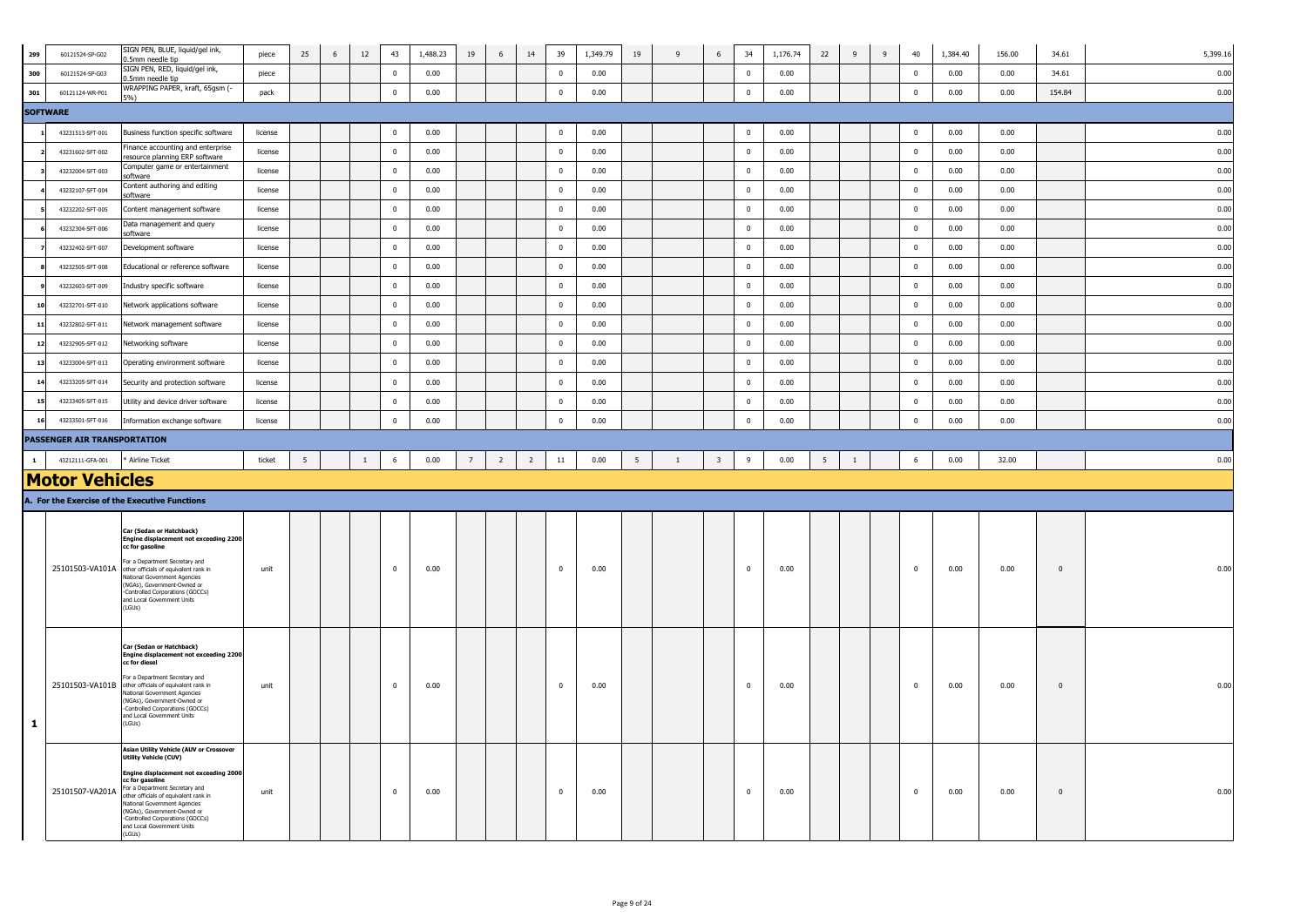| | | | | | | | | | | | | | | | | | | | | | | | | | | |
|---|---|---|---|---|---|---|---|---|---|---|---|---|---|---|---|---|---|---|---|---|---|---|---|---|---|---|
| 299 | 60121524-SP-G02 | SIGN PEN, BLUE, liquid/gel ink, 0.5mm needle tip | piece | 25 | 6 | 12 | 43 | 1,488.23 | 19 | 6 | 14 | 39 | 1,349.79 | 19 | 9 | 6 | 34 | 1,176.74 | 22 | 9 | 9 | 40 | 1,384.40 | 156.00 | 34.61 | 5,399.16 |
| 300 | 60121524-SP-G03 | SIGN PEN, RED, liquid/gel ink, 0.5mm needle tip | piece | | | | 0 | 0.00 | | | | 0 | 0.00 | | | | 0 | 0.00 | | | | 0 | 0.00 | 0.00 | 34.61 | 0.00 |
| 301 | 60121124-WR-P01 | WRAPPING PAPER, kraft, 65gsm (-5%) | pack | | | | 0 | 0.00 | | | | 0 | 0.00 | | | | 0 | 0.00 | | | | 0 | 0.00 | 0.00 | 154.84 | 0.00 |
| **SOFTWARE** | | | | | | | | | | | | | | | | | | | | | | | | | | |
| 1 | 43231513-SFT-001 | Business function specific software | license | | | | 0 | 0.00 | | | | 0 | 0.00 | | | | 0 | 0.00 | | | | 0 | 0.00 | 0.00 | | 0.00 |
| 2 | 43231602-SFT-002 | Finance accounting and enterprise resource planning ERP software | license | | | | 0 | 0.00 | | | | 0 | 0.00 | | | | 0 | 0.00 | | | | 0 | 0.00 | 0.00 | | 0.00 |
| 3 | 43232004-SFT-003 | Computer game or entertainment software | license | | | | 0 | 0.00 | | | | 0 | 0.00 | | | | 0 | 0.00 | | | | 0 | 0.00 | 0.00 | | 0.00 |
| 4 | 43232107-SFT-004 | Content authoring and editing software | license | | | | 0 | 0.00 | | | | 0 | 0.00 | | | | 0 | 0.00 | | | | 0 | 0.00 | 0.00 | | 0.00 |
| 5 | 43232202-SFT-005 | Content management software | license | | | | 0 | 0.00 | | | | 0 | 0.00 | | | | 0 | 0.00 | | | | 0 | 0.00 | 0.00 | | 0.00 |
| 6 | 43232304-SFT-006 | Data management and query software | license | | | | 0 | 0.00 | | | | 0 | 0.00 | | | | 0 | 0.00 | | | | 0 | 0.00 | 0.00 | | 0.00 |
| 7 | 43232402-SFT-007 | Development software | license | | | | 0 | 0.00 | | | | 0 | 0.00 | | | | 0 | 0.00 | | | | 0 | 0.00 | 0.00 | | 0.00 |
| 8 | 43232505-SFT-008 | Educational or reference software | license | | | | 0 | 0.00 | | | | 0 | 0.00 | | | | 0 | 0.00 | | | | 0 | 0.00 | 0.00 | | 0.00 |
| 9 | 43232603-SFT-009 | Industry specific software | license | | | | 0 | 0.00 | | | | 0 | 0.00 | | | | 0 | 0.00 | | | | 0 | 0.00 | 0.00 | | 0.00 |
| 10 | 43232701-SFT-010 | Network applications software | license | | | | 0 | 0.00 | | | | 0 | 0.00 | | | | 0 | 0.00 | | | | 0 | 0.00 | 0.00 | | 0.00 |
| 11 | 43232802-SFT-011 | Network management software | license | | | | 0 | 0.00 | | | | 0 | 0.00 | | | | 0 | 0.00 | | | | 0 | 0.00 | 0.00 | | 0.00 |
| 12 | 43232905-SFT-012 | Networking software | license | | | | 0 | 0.00 | | | | 0 | 0.00 | | | | 0 | 0.00 | | | | 0 | 0.00 | 0.00 | | 0.00 |
| 13 | 43233004-SFT-013 | Operating environment software | license | | | | 0 | 0.00 | | | | 0 | 0.00 | | | | 0 | 0.00 | | | | 0 | 0.00 | 0.00 | | 0.00 |
| 14 | 43233205-SFT-014 | Security and protection software | license | | | | 0 | 0.00 | | | | 0 | 0.00 | | | | 0 | 0.00 | | | | 0 | 0.00 | 0.00 | | 0.00 |
| 15 | 43233405-SFT-015 | Utility and device driver software | license | | | | 0 | 0.00 | | | | 0 | 0.00 | | | | 0 | 0.00 | | | | 0 | 0.00 | 0.00 | | 0.00 |
| 16 | 43233501-SFT-016 | Information exchange software | license | | | | 0 | 0.00 | | | | 0 | 0.00 | | | | 0 | 0.00 | | | | 0 | 0.00 | 0.00 | | 0.00 |
| **PASSENGER AIR TRANSPORTATION** | | | | | | | | | | | | | | | | | | | | | | | | | | |
| 1 | 43212111-GFA-001 | * Airline Ticket | ticket | 5 | | 1 | 6 | 0.00 | 7 | 2 | 2 | 11 | 0.00 | 5 | 1 | 3 | 9 | 0.00 | 5 | 1 | | 6 | 0.00 | 32.00 | | 0.00 |
| **Motor Vehicles** | | | | | | | | | | | | | | | | | | | | | | | | | | |
| **A. For the Exercise of the Executive Functions** | | | | | | | | | | | | | | | | | | | | | | | | | | |
| 1 | 25101503-VA101A | **Car (Sedan or Hatchback) Engine displacement not exceeding 2200 cc for gasoline** For a Department Secretary and other officials of equivalent rank in National Government Agencies (NGAs), Government-Owned or -Controlled Corporations (GOCCs) and Local Government Units (LGUs) | unit | | | | 0 | 0.00 | | | | 0 | 0.00 | | | | 0 | 0.00 | | | | 0 | 0.00 | 0.00 | 0 | 0.00 |
| | 25101503-VA101B | **Car (Sedan or Hatchback) Engine displacement not exceeding 2200 cc for diesel** For a Department Secretary and other officials of equivalent rank in National Government Agencies (NGAs), Government-Owned or -Controlled Corporations (GOCCs) and Local Government Units (LGUs) | unit | | | | 0 | 0.00 | | | | 0 | 0.00 | | | | 0 | 0.00 | | | | 0 | 0.00 | 0.00 | 0 | 0.00 |
| | 25101507-VA201A | **Asian Utility Vehicle (AUV or Crossover Utility Vehicle (CUV)** **Engine displacement not exceeding 2000 cc for gasoline** For a Department Secretary and other officials of equivalent rank in National Government Agencies (NGAs), Government-Owned or -Controlled Corporations (GOCCs) and Local Government Units (LGUs) | unit | | | | 0 | 0.00 | | | | 0 | 0.00 | | | | 0 | 0.00 | | | | 0 | 0.00 | 0.00 | 0 | 0.00 |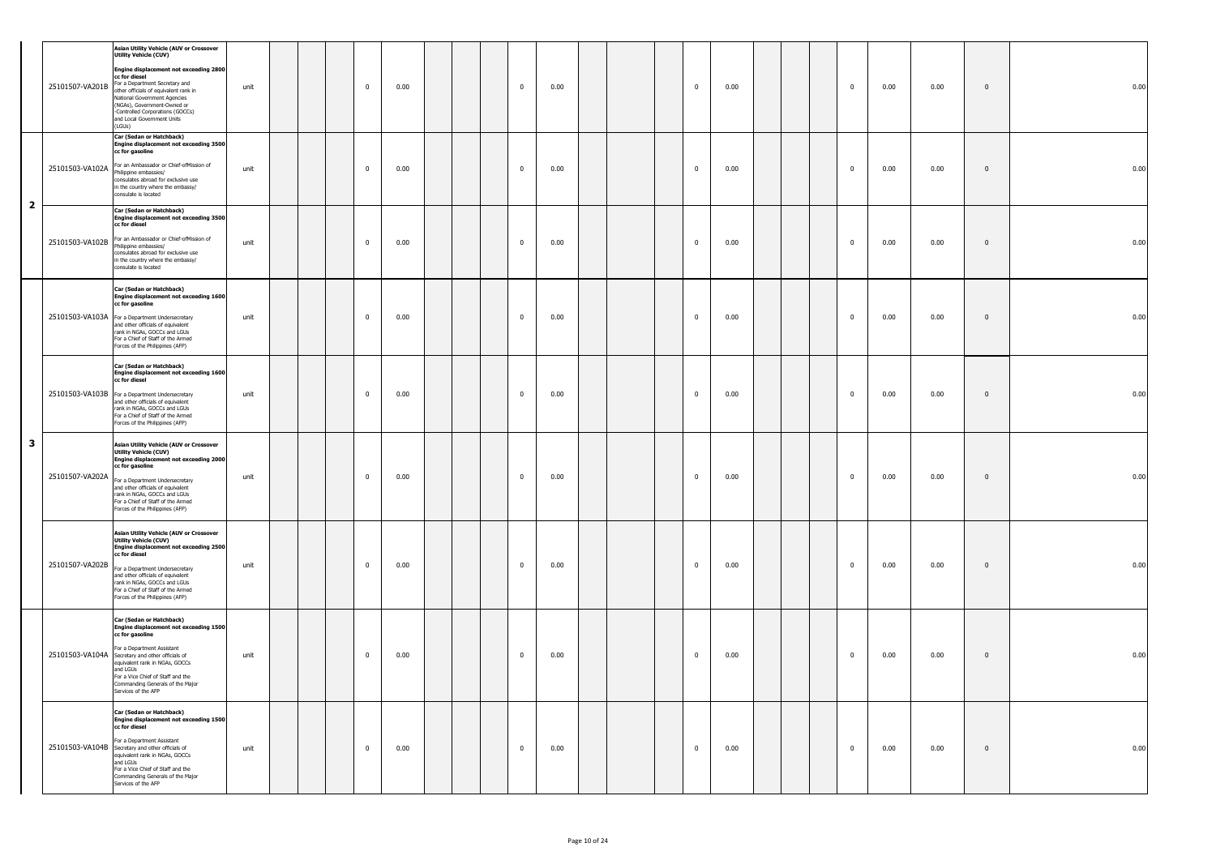| | | | | | | | | | | | | | | | | | | | | | | | | | | |
|---|---|---|---|---|---|---|---|---|---|---|---|---|---|---|---|---|---|---|---|---|---|---|---|---|---|---|
| | 25101507-VA201B | **Asian Utility Vehicle (AUV or Crossover Utility Vehicle (CUV) Engine displacement not exceeding 2800 cc for diesel** For a Department Secretary and other officials of equivalent rank in National Government Agencies (NGAs), Government-Owned or -Controlled Corporations (GOCCs) and Local Government Units (LGUs) | unit | | | | 0 | 0.00 | | | | 0 | 0.00 | | | | 0 | 0.00 | | | | 0 | 0.00 | 0.00 | 0 | 0.00 |
| 2 | 25101503-VA102A | **Car (Sedan or Hatchback) Engine displacement not exceeding 3500 cc for gasoline** For an Ambassador or Chief-ofMission of Philippine embassies/ consulates abroad for exclusive use in the country where the embassy/ consulate is located | unit | | | | 0 | 0.00 | | | | 0 | 0.00 | | | | 0 | 0.00 | | | | 0 | 0.00 | 0.00 | 0 | 0.00 |
| | 25101503-VA102B | **Car (Sedan or Hatchback) Engine displacement not exceeding 3500 cc for diesel** For an Ambassador or Chief-ofMission of Philippine embassies/ consulates abroad for exclusive use in the country where the embassy/ consulate is located | unit | | | | 0 | 0.00 | | | | 0 | 0.00 | | | | 0 | 0.00 | | | | 0 | 0.00 | 0.00 | 0 | 0.00 |
| 3 | 25101503-VA103A | **Car (Sedan or Hatchback) Engine displacement not exceeding 1600 cc for gasoline** For a Department Undersecretary and other officials of equivalent rank in NGAs, GOCCs and LGUs For a Chief of Staff of the Armed Forces of the Philippines (AFP) | unit | | | | 0 | 0.00 | | | | 0 | 0.00 | | | | 0 | 0.00 | | | | 0 | 0.00 | 0.00 | 0 | 0.00 |
| | 25101503-VA103B | **Car (Sedan or Hatchback) Engine displacement not exceeding 1600 cc for diesel** For a Department Undersecretary and other officials of equivalent rank in NGAs, GOCCs and LGUs For a Chief of Staff of the Armed Forces of the Philippines (AFP) | unit | | | | 0 | 0.00 | | | | 0 | 0.00 | | | | 0 | 0.00 | | | | 0 | 0.00 | 0.00 | 0 | 0.00 |
| | 25101507-VA202A | **Asian Utility Vehicle (AUV or Crossover Utility Vehicle (CUV) Engine displacement not exceeding 2000 cc for gasoline** For a Department Undersecretary and other officials of equivalent rank in NGAs, GOCCs and LGUs For a Chief of Staff of the Armed Forces of the Philippines (AFP) | unit | | | | 0 | 0.00 | | | | 0 | 0.00 | | | | 0 | 0.00 | | | | 0 | 0.00 | 0.00 | 0 | 0.00 |
| | 25101507-VA202B | **Asian Utility Vehicle (AUV or Crossover Utility Vehicle (CUV) Engine displacement not exceeding 2500 cc for diesel** For a Department Undersecretary and other officials of equivalent rank in NGAs, GOCCs and LGUs For a Chief of Staff of the Armed Forces of the Philippines (AFP) | unit | | | | 0 | 0.00 | | | | 0 | 0.00 | | | | 0 | 0.00 | | | | 0 | 0.00 | 0.00 | 0 | 0.00 |
| | 25101503-VA104A | **Car (Sedan or Hatchback) Engine displacement not exceeding 1500 cc for gasoline** For a Department Assistant Secretary and other officials of equivalent rank in NGAs, GOCCs and LGUs For a Vice Chief of Staff and the Commanding Generals of the Major Services of the AFP | unit | | | | 0 | 0.00 | | | | 0 | 0.00 | | | | 0 | 0.00 | | | | 0 | 0.00 | 0.00 | 0 | 0.00 |
| | 25101503-VA104B | **Car (Sedan or Hatchback) Engine displacement not exceeding 1500 cc for diesel** For a Department Assistant Secretary and other officials of equivalent rank in NGAs, GOCCs and LGUs For a Vice Chief of Staff and the Commanding Generals of the Major Services of the AFP | unit | | | | 0 | 0.00 | | | | 0 | 0.00 | | | | 0 | 0.00 | | | | 0 | 0.00 | 0.00 | 0 | 0.00 |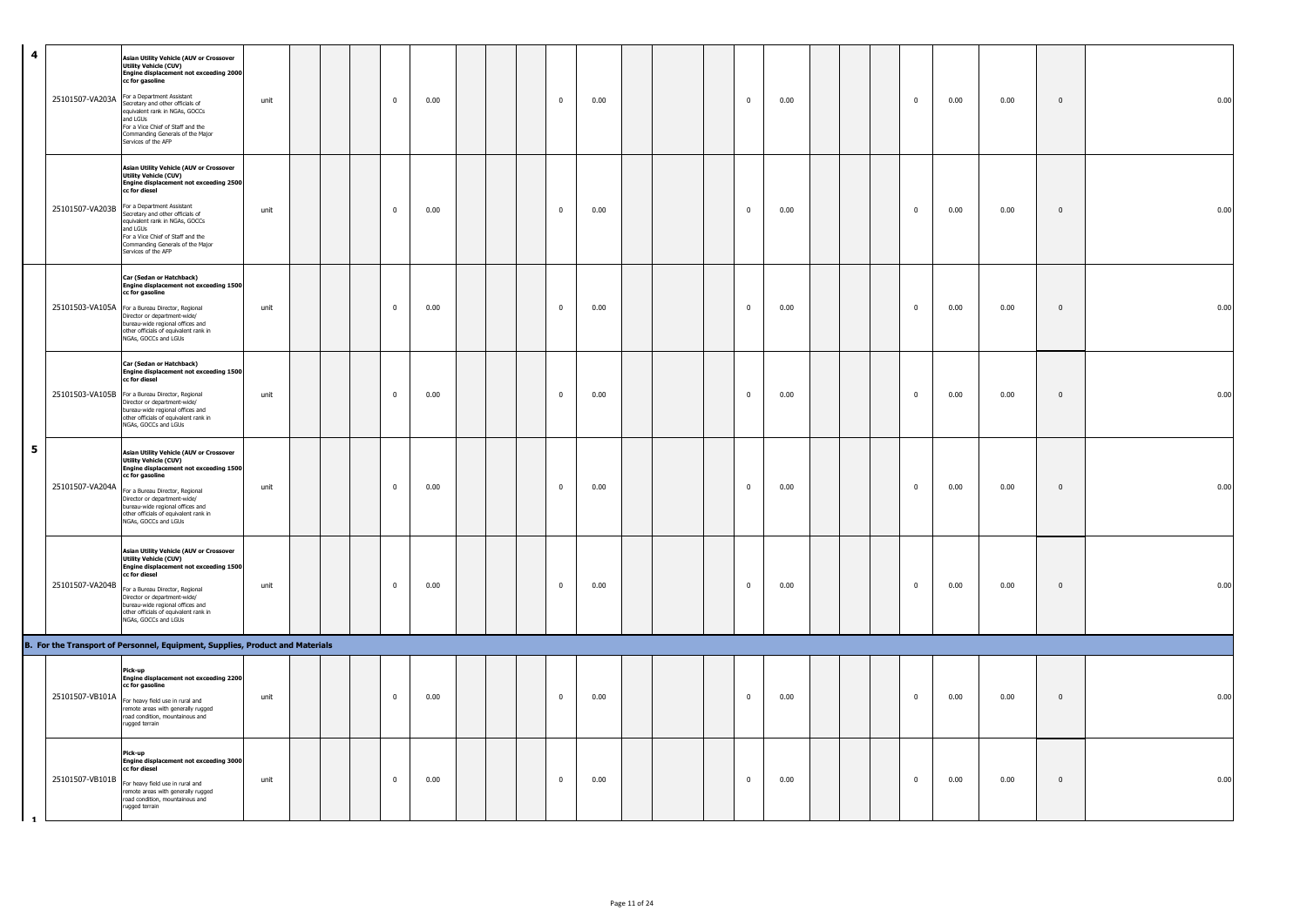| | | | | | | | | | | | | | | | | | | | | | | | | | | |
|---|---|---|---|---|---|---|---|---|---|---|---|---|---|---|---|---|---|---|---|---|---|---|---|---|---|---|
| 4 | 25101507-VA203A | **Asian Utility Vehicle (AUV or Crossover Utility Vehicle (CUV) Engine displacement not exceeding 2000 cc for gasoline** For a Department Assistant Secretary and other officials of equivalent rank in NGAs, GOCCs and LGUs For a Vice Chief of Staff and the Commanding Generals of the Major Services of the AFP | unit | | | | 0 | 0.00 | | | | 0 | 0.00 | | | | 0 | 0.00 | | | | 0 | 0.00 | 0.00 | 0 | 0.00 |
| | 25101507-VA203B | **Asian Utility Vehicle (AUV or Crossover Utility Vehicle (CUV) Engine displacement not exceeding 2500 cc for diesel** For a Department Assistant Secretary and other officials of equivalent rank in NGAs, GOCCs and LGUs For a Vice Chief of Staff and the Commanding Generals of the Major Services of the AFP | unit | | | | 0 | 0.00 | | | | 0 | 0.00 | | | | 0 | 0.00 | | | | 0 | 0.00 | 0.00 | 0 | 0.00 |
| | 25101503-VA105A | **Car (Sedan or Hatchback) Engine displacement not exceeding 1500 cc for gasoline** For a Bureau Director, Regional Director or department-wide/ bureau-wide regional offices and other officials of equivalent rank in NGAs, GOCCs and LGUs | unit | | | | 0 | 0.00 | | | | 0 | 0.00 | | | | 0 | 0.00 | | | | 0 | 0.00 | 0.00 | 0 | 0.00 |
| | 25101503-VA105B | **Car (Sedan or Hatchback) Engine displacement not exceeding 1500 cc for diesel** For a Bureau Director, Regional Director or department-wide/ bureau-wide regional offices and other officials of equivalent rank in NGAs, GOCCs and LGUs | unit | | | | 0 | 0.00 | | | | 0 | 0.00 | | | | 0 | 0.00 | | | | 0 | 0.00 | 0.00 | 0 | 0.00 |
| 5 | 25101507-VA204A | **Asian Utility Vehicle (AUV or Crossover Utility Vehicle (CUV) Engine displacement not exceeding 1500 cc for gasoline** For a Bureau Director, Regional Director or department-wide/ bureau-wide regional offices and other officials of equivalent rank in NGAs, GOCCs and LGUs | unit | | | | 0 | 0.00 | | | | 0 | 0.00 | | | | 0 | 0.00 | | | | 0 | 0.00 | 0.00 | 0 | 0.00 |
| | 25101507-VA204B | **Asian Utility Vehicle (AUV or Crossover Utility Vehicle (CUV) Engine displacement not exceeding 1500 cc for diesel** For a Bureau Director, Regional Director or department-wide/ bureau-wide regional offices and other officials of equivalent rank in NGAs, GOCCs and LGUs | unit | | | | 0 | 0.00 | | | | 0 | 0.00 | | | | 0 | 0.00 | | | | 0 | 0.00 | 0.00 | 0 | 0.00 |
| **B. For the Transport of Personnel, Equipment, Supplies, Product and Materials** | | | | | | | | | | | | | | | | | | | | | | | | | | |
| | 25101507-VB101A | **Pick-up Engine displacement not exceeding 2200 cc for gasoline** For heavy field use in rural and remote areas with generally rugged road condition, mountainous and rugged terrain | unit | | | | 0 | 0.00 | | | | 0 | 0.00 | | | | 0 | 0.00 | | | | 0 | 0.00 | 0.00 | 0 | 0.00 |
| 1 | 25101507-VB101B | **Pick-up Engine displacement not exceeding 3000 cc for diesel** For heavy field use in rural and remote areas with generally rugged road condition, mountainous and rugged terrain | unit | | | | 0 | 0.00 | | | | 0 | 0.00 | | | | 0 | 0.00 | | | | 0 | 0.00 | 0.00 | 0 | 0.00 |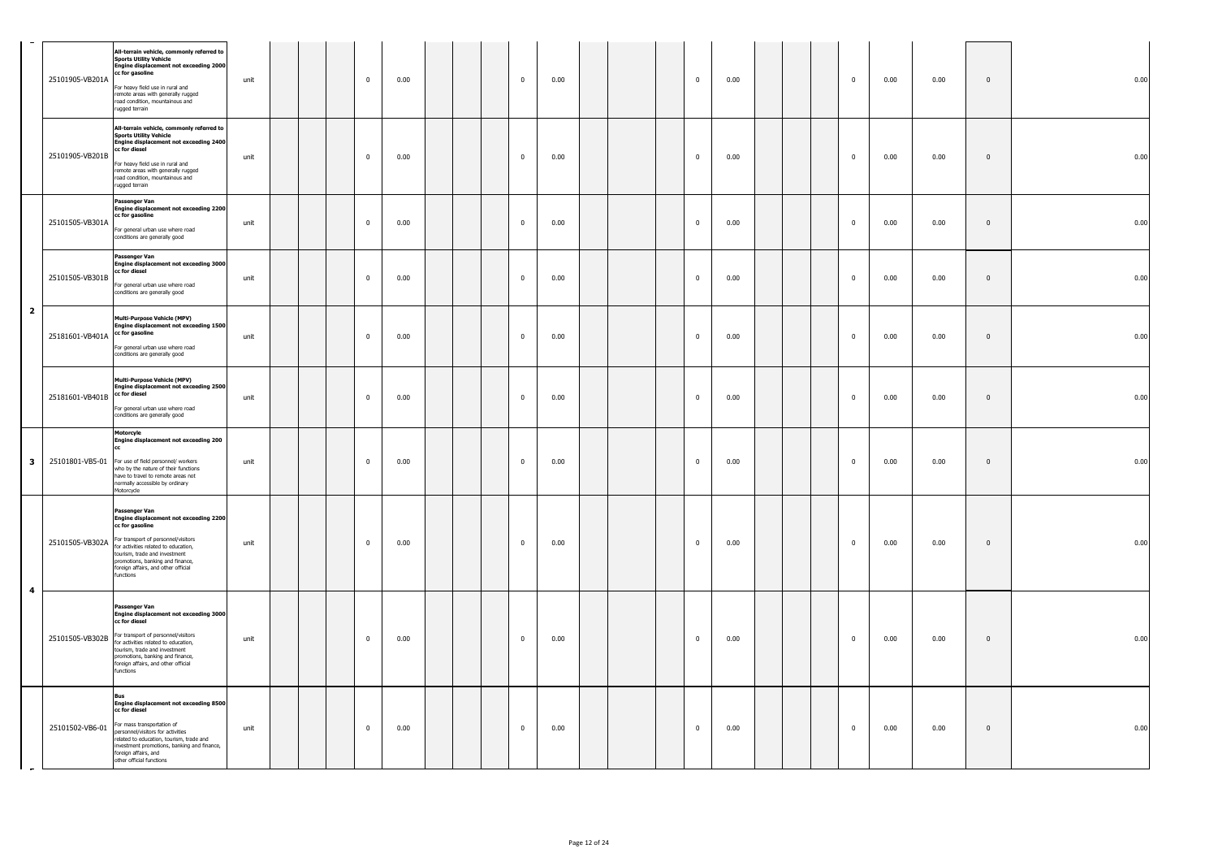| | | | | | | | | | | | | | | | | | | | | | | | | | | |
|---|---|---|---|---|---|---|---|---|---|---|---|---|---|---|---|---|---|---|---|---|---|---|---|---|---|---|
| | 25101905-VB201A | **All-terrain vehicle, commonly referred to Sports Utility Vehicle Engine displacement not exceeding 2000 cc for gasoline** For heavy field use in rural and remote areas with generally rugged road condition, mountainous and rugged terrain | unit | | | | 0 | 0.00 | | | | 0 | 0.00 | | | | 0 | 0.00 | | | | 0 | 0.00 | 0.00 | 0 | 0.00 |
| | 25101905-VB201B | **All-terrain vehicle, commonly referred to Sports Utility Vehicle Engine displacement not exceeding 2400 cc for diesel** For heavy field use in rural and remote areas with generally rugged road condition, mountainous and rugged terrain | unit | | | | 0 | 0.00 | | | | 0 | 0.00 | | | | 0 | 0.00 | | | | 0 | 0.00 | 0.00 | 0 | 0.00 |
| 2 | 25101505-VB301A | **Passenger Van Engine displacement not exceeding 2200 cc for gasoline** For general urban use where road conditions are generally good | unit | | | | 0 | 0.00 | | | | 0 | 0.00 | | | | 0 | 0.00 | | | | 0 | 0.00 | 0.00 | 0 | 0.00 |
| | 25101505-VB301B | **Passenger Van Engine displacement not exceeding 3000 cc for diesel** For general urban use where road conditions are generally good | unit | | | | 0 | 0.00 | | | | 0 | 0.00 | | | | 0 | 0.00 | | | | 0 | 0.00 | 0.00 | 0 | 0.00 |
| | 25181601-VB401A | **Multi-Purpose Vehicle (MPV) Engine displacement not exceeding 1500 cc for gasoline** For general urban use where road conditions are generally good | unit | | | | 0 | 0.00 | | | | 0 | 0.00 | | | | 0 | 0.00 | | | | 0 | 0.00 | 0.00 | 0 | 0.00 |
| | 25181601-VB401B | **Multi-Purpose Vehicle (MPV) Engine displacement not exceeding 2500 cc for diesel** For general urban use where road conditions are generally good | unit | | | | 0 | 0.00 | | | | 0 | 0.00 | | | | 0 | 0.00 | | | | 0 | 0.00 | 0.00 | 0 | 0.00 |
| 3 | 25101801-VB5-01 | **Motorcyle Engine displacement not exceeding 200 cc** For use of field personnel/ workers who by the nature of their functions have to travel to remote areas not normally accessible by ordinary Motorcycle | unit | | | | 0 | 0.00 | | | | 0 | 0.00 | | | | 0 | 0.00 | | | | 0 | 0.00 | 0.00 | 0 | 0.00 |
| 4 | 25101505-VB302A | **Passenger Van Engine displacement not exceeding 2200 cc for gasoline** For transport of personnel/visitors for activities related to education, tourism, trade and investment promotions, banking and finance, foreign affairs, and other official functions | unit | | | | 0 | 0.00 | | | | 0 | 0.00 | | | | 0 | 0.00 | | | | 0 | 0.00 | 0.00 | 0 | 0.00 |
| | 25101505-VB302B | **Passenger Van Engine displacement not exceeding 3000 cc for diesel** For transport of personnel/visitors for activities related to education, tourism, trade and investment promotions, banking and finance, foreign affairs, and other official functions | unit | | | | 0 | 0.00 | | | | 0 | 0.00 | | | | 0 | 0.00 | | | | 0 | 0.00 | 0.00 | 0 | 0.00 |
| | 25101502-VB6-01 | **Bus Engine displacement not exceeding 8500 cc for diesel** For mass transportation of personnel/visitors for activities related to education, tourism, trade and investment promotions, banking and finance, foreign affairs, and other official functions | unit | | | | 0 | 0.00 | | | | 0 | 0.00 | | | | 0 | 0.00 | | | | 0 | 0.00 | 0.00 | 0 | 0.00 |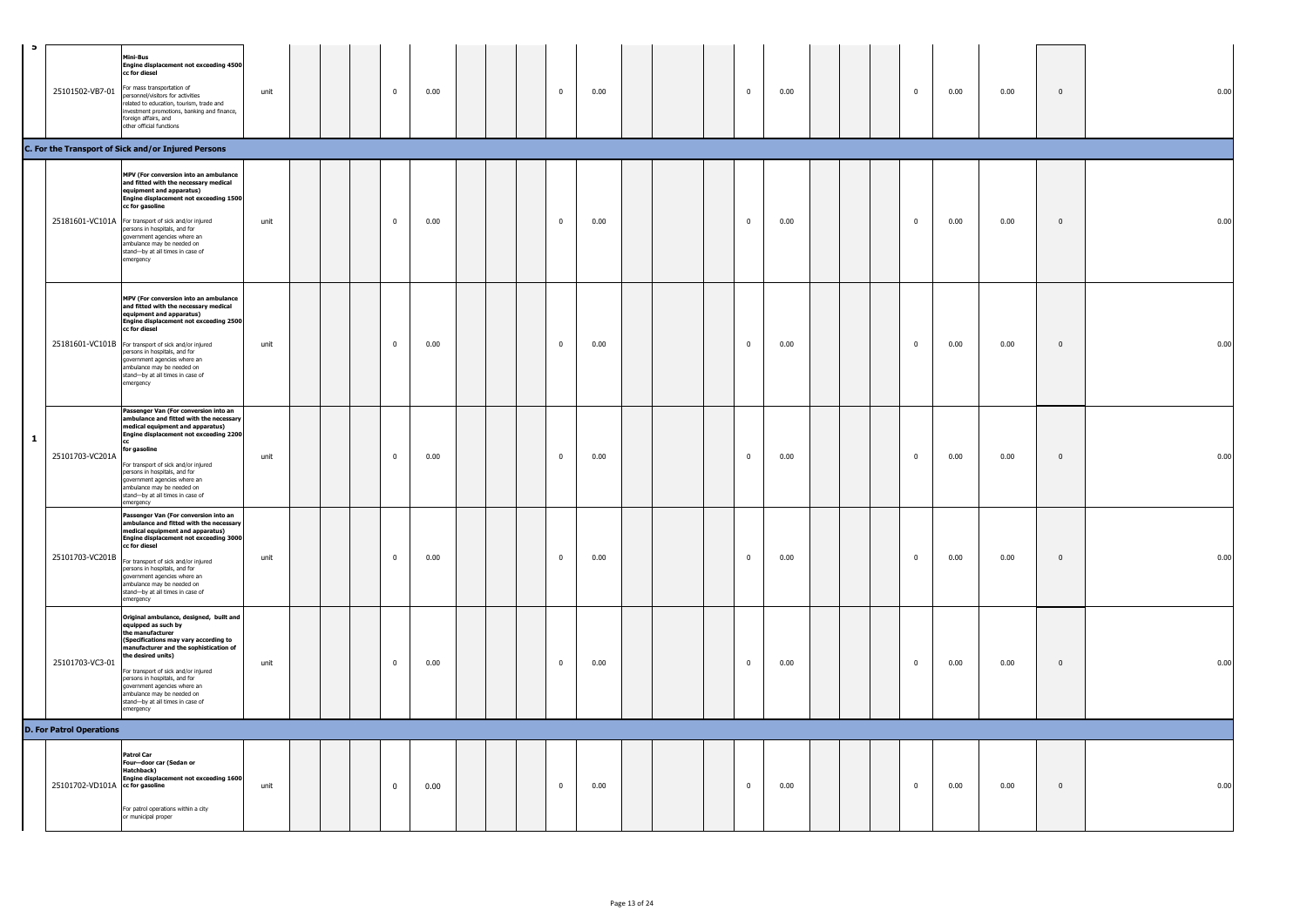| | | | | | | | | | | | | | | | | | | | | | | | | | |
|---|---|---|---|---|---|---|---|---|---|---|---|---|---|---|---|---|---|---|---|---|---|---|---|---|---|
| 5 | 25101502-VB7-01 | **Mini-Bus** **Engine displacement not exceeding 4500 cc for diesel** For mass transportation of personnel/visitors for activities related to education, tourism, trade and investment promotions, banking and finance, foreign affairs, and other official functions | unit | | | | 0 | 0.00 | | | | 0 | 0.00 | | | | 0 | 0.00 | | | | 0 | 0.00 | 0.00 | 0 | 0.00 |
| **C. For the Transport of Sick and/or Injured Persons** | | | | | | | | | | | | | | | | | | | | | | | | | | |
| 1 | 25181601-VC101A | **MPV (For conversion into an ambulance and fitted with the necessary medical equipment and apparatus)** **Engine displacement not exceeding 1500 cc for gasoline** For transport of sick and/or injured persons in hospitals, and for government agencies where an ambulance may be needed on stand—by at all times in case of emergency | unit | | | | 0 | 0.00 | | | | 0 | 0.00 | | | | 0 | 0.00 | | | | 0 | 0.00 | 0.00 | 0 | 0.00 |
| | 25181601-VC101B | **MPV (For conversion into an ambulance and fitted with the necessary medical equipment and apparatus)** **Engine displacement not exceeding 2500 cc for diesel** For transport of sick and/or injured persons in hospitals, and for government agencies where an ambulance may be needed on stand—by at all times in case of emergency | unit | | | | 0 | 0.00 | | | | 0 | 0.00 | | | | 0 | 0.00 | | | | 0 | 0.00 | 0.00 | 0 | 0.00 |
| | 25101703-VC201A | **Passenger Van (For conversion into an ambulance and fitted with the necessary medical equipment and apparatus)** **Engine displacement not exceeding 2200 cc for gasoline** For transport of sick and/or injured persons in hospitals, and for government agencies where an ambulance may be needed on stand—by at all times in case of emergency | unit | | | | 0 | 0.00 | | | | 0 | 0.00 | | | | 0 | 0.00 | | | | 0 | 0.00 | 0.00 | 0 | 0.00 |
| | 25101703-VC201B | **Passenger Van (For conversion into an ambulance and fitted with the necessary medical equipment and apparatus)** **Engine displacement not exceeding 3000 cc for diesel** For transport of sick and/or injured persons in hospitals, and for government agencies where an ambulance may be needed on stand—by at all times in case of emergency | unit | | | | 0 | 0.00 | | | | 0 | 0.00 | | | | 0 | 0.00 | | | | 0 | 0.00 | 0.00 | 0 | 0.00 |
| | 25101703-VC3-01 | **Original ambulance, designed, built and equipped as such by the manufacturer (Specifications may vary according to manufacturer and the sophistication of the desired units)** For transport of sick and/or injured persons in hospitals, and for government agencies where an ambulance may be needed on stand—by at all times in case of emergency | unit | | | | 0 | 0.00 | | | | 0 | 0.00 | | | | 0 | 0.00 | | | | 0 | 0.00 | 0.00 | 0 | 0.00 |
| **D. For Patrol Operations** | | | | | | | | | | | | | | | | | | | | | | | | | | |
| | 25101702-VD101A | **Patrol Car** **Four—door car (Sedan or Hatchback)** **Engine displacement not exceeding 1600 cc for gasoline** For patrol operations within a city or municipal proper | unit | | | | 0 | 0.00 | | | | 0 | 0.00 | | | | 0 | 0.00 | | | | 0 | 0.00 | 0.00 | 0 | 0.00 |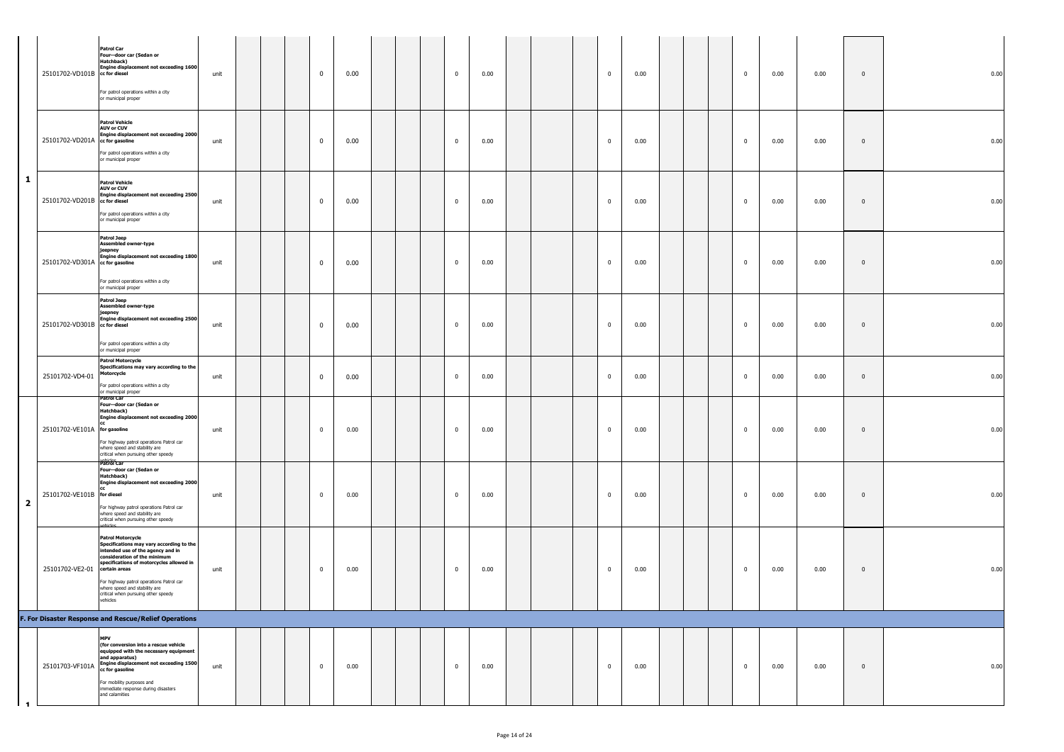| | | | | | | | | | | | | | | | | | | | | | | | | |
|---|---|---|---|---|---|---|---|---|---|---|---|---|---|---|---|---|---|---|---|---|---|---|---|---|
| 1 | 25101702-VD101B | **Patrol Car** **Four—door car (Sedan or Hatchback)** **Engine displacement not exceeding 1600 cc for diesel** For patrol operations within a city or municipal proper | unit | | | | 0 | 0.00 | | | | 0 | 0.00 | | | | 0 | 0.00 | | | | 0 | 0.00 | 0.00 | 0 | 0.00 |
| | 25101702-VD201A | **Patrol Vehicle** **AUV or CUV** **Engine displacement not exceeding 2000 cc for gasoline** For patrol operations within a city or municipal proper | unit | | | | 0 | 0.00 | | | | 0 | 0.00 | | | | 0 | 0.00 | | | | 0 | 0.00 | 0.00 | 0 | 0.00 |
| | 25101702-VD201B | **Patrol Vehicle** **AUV or CUV** **Engine displacement not exceeding 2500 cc for diesel** For patrol operations within a city or municipal proper | unit | | | | 0 | 0.00 | | | | 0 | 0.00 | | | | 0 | 0.00 | | | | 0 | 0.00 | 0.00 | 0 | 0.00 |
| | 25101702-VD301A | **Patrol Jeep** **Assembled owner-type jeepney** **Engine displacement not exceeding 1800 cc for gasoline** For patrol operations within a city or municipal proper | unit | | | | 0 | 0.00 | | | | 0 | 0.00 | | | | 0 | 0.00 | | | | 0 | 0.00 | 0.00 | 0 | 0.00 |
| | 25101702-VD301B | **Patrol Jeep** **Assembled owner-type jeepney** **Engine displacement not exceeding 2500 cc for diesel** For patrol operations within a city or municipal proper | unit | | | | 0 | 0.00 | | | | 0 | 0.00 | | | | 0 | 0.00 | | | | 0 | 0.00 | 0.00 | 0 | 0.00 |
| | 25101702-VD4-01 | **Patrol Motorcycle** **Specifications may vary according to the Motorcycle** For patrol operations within a city or municipal proper | unit | | | | 0 | 0.00 | | | | 0 | 0.00 | | | | 0 | 0.00 | | | | 0 | 0.00 | 0.00 | 0 | 0.00 |
| 2 | 25101702-VE101A | **Patrol Car** **Four—door car (Sedan or Hatchback)** **Engine displacement not exceeding 2000 cc for gasoline** For highway patrol operations Patrol car where speed and stability are critical when pursuing other speedy vehicles | unit | | | | 0 | 0.00 | | | | 0 | 0.00 | | | | 0 | 0.00 | | | | 0 | 0.00 | 0.00 | 0 | 0.00 |
| | 25101702-VE101B | **Patrol Car** **Four—door car (Sedan or Hatchback)** **Engine displacement not exceeding 2000 cc for diesel** For highway patrol operations Patrol car where speed and stability are critical when pursuing other speedy vehicles | unit | | | | 0 | 0.00 | | | | 0 | 0.00 | | | | 0 | 0.00 | | | | 0 | 0.00 | 0.00 | 0 | 0.00 |
| | 25101702-VE2-01 | **Patrol Motorcycle** **Specifications may vary according to the intended use of the agency and in consideration of the minimum specifications of motorcycles allowed in certain areas** For highway patrol operations Patrol car where speed and stability are critical when pursuing other speedy vehicles | unit | | | | 0 | 0.00 | | | | 0 | 0.00 | | | | 0 | 0.00 | | | | 0 | 0.00 | 0.00 | 0 | 0.00 |
| **F. For Disaster Response and Rescue/Relief Operations** | | | | | | | | | | | | | | | | | | | | | | | | | | |
| 1 | 25101703-VF101A | **MPV** **(for conversion into a rescue vehicle equipped with the necessary equipment and apparatus)** **Engine displacement not exceeding 1500 cc for gasoline** For mobility purposes and immediate response during disasters and calamities | unit | | | | 0 | 0.00 | | | | 0 | 0.00 | | | | 0 | 0.00 | | | | 0 | 0.00 | 0.00 | 0 | 0.00 |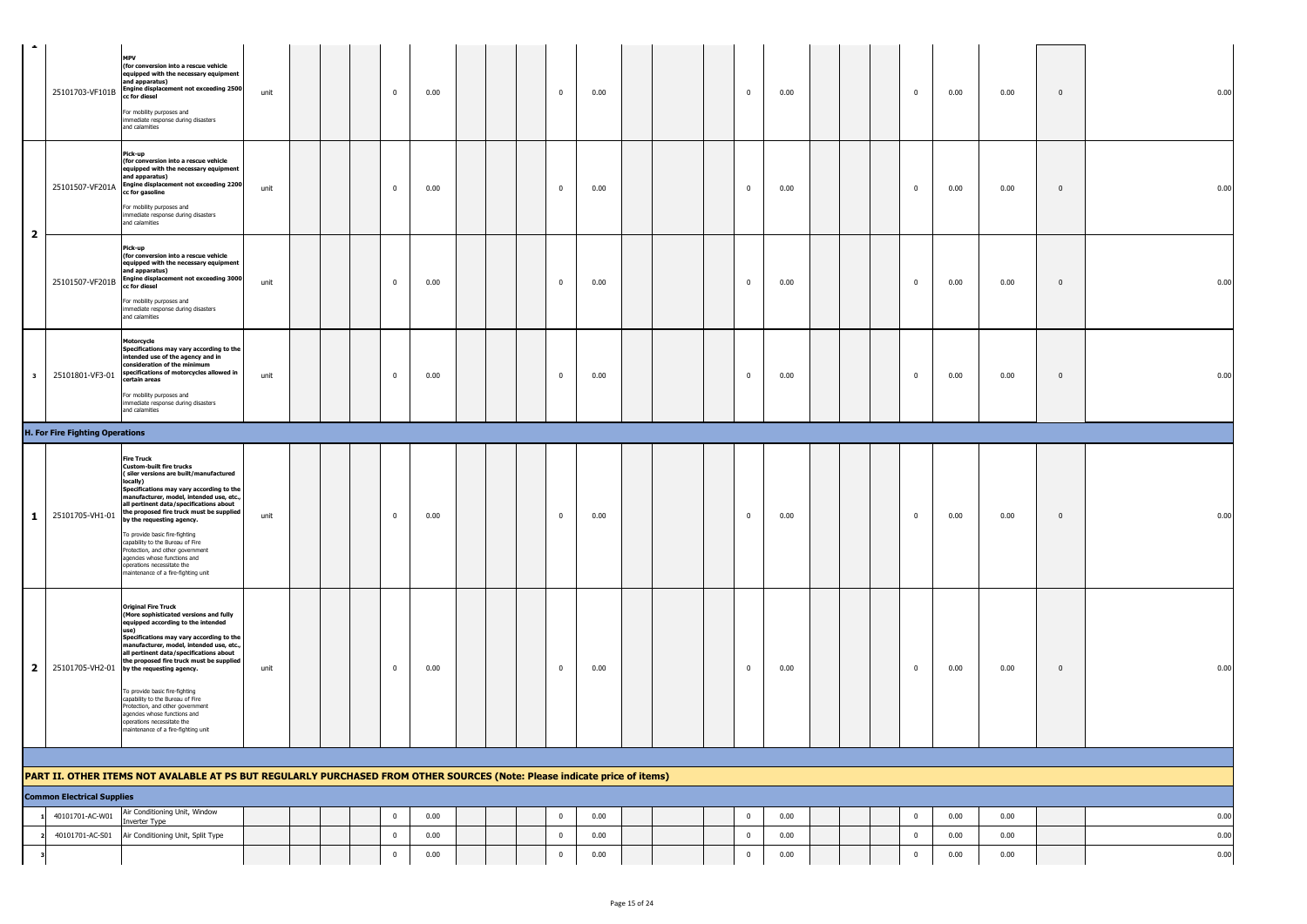| | | | | | | | | | | | | | | | | | | | | | | | | | |
|---|---|---|---|---|---|---|---|---|---|---|---|---|---|---|---|---|---|---|---|---|---|---|---|---|---|
| 1 | 25101703-VF101B | **MPV (for conversion into a rescue vehicle equipped with the necessary equipment and apparatus) Engine displacement not exceeding 2500 cc for diesel** For mobility purposes and immediate response during disasters and calamities | unit | | | | 0 | 0.00 | | | | 0 | 0.00 | | | | 0 | 0.00 | | | | 0 | 0.00 | 0.00 | 0 | 0.00 |
| 2 | 25101507-VF201A | **Pick-up (for conversion into a rescue vehicle equipped with the necessary equipment and apparatus) Engine displacement not exceeding 2200 cc for gasoline** For mobility purposes and immediate response during disasters and calamities | unit | | | | 0 | 0.00 | | | | 0 | 0.00 | | | | 0 | 0.00 | | | | 0 | 0.00 | 0.00 | 0 | 0.00 |
| | 25101507-VF201B | **Pick-up (for conversion into a rescue vehicle equipped with the necessary equipment and apparatus) Engine displacement not exceeding 3000 cc for diesel** For mobility purposes and immediate response during disasters and calamities | unit | | | | 0 | 0.00 | | | | 0 | 0.00 | | | | 0 | 0.00 | | | | 0 | 0.00 | 0.00 | 0 | 0.00 |
| 3 | 25101801-VF3-01 | **Motorcycle Specifications may vary according to the intended use of the agency and in consideration of the minimum specifications of motorcycles allowed in certain areas** For mobility purposes and immediate response during disasters and calamities | unit | | | | 0 | 0.00 | | | | 0 | 0.00 | | | | 0 | 0.00 | | | | 0 | 0.00 | 0.00 | 0 | 0.00 |
| **H. For Fire Fighting Operations** | | | | | | | | | | | | | | | | | | | | | | | | | |
| 1 | 25101705-VH1-01 | **Fire Truck Custom-built fire trucks ( siler versions are built/manufactured locally) Specifications may vary according to the manufacturer, model, intended use, etc., all pertinent data/specifications about the proposed fire truck must be supplied by the requesting agency.** To provide basic fire-fighting capability to the Bureau of Fire Protection, and other government agencies whose functions and operations necessitate the maintenance of a fire-fighting unit | unit | | | | 0 | 0.00 | | | | 0 | 0.00 | | | | 0 | 0.00 | | | | 0 | 0.00 | 0.00 | 0 | 0.00 |
| 2 | 25101705-VH2-01 | **Original Fire Truck (More sophisticated versions and fully equipped according to the intended use) Specifications may vary according to the manufacturer, model, intended use, etc., all pertinent data/specifications about the proposed fire truck must be supplied by the requesting agency.** To provide basic fire-fighting capability to the Bureau of Fire Protection, and other government agencies whose functions and operations necessitate the maintenance of a fire-fighting unit | unit | | | | 0 | 0.00 | | | | 0 | 0.00 | | | | 0 | 0.00 | | | | 0 | 0.00 | 0.00 | 0 | 0.00 |
| **PART II. OTHER ITEMS NOT AVALABLE AT PS BUT REGULARLY PURCHASED FROM OTHER SOURCES (Note: Please indicate price of items)** | | | | | | | | | | | | | | | | | | | | | | | | | |
| **Common Electrical Supplies** | | | | | | | | | | | | | | | | | | | | | | | | | |
| 1 | 40101701-AC-W01 | Air Conditioning Unit, Window Inverter Type | | | | | 0 | 0.00 | | | | 0 | 0.00 | | | | 0 | 0.00 | | | | 0 | 0.00 | 0.00 | | 0.00 |
| 2 | 40101701-AC-S01 | Air Conditioning Unit, Split Type | | | | | 0 | 0.00 | | | | 0 | 0.00 | | | | 0 | 0.00 | | | | 0 | 0.00 | 0.00 | | 0.00 |
| 3 | | | | | | | 0 | 0.00 | | | | 0 | 0.00 | | | | 0 | 0.00 | | | | 0 | 0.00 | 0.00 | | 0.00 |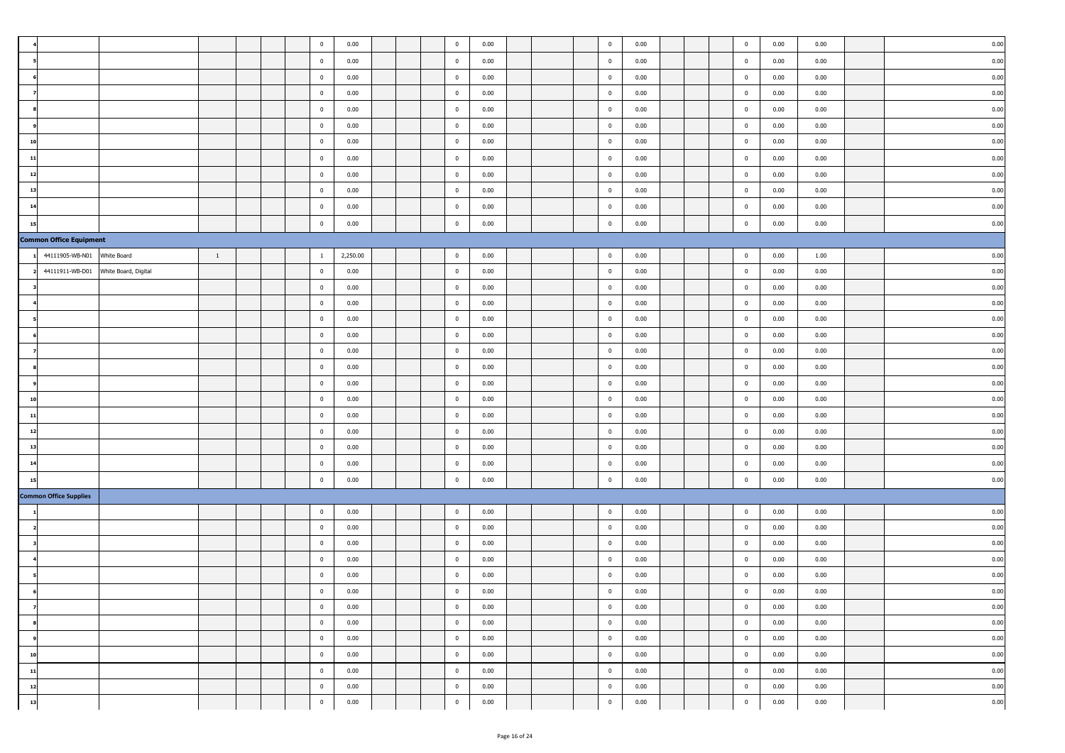| | | | | | | | | | | | | | | | | | | | | | | | | | | |
|---|---|---|---|---|---|---|---|---|---|---|---|---|---|---|---|---|---|---|---|---|---|---|---|---|---|---|
| 4 | | | | | | | 0 | 0.00 | | | | 0 | 0.00 | | | | 0 | 0.00 | | | | 0 | 0.00 | 0.00 | | 0.00 |
| 5 | | | | | | | 0 | 0.00 | | | | 0 | 0.00 | | | | 0 | 0.00 | | | | 0 | 0.00 | 0.00 | | 0.00 |
| 6 | | | | | | | 0 | 0.00 | | | | 0 | 0.00 | | | | 0 | 0.00 | | | | 0 | 0.00 | 0.00 | | 0.00 |
| 7 | | | | | | | 0 | 0.00 | | | | 0 | 0.00 | | | | 0 | 0.00 | | | | 0 | 0.00 | 0.00 | | 0.00 |
| 8 | | | | | | | 0 | 0.00 | | | | 0 | 0.00 | | | | 0 | 0.00 | | | | 0 | 0.00 | 0.00 | | 0.00 |
| 9 | | | | | | | 0 | 0.00 | | | | 0 | 0.00 | | | | 0 | 0.00 | | | | 0 | 0.00 | 0.00 | | 0.00 |
| 10 | | | | | | | 0 | 0.00 | | | | 0 | 0.00 | | | | 0 | 0.00 | | | | 0 | 0.00 | 0.00 | | 0.00 |
| 11 | | | | | | | 0 | 0.00 | | | | 0 | 0.00 | | | | 0 | 0.00 | | | | 0 | 0.00 | 0.00 | | 0.00 |
| 12 | | | | | | | 0 | 0.00 | | | | 0 | 0.00 | | | | 0 | 0.00 | | | | 0 | 0.00 | 0.00 | | 0.00 |
| 13 | | | | | | | 0 | 0.00 | | | | 0 | 0.00 | | | | 0 | 0.00 | | | | 0 | 0.00 | 0.00 | | 0.00 |
| 14 | | | | | | | 0 | 0.00 | | | | 0 | 0.00 | | | | 0 | 0.00 | | | | 0 | 0.00 | 0.00 | | 0.00 |
| 15 | | | | | | | 0 | 0.00 | | | | 0 | 0.00 | | | | 0 | 0.00 | | | | 0 | 0.00 | 0.00 | | 0.00 |
| **Common Office Equipment** | | | | | | | | | | | | | | | | | | | | | | | | | | |
| 1 | 44111905-WB-N01 | White Board | 1 | | | | 1 | 2,250.00 | | | | 0 | 0.00 | | | | 0 | 0.00 | | | | 0 | 0.00 | 1.00 | | 0.00 |
| 2 | 44111911-WB-D01 | White Board, Digital | | | | | 0 | 0.00 | | | | 0 | 0.00 | | | | 0 | 0.00 | | | | 0 | 0.00 | 0.00 | | 0.00 |
| 3 | | | | | | | 0 | 0.00 | | | | 0 | 0.00 | | | | 0 | 0.00 | | | | 0 | 0.00 | 0.00 | | 0.00 |
| 4 | | | | | | | 0 | 0.00 | | | | 0 | 0.00 | | | | 0 | 0.00 | | | | 0 | 0.00 | 0.00 | | 0.00 |
| 5 | | | | | | | 0 | 0.00 | | | | 0 | 0.00 | | | | 0 | 0.00 | | | | 0 | 0.00 | 0.00 | | 0.00 |
| 6 | | | | | | | 0 | 0.00 | | | | 0 | 0.00 | | | | 0 | 0.00 | | | | 0 | 0.00 | 0.00 | | 0.00 |
| 7 | | | | | | | 0 | 0.00 | | | | 0 | 0.00 | | | | 0 | 0.00 | | | | 0 | 0.00 | 0.00 | | 0.00 |
| 8 | | | | | | | 0 | 0.00 | | | | 0 | 0.00 | | | | 0 | 0.00 | | | | 0 | 0.00 | 0.00 | | 0.00 |
| 9 | | | | | | | 0 | 0.00 | | | | 0 | 0.00 | | | | 0 | 0.00 | | | | 0 | 0.00 | 0.00 | | 0.00 |
| 10 | | | | | | | 0 | 0.00 | | | | 0 | 0.00 | | | | 0 | 0.00 | | | | 0 | 0.00 | 0.00 | | 0.00 |
| 11 | | | | | | | 0 | 0.00 | | | | 0 | 0.00 | | | | 0 | 0.00 | | | | 0 | 0.00 | 0.00 | | 0.00 |
| 12 | | | | | | | 0 | 0.00 | | | | 0 | 0.00 | | | | 0 | 0.00 | | | | 0 | 0.00 | 0.00 | | 0.00 |
| 13 | | | | | | | 0 | 0.00 | | | | 0 | 0.00 | | | | 0 | 0.00 | | | | 0 | 0.00 | 0.00 | | 0.00 |
| 14 | | | | | | | 0 | 0.00 | | | | 0 | 0.00 | | | | 0 | 0.00 | | | | 0 | 0.00 | 0.00 | | 0.00 |
| 15 | | | | | | | 0 | 0.00 | | | | 0 | 0.00 | | | | 0 | 0.00 | | | | 0 | 0.00 | 0.00 | | 0.00 |
| **Common Office Supplies** | | | | | | | | | | | | | | | | | | | | | | | | | | |
| 1 | | | | | | | 0 | 0.00 | | | | 0 | 0.00 | | | | 0 | 0.00 | | | | 0 | 0.00 | 0.00 | | 0.00 |
| 2 | | | | | | | 0 | 0.00 | | | | 0 | 0.00 | | | | 0 | 0.00 | | | | 0 | 0.00 | 0.00 | | 0.00 |
| 3 | | | | | | | 0 | 0.00 | | | | 0 | 0.00 | | | | 0 | 0.00 | | | | 0 | 0.00 | 0.00 | | 0.00 |
| 4 | | | | | | | 0 | 0.00 | | | | 0 | 0.00 | | | | 0 | 0.00 | | | | 0 | 0.00 | 0.00 | | 0.00 |
| 5 | | | | | | | 0 | 0.00 | | | | 0 | 0.00 | | | | 0 | 0.00 | | | | 0 | 0.00 | 0.00 | | 0.00 |
| 6 | | | | | | | 0 | 0.00 | | | | 0 | 0.00 | | | | 0 | 0.00 | | | | 0 | 0.00 | 0.00 | | 0.00 |
| 7 | | | | | | | 0 | 0.00 | | | | 0 | 0.00 | | | | 0 | 0.00 | | | | 0 | 0.00 | 0.00 | | 0.00 |
| 8 | | | | | | | 0 | 0.00 | | | | 0 | 0.00 | | | | 0 | 0.00 | | | | 0 | 0.00 | 0.00 | | 0.00 |
| 9 | | | | | | | 0 | 0.00 | | | | 0 | 0.00 | | | | 0 | 0.00 | | | | 0 | 0.00 | 0.00 | | 0.00 |
| 10 | | | | | | | 0 | 0.00 | | | | 0 | 0.00 | | | | 0 | 0.00 | | | | 0 | 0.00 | 0.00 | | 0.00 |
| 11 | | | | | | | 0 | 0.00 | | | | 0 | 0.00 | | | | 0 | 0.00 | | | | 0 | 0.00 | 0.00 | | 0.00 |
| 12 | | | | | | | 0 | 0.00 | | | | 0 | 0.00 | | | | 0 | 0.00 | | | | 0 | 0.00 | 0.00 | | 0.00 |
| 13 | | | | | | | 0 | 0.00 | | | | 0 | 0.00 | | | | 0 | 0.00 | | | | 0 | 0.00 | 0.00 | | 0.00 |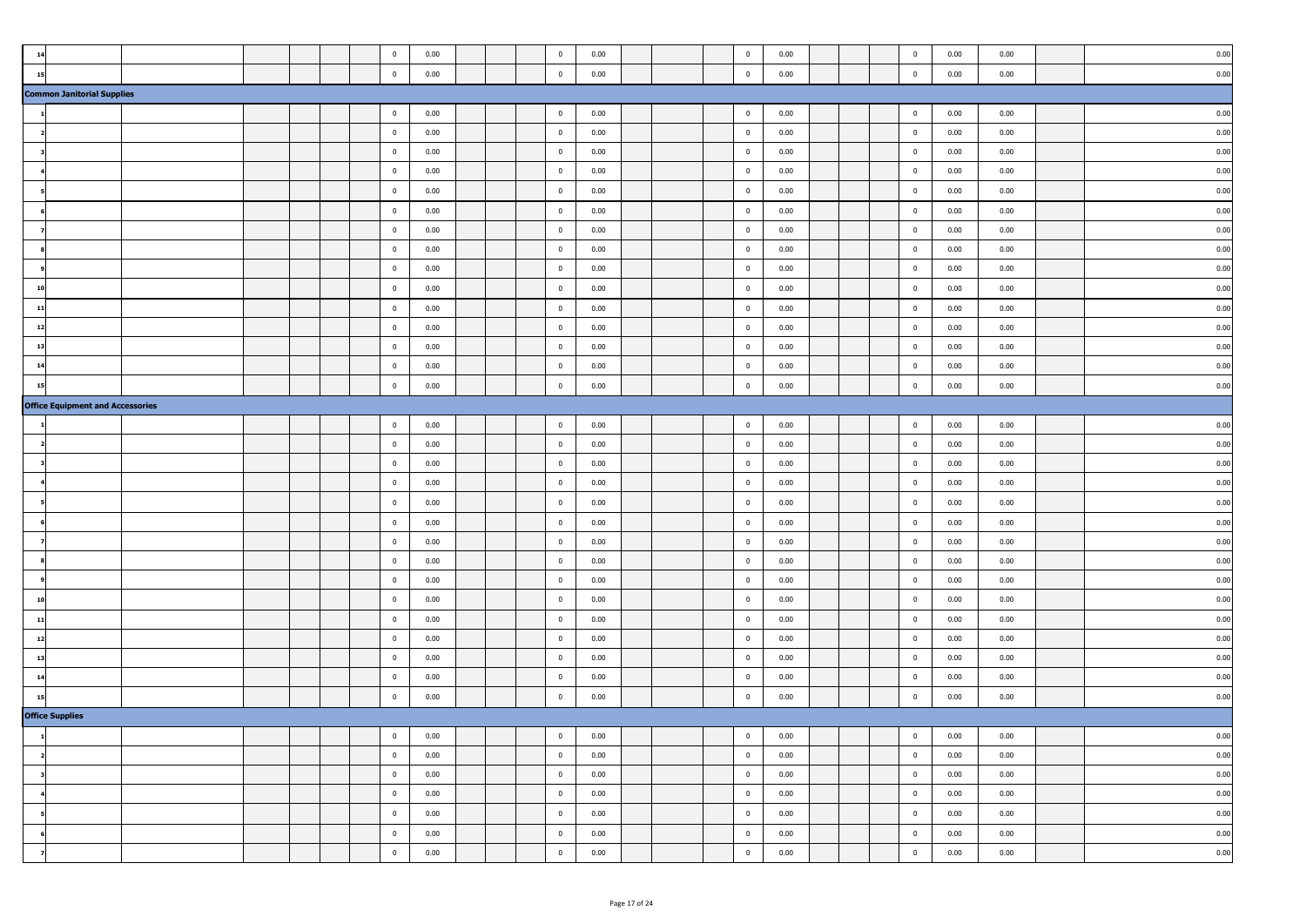| | | | | | | | | | | | | | | | | | | | | | | | | | | |
|---|---|---|---|---|---|---|---|---|---|---|---|---|---|---|---|---|---|---|---|---|---|---|---|---|---|---|
| 14 | | | | | | | 0 | 0.00 | | | | 0 | 0.00 | | | | 0 | 0.00 | | | | 0 | 0.00 | 0.00 | | 0.00 |
| 15 | | | | | | | 0 | 0.00 | | | | 0 | 0.00 | | | | 0 | 0.00 | | | | 0 | 0.00 | 0.00 | | 0.00 |
| **Common Janitorial Supplies** | | | | | | | | | | | | | | | | | | | | | | | | | | |
| 1 | | | | | | | 0 | 0.00 | | | | 0 | 0.00 | | | | 0 | 0.00 | | | | 0 | 0.00 | 0.00 | | 0.00 |
| 2 | | | | | | | 0 | 0.00 | | | | 0 | 0.00 | | | | 0 | 0.00 | | | | 0 | 0.00 | 0.00 | | 0.00 |
| 3 | | | | | | | 0 | 0.00 | | | | 0 | 0.00 | | | | 0 | 0.00 | | | | 0 | 0.00 | 0.00 | | 0.00 |
| 4 | | | | | | | 0 | 0.00 | | | | 0 | 0.00 | | | | 0 | 0.00 | | | | 0 | 0.00 | 0.00 | | 0.00 |
| 5 | | | | | | | 0 | 0.00 | | | | 0 | 0.00 | | | | 0 | 0.00 | | | | 0 | 0.00 | 0.00 | | 0.00 |
| 6 | | | | | | | 0 | 0.00 | | | | 0 | 0.00 | | | | 0 | 0.00 | | | | 0 | 0.00 | 0.00 | | 0.00 |
| 7 | | | | | | | 0 | 0.00 | | | | 0 | 0.00 | | | | 0 | 0.00 | | | | 0 | 0.00 | 0.00 | | 0.00 |
| 8 | | | | | | | 0 | 0.00 | | | | 0 | 0.00 | | | | 0 | 0.00 | | | | 0 | 0.00 | 0.00 | | 0.00 |
| 9 | | | | | | | 0 | 0.00 | | | | 0 | 0.00 | | | | 0 | 0.00 | | | | 0 | 0.00 | 0.00 | | 0.00 |
| 10 | | | | | | | 0 | 0.00 | | | | 0 | 0.00 | | | | 0 | 0.00 | | | | 0 | 0.00 | 0.00 | | 0.00 |
| 11 | | | | | | | 0 | 0.00 | | | | 0 | 0.00 | | | | 0 | 0.00 | | | | 0 | 0.00 | 0.00 | | 0.00 |
| 12 | | | | | | | 0 | 0.00 | | | | 0 | 0.00 | | | | 0 | 0.00 | | | | 0 | 0.00 | 0.00 | | 0.00 |
| 13 | | | | | | | 0 | 0.00 | | | | 0 | 0.00 | | | | 0 | 0.00 | | | | 0 | 0.00 | 0.00 | | 0.00 |
| 14 | | | | | | | 0 | 0.00 | | | | 0 | 0.00 | | | | 0 | 0.00 | | | | 0 | 0.00 | 0.00 | | 0.00 |
| 15 | | | | | | | 0 | 0.00 | | | | 0 | 0.00 | | | | 0 | 0.00 | | | | 0 | 0.00 | 0.00 | | 0.00 |
| **Office Equipment and Accessories** | | | | | | | | | | | | | | | | | | | | | | | | | | |
| 1 | | | | | | | 0 | 0.00 | | | | 0 | 0.00 | | | | 0 | 0.00 | | | | 0 | 0.00 | 0.00 | | 0.00 |
| 2 | | | | | | | 0 | 0.00 | | | | 0 | 0.00 | | | | 0 | 0.00 | | | | 0 | 0.00 | 0.00 | | 0.00 |
| 3 | | | | | | | 0 | 0.00 | | | | 0 | 0.00 | | | | 0 | 0.00 | | | | 0 | 0.00 | 0.00 | | 0.00 |
| 4 | | | | | | | 0 | 0.00 | | | | 0 | 0.00 | | | | 0 | 0.00 | | | | 0 | 0.00 | 0.00 | | 0.00 |
| 5 | | | | | | | 0 | 0.00 | | | | 0 | 0.00 | | | | 0 | 0.00 | | | | 0 | 0.00 | 0.00 | | 0.00 |
| 6 | | | | | | | 0 | 0.00 | | | | 0 | 0.00 | | | | 0 | 0.00 | | | | 0 | 0.00 | 0.00 | | 0.00 |
| 7 | | | | | | | 0 | 0.00 | | | | 0 | 0.00 | | | | 0 | 0.00 | | | | 0 | 0.00 | 0.00 | | 0.00 |
| 8 | | | | | | | 0 | 0.00 | | | | 0 | 0.00 | | | | 0 | 0.00 | | | | 0 | 0.00 | 0.00 | | 0.00 |
| 9 | | | | | | | 0 | 0.00 | | | | 0 | 0.00 | | | | 0 | 0.00 | | | | 0 | 0.00 | 0.00 | | 0.00 |
| 10 | | | | | | | 0 | 0.00 | | | | 0 | 0.00 | | | | 0 | 0.00 | | | | 0 | 0.00 | 0.00 | | 0.00 |
| 11 | | | | | | | 0 | 0.00 | | | | 0 | 0.00 | | | | 0 | 0.00 | | | | 0 | 0.00 | 0.00 | | 0.00 |
| 12 | | | | | | | 0 | 0.00 | | | | 0 | 0.00 | | | | 0 | 0.00 | | | | 0 | 0.00 | 0.00 | | 0.00 |
| 13 | | | | | | | 0 | 0.00 | | | | 0 | 0.00 | | | | 0 | 0.00 | | | | 0 | 0.00 | 0.00 | | 0.00 |
| 14 | | | | | | | 0 | 0.00 | | | | 0 | 0.00 | | | | 0 | 0.00 | | | | 0 | 0.00 | 0.00 | | 0.00 |
| 15 | | | | | | | 0 | 0.00 | | | | 0 | 0.00 | | | | 0 | 0.00 | | | | 0 | 0.00 | 0.00 | | 0.00 |
| **Office Supplies** | | | | | | | | | | | | | | | | | | | | | | | | | | |
| 1 | | | | | | | 0 | 0.00 | | | | 0 | 0.00 | | | | 0 | 0.00 | | | | 0 | 0.00 | 0.00 | | 0.00 |
| 2 | | | | | | | 0 | 0.00 | | | | 0 | 0.00 | | | | 0 | 0.00 | | | | 0 | 0.00 | 0.00 | | 0.00 |
| 3 | | | | | | | 0 | 0.00 | | | | 0 | 0.00 | | | | 0 | 0.00 | | | | 0 | 0.00 | 0.00 | | 0.00 |
| 4 | | | | | | | 0 | 0.00 | | | | 0 | 0.00 | | | | 0 | 0.00 | | | | 0 | 0.00 | 0.00 | | 0.00 |
| 5 | | | | | | | 0 | 0.00 | | | | 0 | 0.00 | | | | 0 | 0.00 | | | | 0 | 0.00 | 0.00 | | 0.00 |
| 6 | | | | | | | 0 | 0.00 | | | | 0 | 0.00 | | | | 0 | 0.00 | | | | 0 | 0.00 | 0.00 | | 0.00 |
| 7 | | | | | | | 0 | 0.00 | | | | 0 | 0.00 | | | | 0 | 0.00 | | | | 0 | 0.00 | 0.00 | | 0.00 |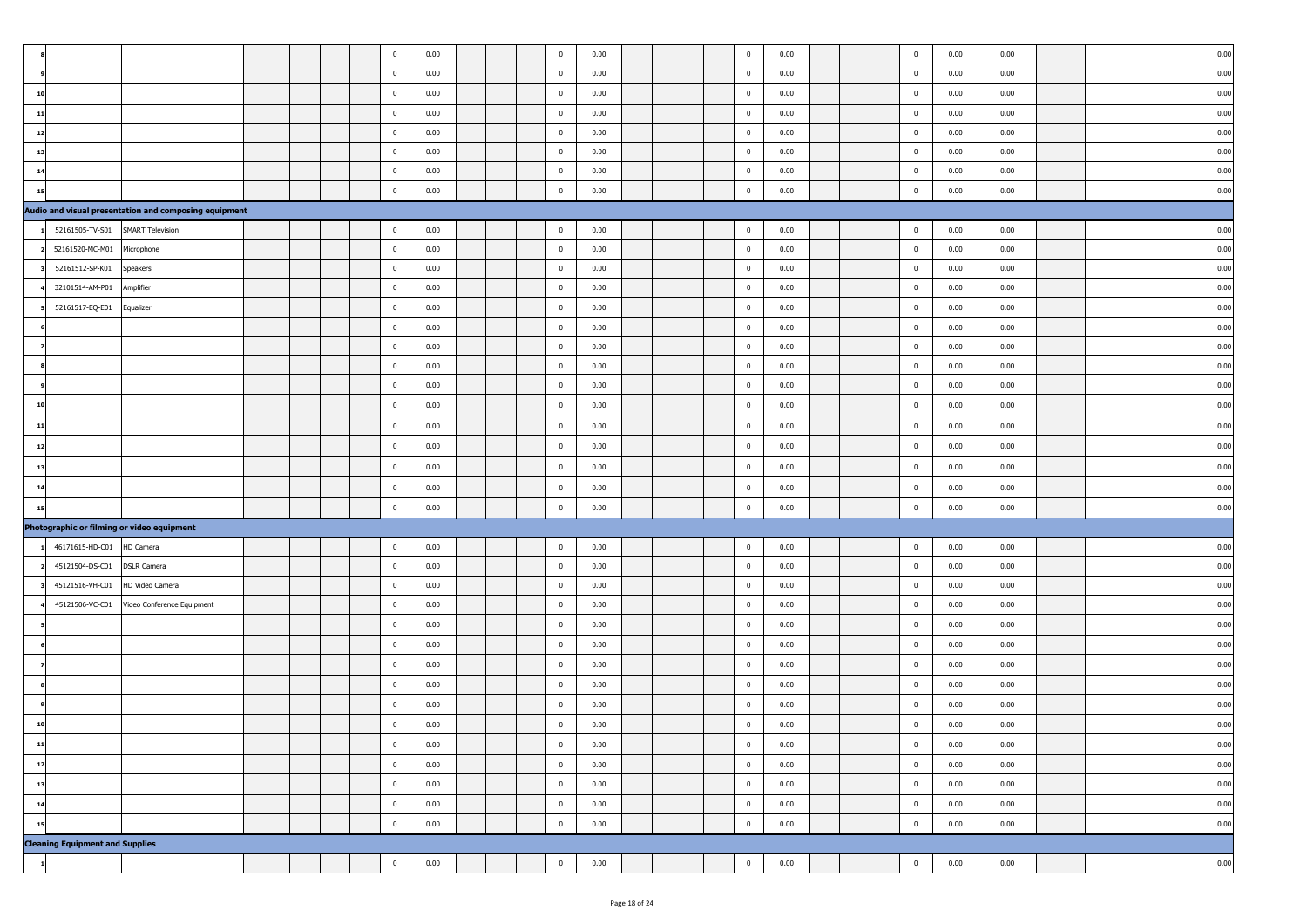| | | | | | | | | | | | | | | | | | | | | | | | | | | |
|---|---|---|---|---|---|---|---|---|---|---|---|---|---|---|---|---|---|---|---|---|---|---|---|---|---|---|
| 8 | | | | | | | 0 | 0.00 | | | | 0 | 0.00 | | | | 0 | 0.00 | | | | 0 | 0.00 | 0.00 | | 0.00 |
| 9 | | | | | | | 0 | 0.00 | | | | 0 | 0.00 | | | | 0 | 0.00 | | | | 0 | 0.00 | 0.00 | | 0.00 |
| 10 | | | | | | | 0 | 0.00 | | | | 0 | 0.00 | | | | 0 | 0.00 | | | | 0 | 0.00 | 0.00 | | 0.00 |
| 11 | | | | | | | 0 | 0.00 | | | | 0 | 0.00 | | | | 0 | 0.00 | | | | 0 | 0.00 | 0.00 | | 0.00 |
| 12 | | | | | | | 0 | 0.00 | | | | 0 | 0.00 | | | | 0 | 0.00 | | | | 0 | 0.00 | 0.00 | | 0.00 |
| 13 | | | | | | | 0 | 0.00 | | | | 0 | 0.00 | | | | 0 | 0.00 | | | | 0 | 0.00 | 0.00 | | 0.00 |
| 14 | | | | | | | 0 | 0.00 | | | | 0 | 0.00 | | | | 0 | 0.00 | | | | 0 | 0.00 | 0.00 | | 0.00 |
| 15 | | | | | | | 0 | 0.00 | | | | 0 | 0.00 | | | | 0 | 0.00 | | | | 0 | 0.00 | 0.00 | | 0.00 |
| **Audio and visual presentation and composing equipment** | | | | | | | | | | | | | | | | | | | | | | | | | | |
| 1 | 52161505-TV-S01 | SMART Television | | | | | 0 | 0.00 | | | | 0 | 0.00 | | | | 0 | 0.00 | | | | 0 | 0.00 | 0.00 | | 0.00 |
| 2 | 52161520-MC-M01 | Microphone | | | | | 0 | 0.00 | | | | 0 | 0.00 | | | | 0 | 0.00 | | | | 0 | 0.00 | 0.00 | | 0.00 |
| 3 | 52161512-SP-K01 | Speakers | | | | | 0 | 0.00 | | | | 0 | 0.00 | | | | 0 | 0.00 | | | | 0 | 0.00 | 0.00 | | 0.00 |
| 4 | 32101514-AM-P01 | Amplifier | | | | | 0 | 0.00 | | | | 0 | 0.00 | | | | 0 | 0.00 | | | | 0 | 0.00 | 0.00 | | 0.00 |
| 5 | 52161517-EQ-E01 | Equalizer | | | | | 0 | 0.00 | | | | 0 | 0.00 | | | | 0 | 0.00 | | | | 0 | 0.00 | 0.00 | | 0.00 |
| 6 | | | | | | | 0 | 0.00 | | | | 0 | 0.00 | | | | 0 | 0.00 | | | | 0 | 0.00 | 0.00 | | 0.00 |
| 7 | | | | | | | 0 | 0.00 | | | | 0 | 0.00 | | | | 0 | 0.00 | | | | 0 | 0.00 | 0.00 | | 0.00 |
| 8 | | | | | | | 0 | 0.00 | | | | 0 | 0.00 | | | | 0 | 0.00 | | | | 0 | 0.00 | 0.00 | | 0.00 |
| 9 | | | | | | | 0 | 0.00 | | | | 0 | 0.00 | | | | 0 | 0.00 | | | | 0 | 0.00 | 0.00 | | 0.00 |
| 10 | | | | | | | 0 | 0.00 | | | | 0 | 0.00 | | | | 0 | 0.00 | | | | 0 | 0.00 | 0.00 | | 0.00 |
| 11 | | | | | | | 0 | 0.00 | | | | 0 | 0.00 | | | | 0 | 0.00 | | | | 0 | 0.00 | 0.00 | | 0.00 |
| 12 | | | | | | | 0 | 0.00 | | | | 0 | 0.00 | | | | 0 | 0.00 | | | | 0 | 0.00 | 0.00 | | 0.00 |
| 13 | | | | | | | 0 | 0.00 | | | | 0 | 0.00 | | | | 0 | 0.00 | | | | 0 | 0.00 | 0.00 | | 0.00 |
| 14 | | | | | | | 0 | 0.00 | | | | 0 | 0.00 | | | | 0 | 0.00 | | | | 0 | 0.00 | 0.00 | | 0.00 |
| 15 | | | | | | | 0 | 0.00 | | | | 0 | 0.00 | | | | 0 | 0.00 | | | | 0 | 0.00 | 0.00 | | 0.00 |
| **Photographic or filming or video equipment** | | | | | | | | | | | | | | | | | | | | | | | | | | |
| 1 | 46171615-HD-C01 | HD Camera | | | | | 0 | 0.00 | | | | 0 | 0.00 | | | | 0 | 0.00 | | | | 0 | 0.00 | 0.00 | | 0.00 |
| 2 | 45121504-DS-C01 | DSLR Camera | | | | | 0 | 0.00 | | | | 0 | 0.00 | | | | 0 | 0.00 | | | | 0 | 0.00 | 0.00 | | 0.00 |
| 3 | 45121516-VH-C01 | HD Video Camera | | | | | 0 | 0.00 | | | | 0 | 0.00 | | | | 0 | 0.00 | | | | 0 | 0.00 | 0.00 | | 0.00 |
| 4 | 45121506-VC-C01 | Video Conference Equipment | | | | | 0 | 0.00 | | | | 0 | 0.00 | | | | 0 | 0.00 | | | | 0 | 0.00 | 0.00 | | 0.00 |
| 5 | | | | | | | 0 | 0.00 | | | | 0 | 0.00 | | | | 0 | 0.00 | | | | 0 | 0.00 | 0.00 | | 0.00 |
| 6 | | | | | | | 0 | 0.00 | | | | 0 | 0.00 | | | | 0 | 0.00 | | | | 0 | 0.00 | 0.00 | | 0.00 |
| 7 | | | | | | | 0 | 0.00 | | | | 0 | 0.00 | | | | 0 | 0.00 | | | | 0 | 0.00 | 0.00 | | 0.00 |
| 8 | | | | | | | 0 | 0.00 | | | | 0 | 0.00 | | | | 0 | 0.00 | | | | 0 | 0.00 | 0.00 | | 0.00 |
| 9 | | | | | | | 0 | 0.00 | | | | 0 | 0.00 | | | | 0 | 0.00 | | | | 0 | 0.00 | 0.00 | | 0.00 |
| 10 | | | | | | | 0 | 0.00 | | | | 0 | 0.00 | | | | 0 | 0.00 | | | | 0 | 0.00 | 0.00 | | 0.00 |
| 11 | | | | | | | 0 | 0.00 | | | | 0 | 0.00 | | | | 0 | 0.00 | | | | 0 | 0.00 | 0.00 | | 0.00 |
| 12 | | | | | | | 0 | 0.00 | | | | 0 | 0.00 | | | | 0 | 0.00 | | | | 0 | 0.00 | 0.00 | | 0.00 |
| 13 | | | | | | | 0 | 0.00 | | | | 0 | 0.00 | | | | 0 | 0.00 | | | | 0 | 0.00 | 0.00 | | 0.00 |
| 14 | | | | | | | 0 | 0.00 | | | | 0 | 0.00 | | | | 0 | 0.00 | | | | 0 | 0.00 | 0.00 | | 0.00 |
| 15 | | | | | | | 0 | 0.00 | | | | 0 | 0.00 | | | | 0 | 0.00 | | | | 0 | 0.00 | 0.00 | | 0.00 |
| **Cleaning Equipment and Supplies** | | | | | | | | | | | | | | | | | | | | | | | | | | |
| 1 | | | | | | | 0 | 0.00 | | | | 0 | 0.00 | | | | 0 | 0.00 | | | | 0 | 0.00 | 0.00 | | 0.00 |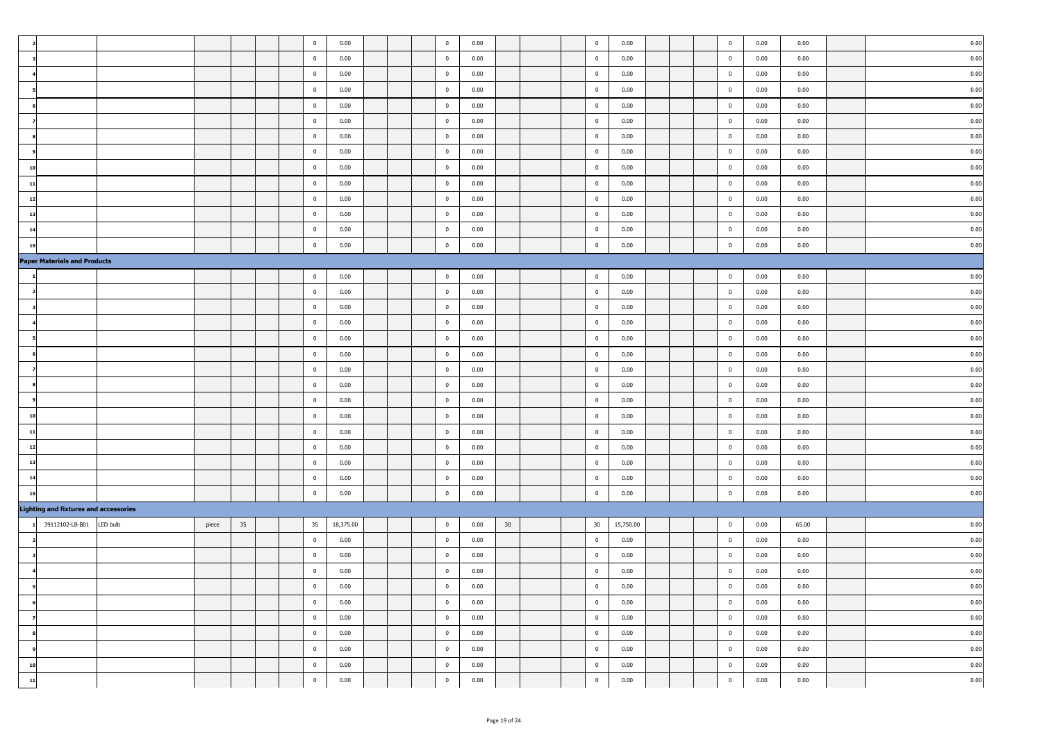| | | | | | | | | | | | | | | | | | | | | | | | | | | |
|---|---|---|---|---|---|---|---|---|---|---|---|---|---|---|---|---|---|---|---|---|---|---|---|---|---|---|
| 2 | | | | | | | 0 | 0.00 | | | | 0 | 0.00 | | | | 0 | 0.00 | | | | 0 | 0.00 | 0.00 | | 0.00 |
| 3 | | | | | | | 0 | 0.00 | | | | 0 | 0.00 | | | | 0 | 0.00 | | | | 0 | 0.00 | 0.00 | | 0.00 |
| 4 | | | | | | | 0 | 0.00 | | | | 0 | 0.00 | | | | 0 | 0.00 | | | | 0 | 0.00 | 0.00 | | 0.00 |
| 5 | | | | | | | 0 | 0.00 | | | | 0 | 0.00 | | | | 0 | 0.00 | | | | 0 | 0.00 | 0.00 | | 0.00 |
| 6 | | | | | | | 0 | 0.00 | | | | 0 | 0.00 | | | | 0 | 0.00 | | | | 0 | 0.00 | 0.00 | | 0.00 |
| 7 | | | | | | | 0 | 0.00 | | | | 0 | 0.00 | | | | 0 | 0.00 | | | | 0 | 0.00 | 0.00 | | 0.00 |
| 8 | | | | | | | 0 | 0.00 | | | | 0 | 0.00 | | | | 0 | 0.00 | | | | 0 | 0.00 | 0.00 | | 0.00 |
| 9 | | | | | | | 0 | 0.00 | | | | 0 | 0.00 | | | | 0 | 0.00 | | | | 0 | 0.00 | 0.00 | | 0.00 |
| 10 | | | | | | | 0 | 0.00 | | | | 0 | 0.00 | | | | 0 | 0.00 | | | | 0 | 0.00 | 0.00 | | 0.00 |
| 11 | | | | | | | 0 | 0.00 | | | | 0 | 0.00 | | | | 0 | 0.00 | | | | 0 | 0.00 | 0.00 | | 0.00 |
| 12 | | | | | | | 0 | 0.00 | | | | 0 | 0.00 | | | | 0 | 0.00 | | | | 0 | 0.00 | 0.00 | | 0.00 |
| 13 | | | | | | | 0 | 0.00 | | | | 0 | 0.00 | | | | 0 | 0.00 | | | | 0 | 0.00 | 0.00 | | 0.00 |
| 14 | | | | | | | 0 | 0.00 | | | | 0 | 0.00 | | | | 0 | 0.00 | | | | 0 | 0.00 | 0.00 | | 0.00 |
| 15 | | | | | | | 0 | 0.00 | | | | 0 | 0.00 | | | | 0 | 0.00 | | | | 0 | 0.00 | 0.00 | | 0.00 |
| **Paper Materials and Products** | | | | | | | | | | | | | | | | | | | | | | | | | | |
| 1 | | | | | | | 0 | 0.00 | | | | 0 | 0.00 | | | | 0 | 0.00 | | | | 0 | 0.00 | 0.00 | | 0.00 |
| 2 | | | | | | | 0 | 0.00 | | | | 0 | 0.00 | | | | 0 | 0.00 | | | | 0 | 0.00 | 0.00 | | 0.00 |
| 3 | | | | | | | 0 | 0.00 | | | | 0 | 0.00 | | | | 0 | 0.00 | | | | 0 | 0.00 | 0.00 | | 0.00 |
| 4 | | | | | | | 0 | 0.00 | | | | 0 | 0.00 | | | | 0 | 0.00 | | | | 0 | 0.00 | 0.00 | | 0.00 |
| 5 | | | | | | | 0 | 0.00 | | | | 0 | 0.00 | | | | 0 | 0.00 | | | | 0 | 0.00 | 0.00 | | 0.00 |
| 6 | | | | | | | 0 | 0.00 | | | | 0 | 0.00 | | | | 0 | 0.00 | | | | 0 | 0.00 | 0.00 | | 0.00 |
| 7 | | | | | | | 0 | 0.00 | | | | 0 | 0.00 | | | | 0 | 0.00 | | | | 0 | 0.00 | 0.00 | | 0.00 |
| 8 | | | | | | | 0 | 0.00 | | | | 0 | 0.00 | | | | 0 | 0.00 | | | | 0 | 0.00 | 0.00 | | 0.00 |
| 9 | | | | | | | 0 | 0.00 | | | | 0 | 0.00 | | | | 0 | 0.00 | | | | 0 | 0.00 | 0.00 | | 0.00 |
| 10 | | | | | | | 0 | 0.00 | | | | 0 | 0.00 | | | | 0 | 0.00 | | | | 0 | 0.00 | 0.00 | | 0.00 |
| 11 | | | | | | | 0 | 0.00 | | | | 0 | 0.00 | | | | 0 | 0.00 | | | | 0 | 0.00 | 0.00 | | 0.00 |
| 12 | | | | | | | 0 | 0.00 | | | | 0 | 0.00 | | | | 0 | 0.00 | | | | 0 | 0.00 | 0.00 | | 0.00 |
| 13 | | | | | | | 0 | 0.00 | | | | 0 | 0.00 | | | | 0 | 0.00 | | | | 0 | 0.00 | 0.00 | | 0.00 |
| 14 | | | | | | | 0 | 0.00 | | | | 0 | 0.00 | | | | 0 | 0.00 | | | | 0 | 0.00 | 0.00 | | 0.00 |
| 15 | | | | | | | 0 | 0.00 | | | | 0 | 0.00 | | | | 0 | 0.00 | | | | 0 | 0.00 | 0.00 | | 0.00 |
| **Lighting and fixtures and accessories** | | | | | | | | | | | | | | | | | | | | | | | | | | |
| 1 | 39112102-LB-B01 | LED bulb | piece | 35 | | | 35 | 18,375.00 | | | | 0 | 0.00 | 30 | | | 30 | 15,750.00 | | | | 0 | 0.00 | 65.00 | | 0.00 |
| 2 | | | | | | | 0 | 0.00 | | | | 0 | 0.00 | | | | 0 | 0.00 | | | | 0 | 0.00 | 0.00 | | 0.00 |
| 3 | | | | | | | 0 | 0.00 | | | | 0 | 0.00 | | | | 0 | 0.00 | | | | 0 | 0.00 | 0.00 | | 0.00 |
| 4 | | | | | | | 0 | 0.00 | | | | 0 | 0.00 | | | | 0 | 0.00 | | | | 0 | 0.00 | 0.00 | | 0.00 |
| 5 | | | | | | | 0 | 0.00 | | | | 0 | 0.00 | | | | 0 | 0.00 | | | | 0 | 0.00 | 0.00 | | 0.00 |
| 6 | | | | | | | 0 | 0.00 | | | | 0 | 0.00 | | | | 0 | 0.00 | | | | 0 | 0.00 | 0.00 | | 0.00 |
| 7 | | | | | | | 0 | 0.00 | | | | 0 | 0.00 | | | | 0 | 0.00 | | | | 0 | 0.00 | 0.00 | | 0.00 |
| 8 | | | | | | | 0 | 0.00 | | | | 0 | 0.00 | | | | 0 | 0.00 | | | | 0 | 0.00 | 0.00 | | 0.00 |
| 9 | | | | | | | 0 | 0.00 | | | | 0 | 0.00 | | | | 0 | 0.00 | | | | 0 | 0.00 | 0.00 | | 0.00 |
| 10 | | | | | | | 0 | 0.00 | | | | 0 | 0.00 | | | | 0 | 0.00 | | | | 0 | 0.00 | 0.00 | | 0.00 |
| 11 | | | | | | | 0 | 0.00 | | | | 0 | 0.00 | | | | 0 | 0.00 | | | | 0 | 0.00 | 0.00 | | 0.00 |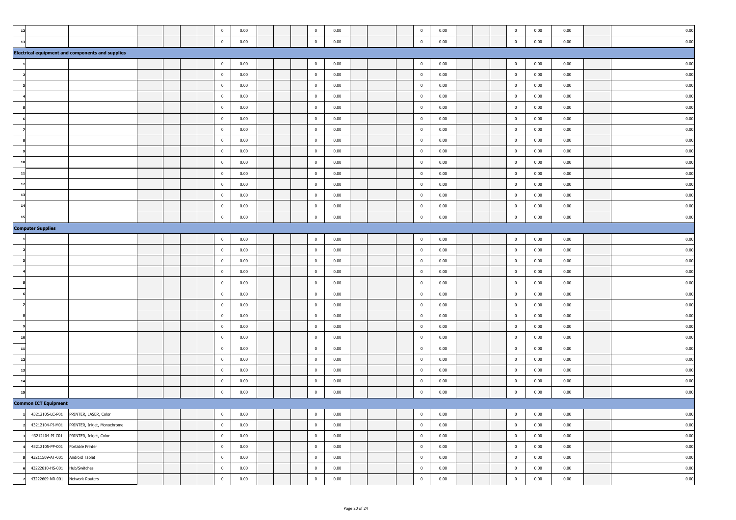| | | | | | | | | | | | | | | | | | | | | | | | | | | |
|---|---|---|---|---|---|---|---|---|---|---|---|---|---|---|---|---|---|---|---|---|---|---|---|---|---|---|
| 12 | | | | | | | 0 | 0.00 | | | | 0 | 0.00 | | | | 0 | 0.00 | | | | 0 | 0.00 | 0.00 | | 0.00 |
| 13 | | | | | | | 0 | 0.00 | | | | 0 | 0.00 | | | | 0 | 0.00 | | | | 0 | 0.00 | 0.00 | | 0.00 |
| **Electrical equipment and components and supplies** | | | | | | | | | | | | | | | | | | | | | | | | | | |
| 1 | | | | | | | 0 | 0.00 | | | | 0 | 0.00 | | | | 0 | 0.00 | | | | 0 | 0.00 | 0.00 | | 0.00 |
| 2 | | | | | | | 0 | 0.00 | | | | 0 | 0.00 | | | | 0 | 0.00 | | | | 0 | 0.00 | 0.00 | | 0.00 |
| 3 | | | | | | | 0 | 0.00 | | | | 0 | 0.00 | | | | 0 | 0.00 | | | | 0 | 0.00 | 0.00 | | 0.00 |
| 4 | | | | | | | 0 | 0.00 | | | | 0 | 0.00 | | | | 0 | 0.00 | | | | 0 | 0.00 | 0.00 | | 0.00 |
| 5 | | | | | | | 0 | 0.00 | | | | 0 | 0.00 | | | | 0 | 0.00 | | | | 0 | 0.00 | 0.00 | | 0.00 |
| 6 | | | | | | | 0 | 0.00 | | | | 0 | 0.00 | | | | 0 | 0.00 | | | | 0 | 0.00 | 0.00 | | 0.00 |
| 7 | | | | | | | 0 | 0.00 | | | | 0 | 0.00 | | | | 0 | 0.00 | | | | 0 | 0.00 | 0.00 | | 0.00 |
| 8 | | | | | | | 0 | 0.00 | | | | 0 | 0.00 | | | | 0 | 0.00 | | | | 0 | 0.00 | 0.00 | | 0.00 |
| 9 | | | | | | | 0 | 0.00 | | | | 0 | 0.00 | | | | 0 | 0.00 | | | | 0 | 0.00 | 0.00 | | 0.00 |
| 10 | | | | | | | 0 | 0.00 | | | | 0 | 0.00 | | | | 0 | 0.00 | | | | 0 | 0.00 | 0.00 | | 0.00 |
| 11 | | | | | | | 0 | 0.00 | | | | 0 | 0.00 | | | | 0 | 0.00 | | | | 0 | 0.00 | 0.00 | | 0.00 |
| 12 | | | | | | | 0 | 0.00 | | | | 0 | 0.00 | | | | 0 | 0.00 | | | | 0 | 0.00 | 0.00 | | 0.00 |
| 13 | | | | | | | 0 | 0.00 | | | | 0 | 0.00 | | | | 0 | 0.00 | | | | 0 | 0.00 | 0.00 | | 0.00 |
| 14 | | | | | | | 0 | 0.00 | | | | 0 | 0.00 | | | | 0 | 0.00 | | | | 0 | 0.00 | 0.00 | | 0.00 |
| 15 | | | | | | | 0 | 0.00 | | | | 0 | 0.00 | | | | 0 | 0.00 | | | | 0 | 0.00 | 0.00 | | 0.00 |
| **Computer Supplies** | | | | | | | | | | | | | | | | | | | | | | | | | | |
| 1 | | | | | | | 0 | 0.00 | | | | 0 | 0.00 | | | | 0 | 0.00 | | | | 0 | 0.00 | 0.00 | | 0.00 |
| 2 | | | | | | | 0 | 0.00 | | | | 0 | 0.00 | | | | 0 | 0.00 | | | | 0 | 0.00 | 0.00 | | 0.00 |
| 3 | | | | | | | 0 | 0.00 | | | | 0 | 0.00 | | | | 0 | 0.00 | | | | 0 | 0.00 | 0.00 | | 0.00 |
| 4 | | | | | | | 0 | 0.00 | | | | 0 | 0.00 | | | | 0 | 0.00 | | | | 0 | 0.00 | 0.00 | | 0.00 |
| 5 | | | | | | | 0 | 0.00 | | | | 0 | 0.00 | | | | 0 | 0.00 | | | | 0 | 0.00 | 0.00 | | 0.00 |
| 6 | | | | | | | 0 | 0.00 | | | | 0 | 0.00 | | | | 0 | 0.00 | | | | 0 | 0.00 | 0.00 | | 0.00 |
| 7 | | | | | | | 0 | 0.00 | | | | 0 | 0.00 | | | | 0 | 0.00 | | | | 0 | 0.00 | 0.00 | | 0.00 |
| 8 | | | | | | | 0 | 0.00 | | | | 0 | 0.00 | | | | 0 | 0.00 | | | | 0 | 0.00 | 0.00 | | 0.00 |
| 9 | | | | | | | 0 | 0.00 | | | | 0 | 0.00 | | | | 0 | 0.00 | | | | 0 | 0.00 | 0.00 | | 0.00 |
| 10 | | | | | | | 0 | 0.00 | | | | 0 | 0.00 | | | | 0 | 0.00 | | | | 0 | 0.00 | 0.00 | | 0.00 |
| 11 | | | | | | | 0 | 0.00 | | | | 0 | 0.00 | | | | 0 | 0.00 | | | | 0 | 0.00 | 0.00 | | 0.00 |
| 12 | | | | | | | 0 | 0.00 | | | | 0 | 0.00 | | | | 0 | 0.00 | | | | 0 | 0.00 | 0.00 | | 0.00 |
| 13 | | | | | | | 0 | 0.00 | | | | 0 | 0.00 | | | | 0 | 0.00 | | | | 0 | 0.00 | 0.00 | | 0.00 |
| 14 | | | | | | | 0 | 0.00 | | | | 0 | 0.00 | | | | 0 | 0.00 | | | | 0 | 0.00 | 0.00 | | 0.00 |
| 15 | | | | | | | 0 | 0.00 | | | | 0 | 0.00 | | | | 0 | 0.00 | | | | 0 | 0.00 | 0.00 | | 0.00 |
| **Common ICT Equipment** | | | | | | | | | | | | | | | | | | | | | | | | | | |
| 1 | 43212105-LC-P01 | PRINTER, LASER, Color | | | | | 0 | 0.00 | | | | 0 | 0.00 | | | | 0 | 0.00 | | | | 0 | 0.00 | 0.00 | | 0.00 |
| 2 | 43212104-PI-M01 | PRINTER, Inkjet, Monochrome | | | | | 0 | 0.00 | | | | 0 | 0.00 | | | | 0 | 0.00 | | | | 0 | 0.00 | 0.00 | | 0.00 |
| 3 | 43212104-PI-C01 | PRINTER, Inkjet, Color | | | | | 0 | 0.00 | | | | 0 | 0.00 | | | | 0 | 0.00 | | | | 0 | 0.00 | 0.00 | | 0.00 |
| 4 | 43212105-PP-001 | Portable Printer | | | | | 0 | 0.00 | | | | 0 | 0.00 | | | | 0 | 0.00 | | | | 0 | 0.00 | 0.00 | | 0.00 |
| 5 | 43211509-AT-001 | Android Tablet | | | | | 0 | 0.00 | | | | 0 | 0.00 | | | | 0 | 0.00 | | | | 0 | 0.00 | 0.00 | | 0.00 |
| 6 | 43222610-HS-001 | Hub/Switches | | | | | 0 | 0.00 | | | | 0 | 0.00 | | | | 0 | 0.00 | | | | 0 | 0.00 | 0.00 | | 0.00 |
| 7 | 43222609-NR-001 | Network Routers | | | | | 0 | 0.00 | | | | 0 | 0.00 | | | | 0 | 0.00 | | | | 0 | 0.00 | 0.00 | | 0.00 |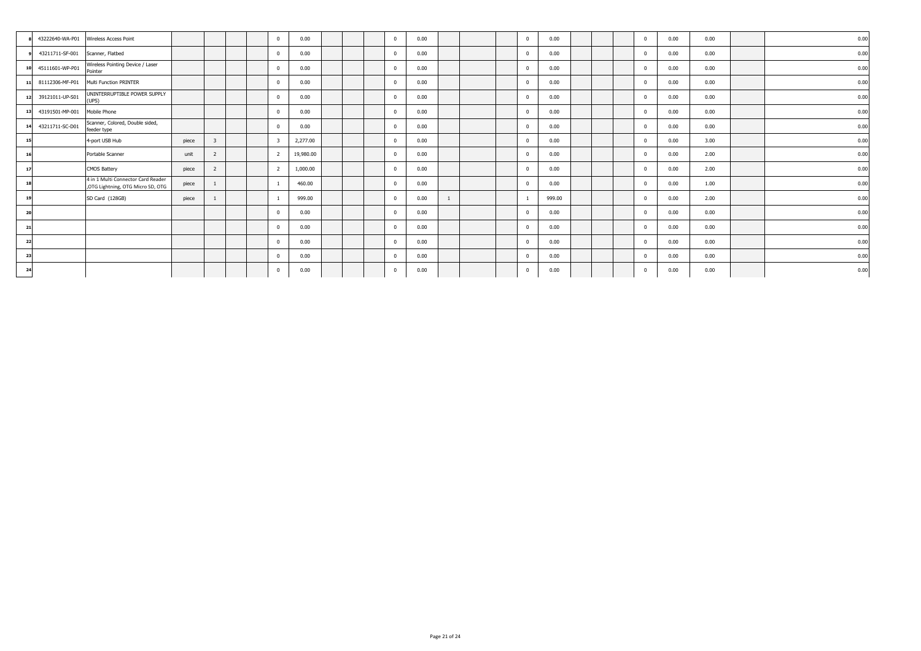| | | | | | | | | | | | | | | | | | | | | | | | | | | |
|---|---|---|---|---|---|---|---|---|---|---|---|---|---|---|---|---|---|---|---|---|---|---|---|---|---|---|
| 8 | 43222640-WA-P01 | Wireless Access Point | | | | | 0 | 0.00 | | | | 0 | 0.00 | | | | 0 | 0.00 | | | | 0 | 0.00 | 0.00 | | 0.00 |
| 9 | 43211711-SF-001 | Scanner, Flatbed | | | | | 0 | 0.00 | | | | 0 | 0.00 | | | | 0 | 0.00 | | | | 0 | 0.00 | 0.00 | | 0.00 |
| 10 | 45111601-WP-P01 | Wireless Pointing Device / Laser Pointer | | | | | 0 | 0.00 | | | | 0 | 0.00 | | | | 0 | 0.00 | | | | 0 | 0.00 | 0.00 | | 0.00 |
| 11 | 81112306-MF-P01 | Multi Function PRINTER | | | | | 0 | 0.00 | | | | 0 | 0.00 | | | | 0 | 0.00 | | | | 0 | 0.00 | 0.00 | | 0.00 |
| 12 | 39121011-UP-S01 | UNINTERRUPTIBLE POWER SUPPLY (UPS) | | | | | 0 | 0.00 | | | | 0 | 0.00 | | | | 0 | 0.00 | | | | 0 | 0.00 | 0.00 | | 0.00 |
| 13 | 43191501-MP-001 | Mobile Phone | | | | | 0 | 0.00 | | | | 0 | 0.00 | | | | 0 | 0.00 | | | | 0 | 0.00 | 0.00 | | 0.00 |
| 14 | 43211711-SC-D01 | Scanner, Colored, Double sided, feeder type | | | | | 0 | 0.00 | | | | 0 | 0.00 | | | | 0 | 0.00 | | | | 0 | 0.00 | 0.00 | | 0.00 |
| 15 | | 4-port USB Hub | piece | 3 | | | 3 | 2,277.00 | | | | 0 | 0.00 | | | | 0 | 0.00 | | | | 0 | 0.00 | 3.00 | | 0.00 |
| 16 | | Portable Scanner | unit | 2 | | | 2 | 19,980.00 | | | | 0 | 0.00 | | | | 0 | 0.00 | | | | 0 | 0.00 | 2.00 | | 0.00 |
| 17 | | CMOS Battery | piece | 2 | | | 2 | 1,000.00 | | | | 0 | 0.00 | | | | 0 | 0.00 | | | | 0 | 0.00 | 2.00 | | 0.00 |
| 18 | | 4 in 1 Multi Connector Card Reader ,OTG Lightning, OTG Micro 5D, OTG | piece | 1 | | | 1 | 460.00 | | | | 0 | 0.00 | | | | 0 | 0.00 | | | | 0 | 0.00 | 1.00 | | 0.00 |
| 19 | | SD Card (128GB) | piece | 1 | | | 1 | 999.00 | | | | 0 | 0.00 | 1 | | | 1 | 999.00 | | | | 0 | 0.00 | 2.00 | | 0.00 |
| 20 | | | | | | | 0 | 0.00 | | | | 0 | 0.00 | | | | 0 | 0.00 | | | | 0 | 0.00 | 0.00 | | 0.00 |
| 21 | | | | | | | 0 | 0.00 | | | | 0 | 0.00 | | | | 0 | 0.00 | | | | 0 | 0.00 | 0.00 | | 0.00 |
| 22 | | | | | | | 0 | 0.00 | | | | 0 | 0.00 | | | | 0 | 0.00 | | | | 0 | 0.00 | 0.00 | | 0.00 |
| 23 | | | | | | | 0 | 0.00 | | | | 0 | 0.00 | | | | 0 | 0.00 | | | | 0 | 0.00 | 0.00 | | 0.00 |
| 24 | | | | | | | 0 | 0.00 | | | | 0 | 0.00 | | | | 0 | 0.00 | | | | 0 | 0.00 | 0.00 | | 0.00 |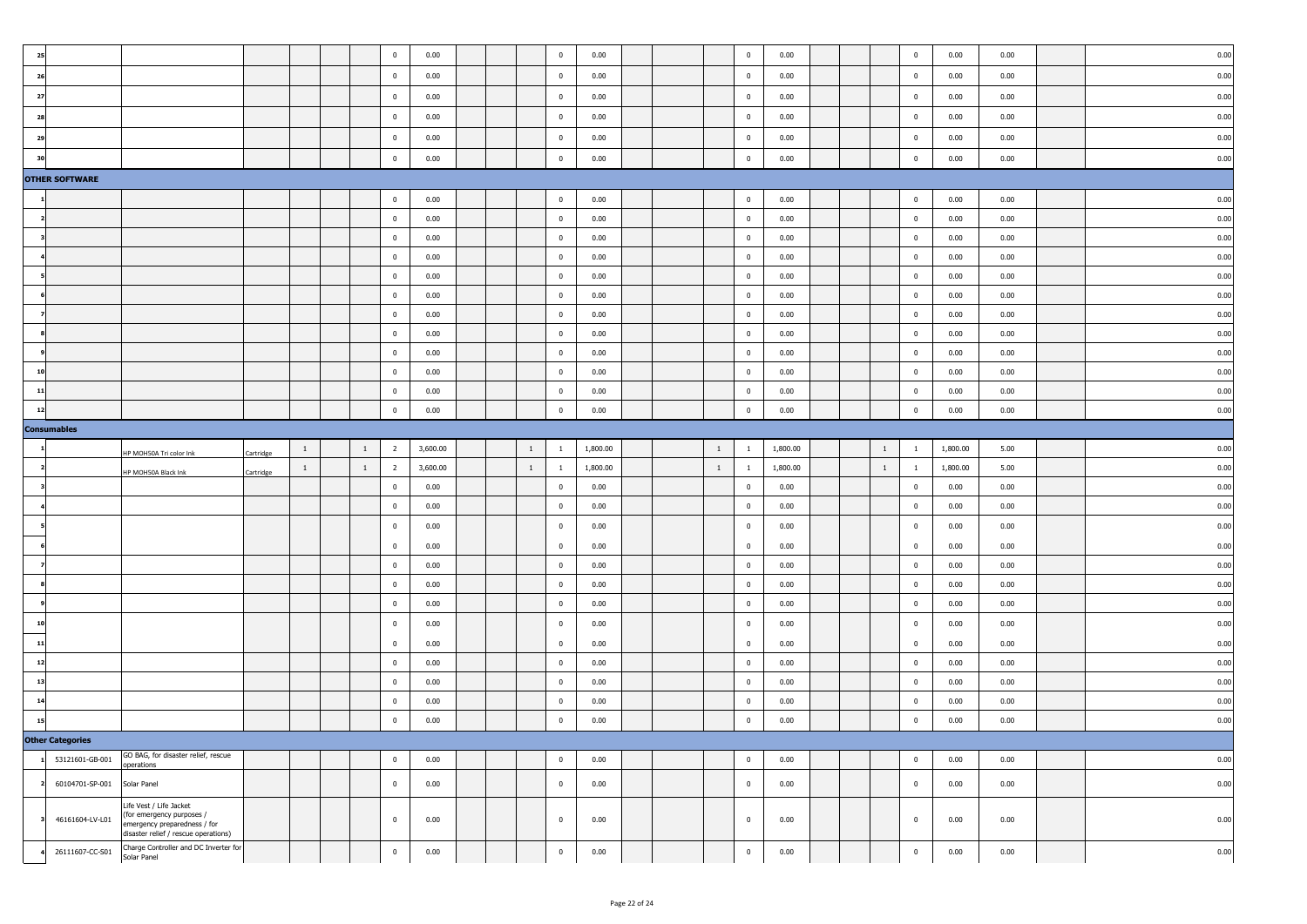| | | | | | | | | | | | | | | | | | | | | | | | | | | |
|---|---|---|---|---|---|---|---|---|---|---|---|---|---|---|---|---|---|---|---|---|---|---|---|---|---|---|
| 25 | | | | | | | 0 | 0.00 | | | | 0 | 0.00 | | | | 0 | 0.00 | | | | 0 | 0.00 | 0.00 | | 0.00 |
| 26 | | | | | | | 0 | 0.00 | | | | 0 | 0.00 | | | | 0 | 0.00 | | | | 0 | 0.00 | 0.00 | | 0.00 |
| 27 | | | | | | | 0 | 0.00 | | | | 0 | 0.00 | | | | 0 | 0.00 | | | | 0 | 0.00 | 0.00 | | 0.00 |
| 28 | | | | | | | 0 | 0.00 | | | | 0 | 0.00 | | | | 0 | 0.00 | | | | 0 | 0.00 | 0.00 | | 0.00 |
| 29 | | | | | | | 0 | 0.00 | | | | 0 | 0.00 | | | | 0 | 0.00 | | | | 0 | 0.00 | 0.00 | | 0.00 |
| 30 | | | | | | | 0 | 0.00 | | | | 0 | 0.00 | | | | 0 | 0.00 | | | | 0 | 0.00 | 0.00 | | 0.00 |
| **OTHER SOFTWARE** | | | | | | | | | | | | | | | | | | | | | | | | | | |
| 1 | | | | | | | 0 | 0.00 | | | | 0 | 0.00 | | | | 0 | 0.00 | | | | 0 | 0.00 | 0.00 | | 0.00 |
| 2 | | | | | | | 0 | 0.00 | | | | 0 | 0.00 | | | | 0 | 0.00 | | | | 0 | 0.00 | 0.00 | | 0.00 |
| 3 | | | | | | | 0 | 0.00 | | | | 0 | 0.00 | | | | 0 | 0.00 | | | | 0 | 0.00 | 0.00 | | 0.00 |
| 4 | | | | | | | 0 | 0.00 | | | | 0 | 0.00 | | | | 0 | 0.00 | | | | 0 | 0.00 | 0.00 | | 0.00 |
| 5 | | | | | | | 0 | 0.00 | | | | 0 | 0.00 | | | | 0 | 0.00 | | | | 0 | 0.00 | 0.00 | | 0.00 |
| 6 | | | | | | | 0 | 0.00 | | | | 0 | 0.00 | | | | 0 | 0.00 | | | | 0 | 0.00 | 0.00 | | 0.00 |
| 7 | | | | | | | 0 | 0.00 | | | | 0 | 0.00 | | | | 0 | 0.00 | | | | 0 | 0.00 | 0.00 | | 0.00 |
| 8 | | | | | | | 0 | 0.00 | | | | 0 | 0.00 | | | | 0 | 0.00 | | | | 0 | 0.00 | 0.00 | | 0.00 |
| 9 | | | | | | | 0 | 0.00 | | | | 0 | 0.00 | | | | 0 | 0.00 | | | | 0 | 0.00 | 0.00 | | 0.00 |
| 10 | | | | | | | 0 | 0.00 | | | | 0 | 0.00 | | | | 0 | 0.00 | | | | 0 | 0.00 | 0.00 | | 0.00 |
| 11 | | | | | | | 0 | 0.00 | | | | 0 | 0.00 | | | | 0 | 0.00 | | | | 0 | 0.00 | 0.00 | | 0.00 |
| 12 | | | | | | | 0 | 0.00 | | | | 0 | 0.00 | | | | 0 | 0.00 | | | | 0 | 0.00 | 0.00 | | 0.00 |
| **Consumables** | | | | | | | | | | | | | | | | | | | | | | | | | | |
| 1 | | HP MOH50A Tri color Ink | Cartridge | 1 | | 1 | 2 | 3,600.00 | | | 1 | 1 | 1,800.00 | | | 1 | 1 | 1,800.00 | | | 1 | 1 | 1,800.00 | 5.00 | | 0.00 |
| 2 | | HP MOH50A Black Ink | Cartridge | 1 | | 1 | 2 | 3,600.00 | | | 1 | 1 | 1,800.00 | | | 1 | 1 | 1,800.00 | | | 1 | 1 | 1,800.00 | 5.00 | | 0.00 |
| 3 | | | | | | | 0 | 0.00 | | | | 0 | 0.00 | | | | 0 | 0.00 | | | | 0 | 0.00 | 0.00 | | 0.00 |
| 4 | | | | | | | 0 | 0.00 | | | | 0 | 0.00 | | | | 0 | 0.00 | | | | 0 | 0.00 | 0.00 | | 0.00 |
| 5 | | | | | | | 0 | 0.00 | | | | 0 | 0.00 | | | | 0 | 0.00 | | | | 0 | 0.00 | 0.00 | | 0.00 |
| 6 | | | | | | | 0 | 0.00 | | | | 0 | 0.00 | | | | 0 | 0.00 | | | | 0 | 0.00 | 0.00 | | 0.00 |
| 7 | | | | | | | 0 | 0.00 | | | | 0 | 0.00 | | | | 0 | 0.00 | | | | 0 | 0.00 | 0.00 | | 0.00 |
| 8 | | | | | | | 0 | 0.00 | | | | 0 | 0.00 | | | | 0 | 0.00 | | | | 0 | 0.00 | 0.00 | | 0.00 |
| 9 | | | | | | | 0 | 0.00 | | | | 0 | 0.00 | | | | 0 | 0.00 | | | | 0 | 0.00 | 0.00 | | 0.00 |
| 10 | | | | | | | 0 | 0.00 | | | | 0 | 0.00 | | | | 0 | 0.00 | | | | 0 | 0.00 | 0.00 | | 0.00 |
| 11 | | | | | | | 0 | 0.00 | | | | 0 | 0.00 | | | | 0 | 0.00 | | | | 0 | 0.00 | 0.00 | | 0.00 |
| 12 | | | | | | | 0 | 0.00 | | | | 0 | 0.00 | | | | 0 | 0.00 | | | | 0 | 0.00 | 0.00 | | 0.00 |
| 13 | | | | | | | 0 | 0.00 | | | | 0 | 0.00 | | | | 0 | 0.00 | | | | 0 | 0.00 | 0.00 | | 0.00 |
| 14 | | | | | | | 0 | 0.00 | | | | 0 | 0.00 | | | | 0 | 0.00 | | | | 0 | 0.00 | 0.00 | | 0.00 |
| 15 | | | | | | | 0 | 0.00 | | | | 0 | 0.00 | | | | 0 | 0.00 | | | | 0 | 0.00 | 0.00 | | 0.00 |
| **Other Categories** | | | | | | | | | | | | | | | | | | | | | | | | | | |
| 1 | 53121601-GB-001 | GO BAG, for disaster relief, rescue operations | | | | | 0 | 0.00 | | | | 0 | 0.00 | | | | 0 | 0.00 | | | | 0 | 0.00 | 0.00 | | 0.00 |
| 2 | 60104701-SP-001 | Solar Panel | | | | | 0 | 0.00 | | | | 0 | 0.00 | | | | 0 | 0.00 | | | | 0 | 0.00 | 0.00 | | 0.00 |
| 3 | 46161604-LV-L01 | Life Vest / Life Jacket (for emergency purposes / emergency preparedness / for disaster relief / rescue operations) | | | | | 0 | 0.00 | | | | 0 | 0.00 | | | | 0 | 0.00 | | | | 0 | 0.00 | 0.00 | | 0.00 |
| 4 | 26111607-CC-S01 | Charge Controller and DC Inverter for Solar Panel | | | | | 0 | 0.00 | | | | 0 | 0.00 | | | | 0 | 0.00 | | | | 0 | 0.00 | 0.00 | | 0.00 |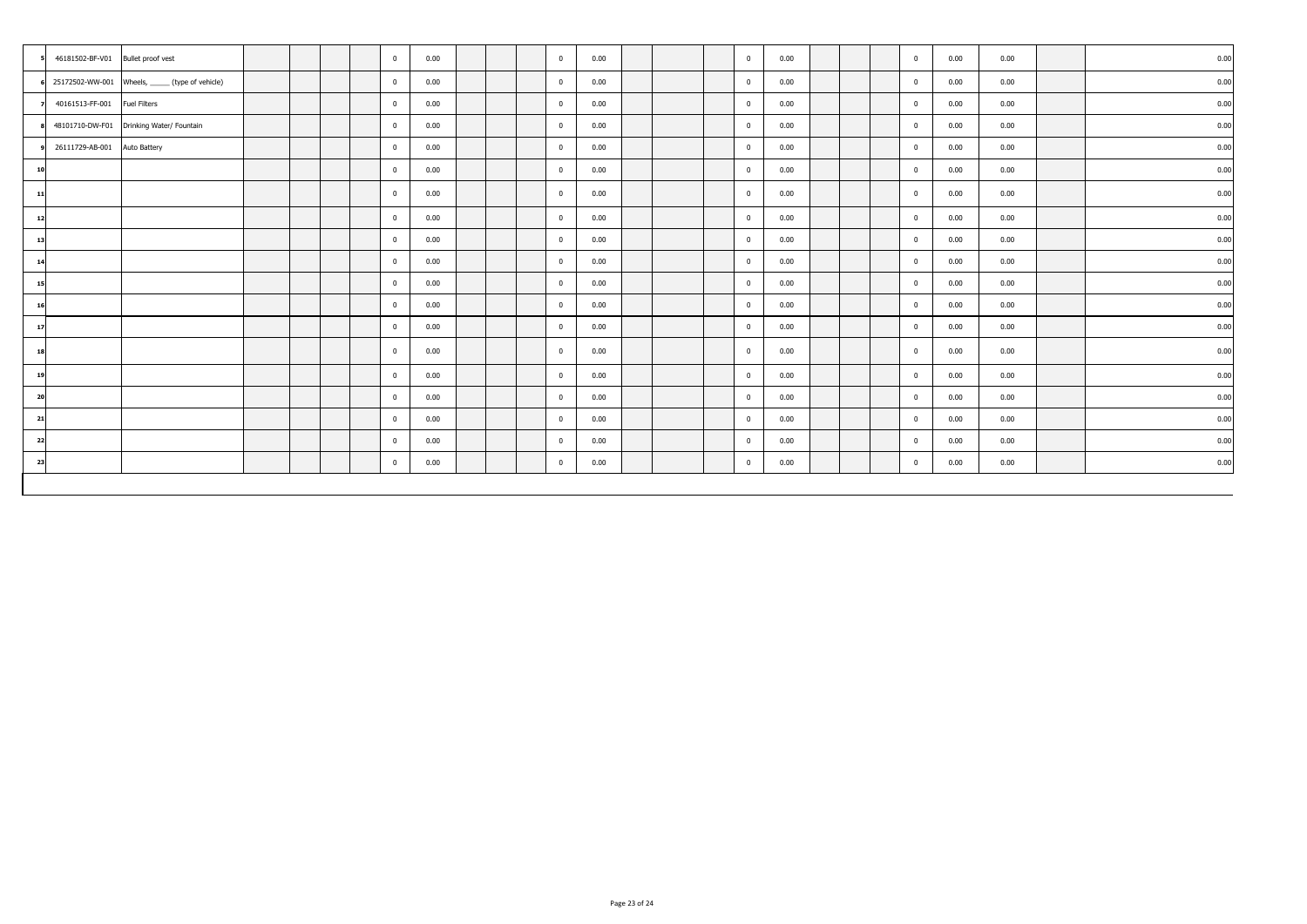| | | | | | | | | | | | | | | | | | | | | | | | | | | |
|---|---|---|---|---|---|---|---|---|---|---|---|---|---|---|---|---|---|---|---|---|---|---|---|---|---|---|
| 5 | 46181502-BF-V01 | Bullet proof vest | | | | | 0 | 0.00 | | | | 0 | 0.00 | | | | 0 | 0.00 | | | | 0 | 0.00 | 0.00 | | 0.00 |
| 6 | 25172502-WW-001 | Wheels, ______ (type of vehicle) | | | | | 0 | 0.00 | | | | 0 | 0.00 | | | | 0 | 0.00 | | | | 0 | 0.00 | 0.00 | | 0.00 |
| 7 | 40161513-FF-001 | Fuel Filters | | | | | 0 | 0.00 | | | | 0 | 0.00 | | | | 0 | 0.00 | | | | 0 | 0.00 | 0.00 | | 0.00 |
| 8 | 48101710-DW-F01 | Drinking Water/ Fountain | | | | | 0 | 0.00 | | | | 0 | 0.00 | | | | 0 | 0.00 | | | | 0 | 0.00 | 0.00 | | 0.00 |
| 9 | 26111729-AB-001 | Auto Battery | | | | | 0 | 0.00 | | | | 0 | 0.00 | | | | 0 | 0.00 | | | | 0 | 0.00 | 0.00 | | 0.00 |
| 10 | | | | | | | 0 | 0.00 | | | | 0 | 0.00 | | | | 0 | 0.00 | | | | 0 | 0.00 | 0.00 | | 0.00 |
| 11 | | | | | | | 0 | 0.00 | | | | 0 | 0.00 | | | | 0 | 0.00 | | | | 0 | 0.00 | 0.00 | | 0.00 |
| 12 | | | | | | | 0 | 0.00 | | | | 0 | 0.00 | | | | 0 | 0.00 | | | | 0 | 0.00 | 0.00 | | 0.00 |
| 13 | | | | | | | 0 | 0.00 | | | | 0 | 0.00 | | | | 0 | 0.00 | | | | 0 | 0.00 | 0.00 | | 0.00 |
| 14 | | | | | | | 0 | 0.00 | | | | 0 | 0.00 | | | | 0 | 0.00 | | | | 0 | 0.00 | 0.00 | | 0.00 |
| 15 | | | | | | | 0 | 0.00 | | | | 0 | 0.00 | | | | 0 | 0.00 | | | | 0 | 0.00 | 0.00 | | 0.00 |
| 16 | | | | | | | 0 | 0.00 | | | | 0 | 0.00 | | | | 0 | 0.00 | | | | 0 | 0.00 | 0.00 | | 0.00 |
| 17 | | | | | | | 0 | 0.00 | | | | 0 | 0.00 | | | | 0 | 0.00 | | | | 0 | 0.00 | 0.00 | | 0.00 |
| 18 | | | | | | | 0 | 0.00 | | | | 0 | 0.00 | | | | 0 | 0.00 | | | | 0 | 0.00 | 0.00 | | 0.00 |
| 19 | | | | | | | 0 | 0.00 | | | | 0 | 0.00 | | | | 0 | 0.00 | | | | 0 | 0.00 | 0.00 | | 0.00 |
| 20 | | | | | | | 0 | 0.00 | | | | 0 | 0.00 | | | | 0 | 0.00 | | | | 0 | 0.00 | 0.00 | | 0.00 |
| 21 | | | | | | | 0 | 0.00 | | | | 0 | 0.00 | | | | 0 | 0.00 | | | | 0 | 0.00 | 0.00 | | 0.00 |
| 22 | | | | | | | 0 | 0.00 | | | | 0 | 0.00 | | | | 0 | 0.00 | | | | 0 | 0.00 | 0.00 | | 0.00 |
| 23 | | | | | | | 0 | 0.00 | | | | 0 | 0.00 | | | | 0 | 0.00 | | | | 0 | 0.00 | 0.00 | | 0.00 |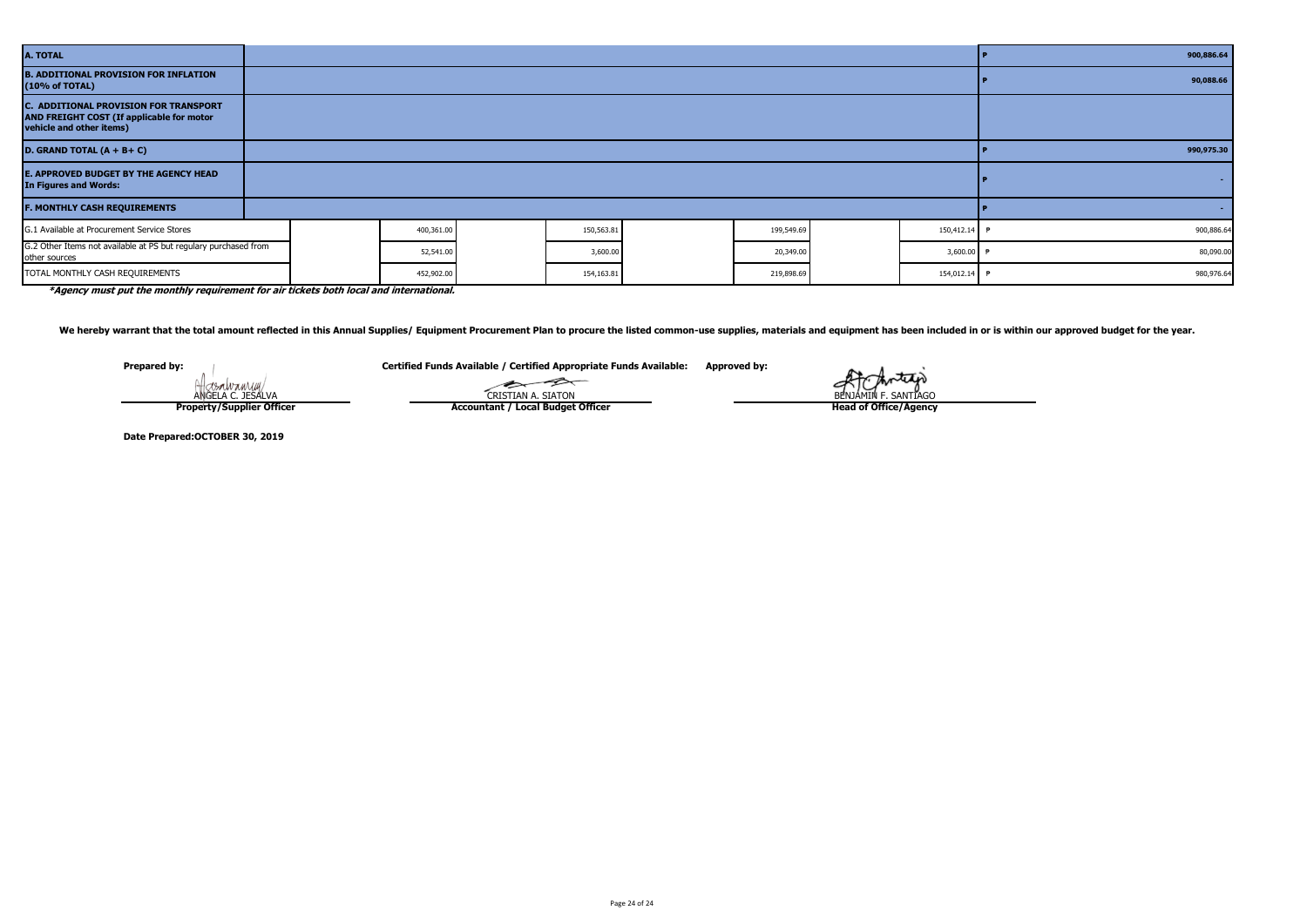| | | | | | | | | | | |
|---|---|---|---|---|---|---|---|---|---|---|
| **A. TOTAL** | | | | | | | | | P | 900,886.64 |
| **B. ADDITIONAL PROVISION FOR INFLATION (10% of TOTAL)** | | | | | | | | | P | 90,088.66 |
| **C. ADDITIONAL PROVISION FOR TRANSPORT AND FREIGHT COST (If applicable for motor vehicle and other items)** | | | | | | | | | | |
| **D. GRAND TOTAL (A + B+ C)** | | | | | | | | | P | 990,975.30 |
| **E. APPROVED BUDGET BY THE AGENCY HEAD In Figures and Words:** | | | | | | | | | P | - |
| **F. MONTHLY CASH REQUIREMENTS** | | | | | | | | | P | - |
| G.1 Available at Procurement Service Stores | | 400,361.00 | | 150,563.81 | | 199,549.69 | | 150,412.14 | P | 900,886.64 |
| G.2 Other Items not available at PS but regulary purchased from other sources | | 52,541.00 | | 3,600.00 | | 20,349.00 | | 3,600.00 | P | 80,090.00 |
| TOTAL MONTHLY CASH REQUIREMENTS | | 452,902.00 | | 154,163.81 | | 219,898.69 | | 154,012.14 | P | 980,976.64 |

***Agency must put the monthly requirement for air tickets both local and international.**

**We hereby warrant that the total amount reflected in this Annual Supplies/ Equipment Procurement Plan to procure the listed common-use supplies, materials and equipment has been included in or is within our approved budget for the year.**

| Prepared by: | Certified Funds Available / Certified Appropriate Funds Available: | Approved by: |
|---|---|---|
| ANGELA C. JESALVA | CRISTIAN A. SIATON | BENJAMIN F. SANTIAGO |
| **Property/Supplier Officer** | **Accountant / Local Budget Officer** | **Head of Office/Agency** |

**Date Prepared:OCTOBER 30, 2019**